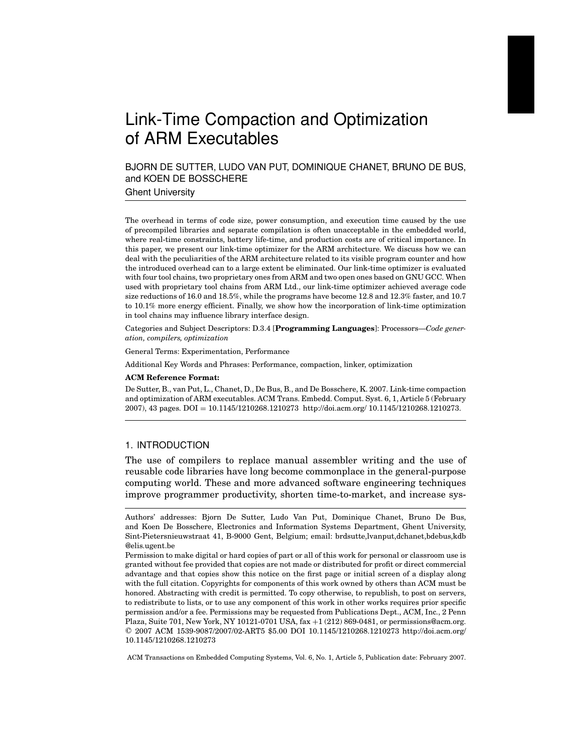# Link-Time Compaction and Optimization of ARM Executables

BJORN DE SUTTER, LUDO VAN PUT, DOMINIQUE CHANET, BRUNO DE BUS, and KOEN DE BOSSCHERE

Ghent University

The overhead in terms of code size, power consumption, and execution time caused by the use of precompiled libraries and separate compilation is often unacceptable in the embedded world, where real-time constraints, battery life-time, and production costs are of critical importance. In this paper, we present our link-time optimizer for the ARM architecture. We discuss how we can deal with the peculiarities of the ARM architecture related to its visible program counter and how the introduced overhead can to a large extent be eliminated. Our link-time optimizer is evaluated with four tool chains, two proprietary ones from ARM and two open ones based on GNU GCC. When used with proprietary tool chains from ARM Ltd., our link-time optimizer achieved average code size reductions of 16.0 and 18.5%, while the programs have become 12.8 and 12.3% faster, and 10.7 to 10.1% more energy efficient. Finally, we show how the incorporation of link-time optimization in tool chains may influence library interface design.

Categories and Subject Descriptors: D.3.4 [**Programming Languages**]: Processors—*Code generation, compilers, optimization*

General Terms: Experimentation, Performance

Additional Key Words and Phrases: Performance, compaction, linker, optimization

**ACM Reference Format:**

De Sutter, B., van Put, L., Chanet, D., De Bus, B., and De Bosschere, K. 2007. Link-time compaction and optimization of ARM executables. ACM Trans. Embedd. Comput. Syst. 6, 1, Article 5 (February 2007), 43 pages. DOI = 10.1145/1210268.1210273 http://doi.acm.org/ 10.1145/1210268.1210273.

## 1. INTRODUCTION

The use of compilers to replace manual assembler writing and the use of reusable code libraries have long become commonplace in the general-purpose computing world. These and more advanced software engineering techniques improve programmer productivity, shorten time-to-market, and increase sys-

---

Authors' addresses: Bjorn De Sutter, Ludo Van Put, Dominique Chanet, Bruno De Bus, and Koen De Bosschere, Electronics and Information Systems Department, Ghent University, Sint-Pietersnieuwstraat 41, B-9000 Gent, Belgium; email: brdsutte,lvanput,dchanet,bdebus,kdb @elis.ugent.be

Permission to make digital or hard copies of part or all of this work for personal or classroom use is granted without fee provided that copies are not made or distributed for profit or direct commercial advantage and that copies show this notice on the first page or initial screen of a display along with the full citation. Copyrights for components of this work owned by others than ACM must be honored. Abstracting with credit is permitted. To copy otherwise, to republish, to post on servers, to redistribute to lists, or to use any component of this work in other works requires prior specific permission and/or a fee. Permissions may be requested from Publications Dept., ACM, Inc., 2 Penn Plaza, Suite 701, New York, NY 10121-0701 USA, fax +1 (212) 869-0481, or permissions@acm.org.
© 2007 ACM 1539-9087/2007/02-ART5 $5.00 DOI 10.1145/1210268.1210273 http://doi.acm.org/ 10.1145/1210268.1210273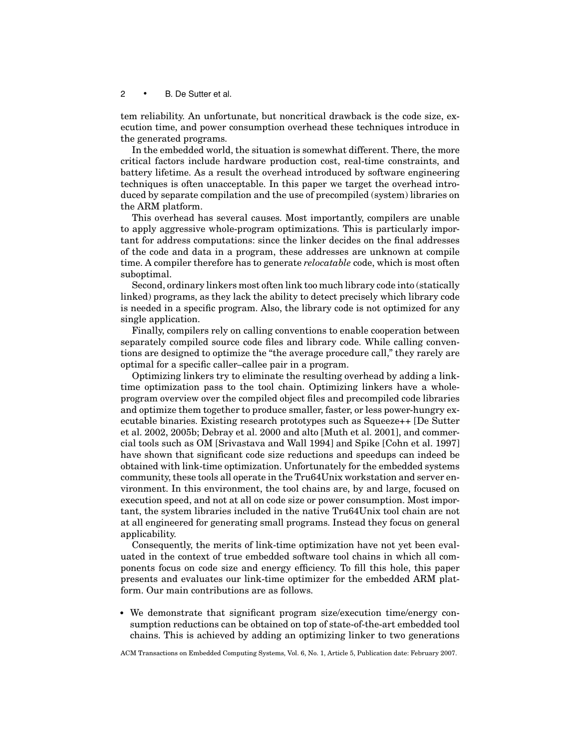tem reliability. An unfortunate, but noncritical drawback is the code size, execution time, and power consumption overhead these techniques introduce in the generated programs.

In the embedded world, the situation is somewhat different. There, the more critical factors include hardware production cost, real-time constraints, and battery lifetime. As a result the overhead introduced by software engineering techniques is often unacceptable. In this paper we target the overhead introduced by separate compilation and the use of precompiled (system) libraries on the ARM platform.

This overhead has several causes. Most importantly, compilers are unable to apply aggressive whole-program optimizations. This is particularly important for address computations: since the linker decides on the final addresses of the code and data in a program, these addresses are unknown at compile time. A compiler therefore has to generate *relocatable* code, which is most often suboptimal.

Second, ordinary linkers most often link too much library code into (statically linked) programs, as they lack the ability to detect precisely which library code is needed in a specific program. Also, the library code is not optimized for any single application.

Finally, compilers rely on calling conventions to enable cooperation between separately compiled source code files and library code. While calling conventions are designed to optimize the "the average procedure call," they rarely are optimal for a specific caller–callee pair in a program.

Optimizing linkers try to eliminate the resulting overhead by adding a link-time optimization pass to the tool chain. Optimizing linkers have a whole-program overview over the compiled object files and precompiled code libraries and optimize them together to produce smaller, faster, or less power-hungry executable binaries. Existing research prototypes such as Squeeze++ [De Sutter et al. 2002, 2005b; Debray et al. 2000 and alto [Muth et al. 2001], and commercial tools such as OM [Srivastava and Wall 1994] and Spike [Cohn et al. 1997] have shown that significant code size reductions and speedups can indeed be obtained with link-time optimization. Unfortunately for the embedded systems community, these tools all operate in the Tru64Unix workstation and server environment. In this environment, the tool chains are, by and large, focused on execution speed, and not at all on code size or power consumption. Most important, the system libraries included in the native Tru64Unix tool chain are not at all engineered for generating small programs. Instead they focus on general applicability.

Consequently, the merits of link-time optimization have not yet been evaluated in the context of true embedded software tool chains in which all components focus on code size and energy efficiency. To fill this hole, this paper presents and evaluates our link-time optimizer for the embedded ARM platform. Our main contributions are as follows.

- We demonstrate that significant program size/execution time/energy consumption reductions can be obtained on top of state-of-the-art embedded tool chains. This is achieved by adding an optimizing linker to two generations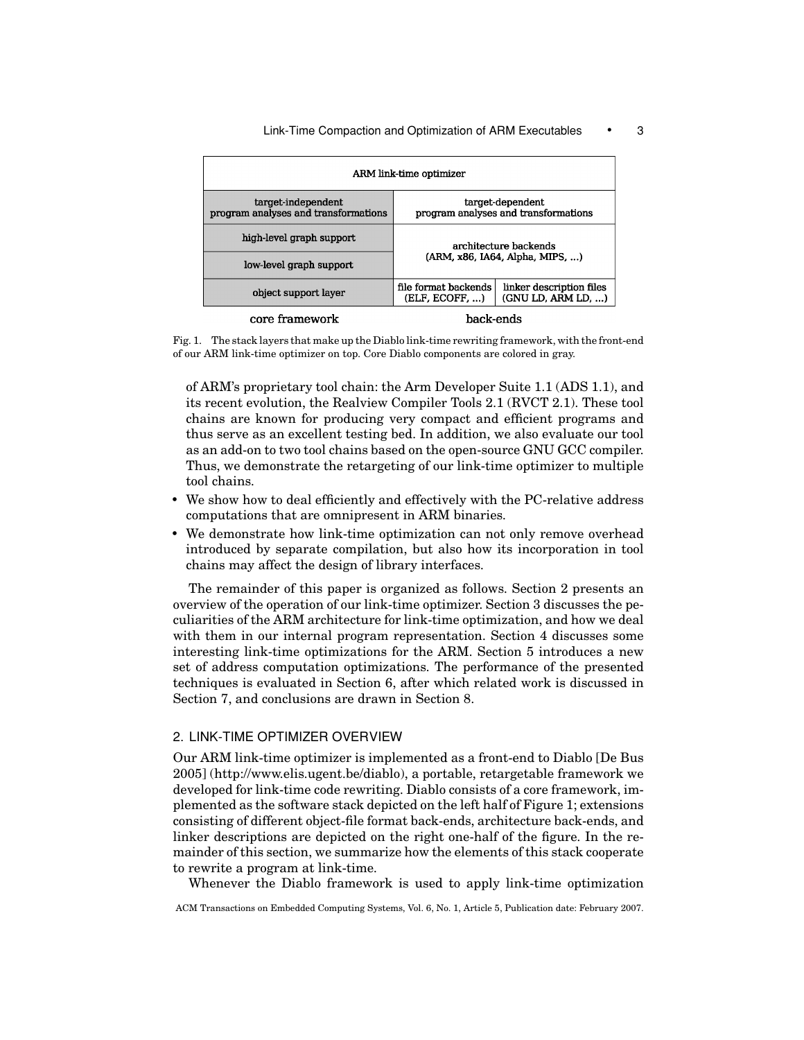| ARM link-time optimizer | | |
|---|---|---|
| target-independent program analyses and transformations | target-dependent program analyses and transformations | |
| high-level graph support | architecture backends (ARM, x86, IA64, Alpha, MIPS, ...) | |
| low-level graph support | | |
| object support layer | file format backends (ELF, ECOFF, ...) | linker description files (GNU LD, ARM LD, ...) |
| core framework | back-ends | |

Fig. 1. The stack layers that make up the Diablo link-time rewriting framework, with the front-end of our ARM link-time optimizer on top. Core Diablo components are colored in gray.

of ARM's proprietary tool chain: the Arm Developer Suite 1.1 (ADS 1.1), and its recent evolution, the Realview Compiler Tools 2.1 (RVCT 2.1). These tool chains are known for producing very compact and efficient programs and thus serve as an excellent testing bed. In addition, we also evaluate our tool as an add-on to two tool chains based on the open-source GNU GCC compiler. Thus, we demonstrate the retargeting of our link-time optimizer to multiple tool chains.

- We show how to deal efficiently and effectively with the PC-relative address computations that are omnipresent in ARM binaries.
- We demonstrate how link-time optimization can not only remove overhead introduced by separate compilation, but also how its incorporation in tool chains may affect the design of library interfaces.

The remainder of this paper is organized as follows. Section 2 presents an overview of the operation of our link-time optimizer. Section 3 discusses the peculiarities of the ARM architecture for link-time optimization, and how we deal with them in our internal program representation. Section 4 discusses some interesting link-time optimizations for the ARM. Section 5 introduces a new set of address computation optimizations. The performance of the presented techniques is evaluated in Section 6, after which related work is discussed in Section 7, and conclusions are drawn in Section 8.

## 2. LINK-TIME OPTIMIZER OVERVIEW

Our ARM link-time optimizer is implemented as a front-end to Diablo [De Bus 2005] (http://www.elis.ugent.be/diablo), a portable, retargetable framework we developed for link-time code rewriting. Diablo consists of a core framework, implemented as the software stack depicted on the left half of Figure 1; extensions consisting of different object-file format back-ends, architecture back-ends, and linker descriptions are depicted on the right one-half of the figure. In the remainder of this section, we summarize how the elements of this stack cooperate to rewrite a program at link-time.

Whenever the Diablo framework is used to apply link-time optimization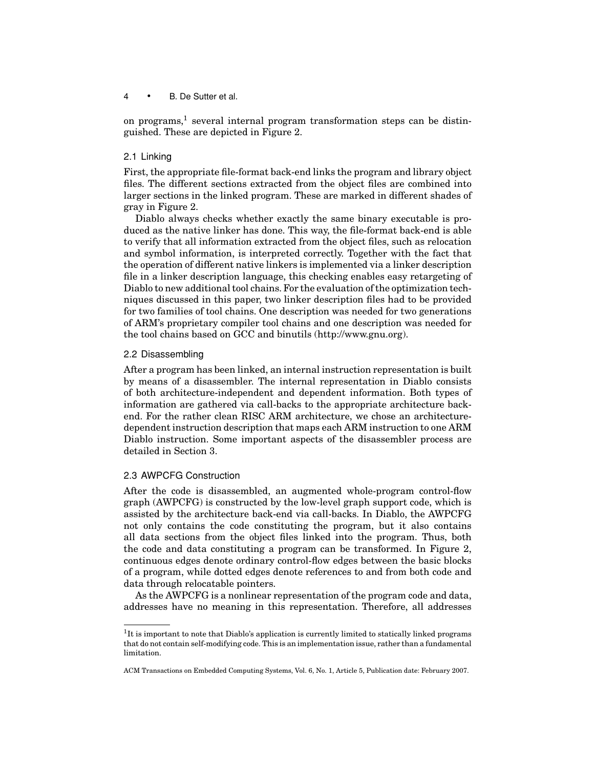on programs,[1] several internal program transformation steps can be distinguished. These are depicted in Figure 2.

### 2.1 Linking

First, the appropriate file-format back-end links the program and library object files. The different sections extracted from the object files are combined into larger sections in the linked program. These are marked in different shades of gray in Figure 2.

Diablo always checks whether exactly the same binary executable is produced as the native linker has done. This way, the file-format back-end is able to verify that all information extracted from the object files, such as relocation and symbol information, is interpreted correctly. Together with the fact that the operation of different native linkers is implemented via a linker description file in a linker description language, this checking enables easy retargeting of Diablo to new additional tool chains. For the evaluation of the optimization techniques discussed in this paper, two linker description files had to be provided for two families of tool chains. One description was needed for two generations of ARM's proprietary compiler tool chains and one description was needed for the tool chains based on GCC and binutils (http://www.gnu.org).

### 2.2 Disassembling

After a program has been linked, an internal instruction representation is built by means of a disassembler. The internal representation in Diablo consists of both architecture-independent and dependent information. Both types of information are gathered via call-backs to the appropriate architecture back-end. For the rather clean RISC ARM architecture, we chose an architecture-dependent instruction description that maps each ARM instruction to one ARM Diablo instruction. Some important aspects of the disassembler process are detailed in Section 3.

### 2.3 AWPCFG Construction

After the code is disassembled, an augmented whole-program control-flow graph (AWPCFG) is constructed by the low-level graph support code, which is assisted by the architecture back-end via call-backs. In Diablo, the AWPCFG not only contains the code constituting the program, but it also contains all data sections from the object files linked into the program. Thus, both the code and data constituting a program can be transformed. In Figure 2, continuous edges denote ordinary control-flow edges between the basic blocks of a program, while dotted edges denote references to and from both code and data through relocatable pointers.

As the AWPCFG is a nonlinear representation of the program code and data, addresses have no meaning in this representation. Therefore, all addresses

[1] It is important to note that Diablo's application is currently limited to statically linked programs that do not contain self-modifying code. This is an implementation issue, rather than a fundamental limitation.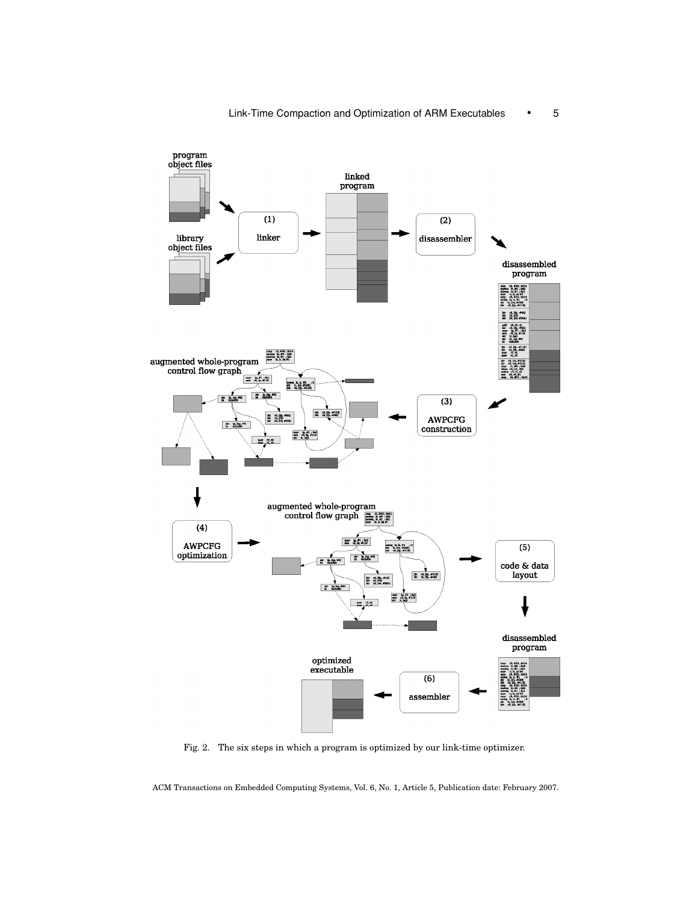Fig. 2. The six steps in which a program is optimized by our link-time optimizer.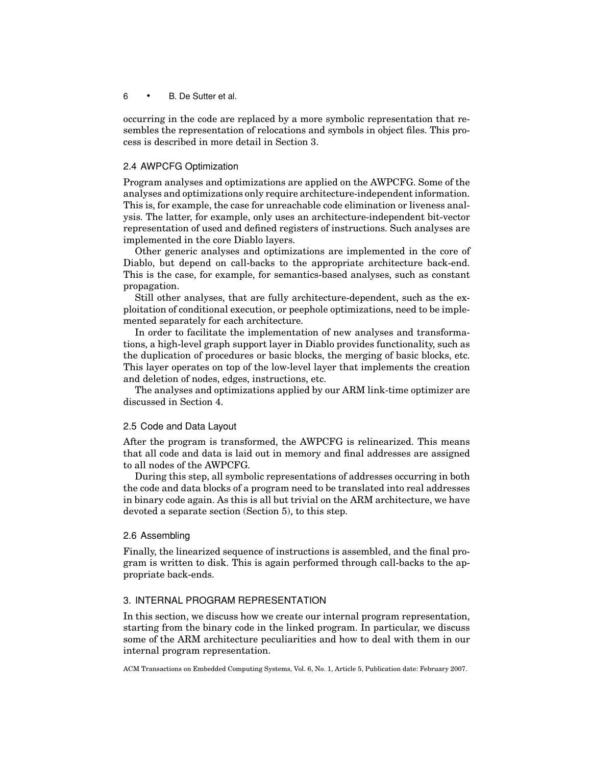occurring in the code are replaced by a more symbolic representation that resembles the representation of relocations and symbols in object files. This process is described in more detail in Section 3.

### 2.4 AWPCFG Optimization

Program analyses and optimizations are applied on the AWPCFG. Some of the analyses and optimizations only require architecture-independent information. This is, for example, the case for unreachable code elimination or liveness analysis. The latter, for example, only uses an architecture-independent bit-vector representation of used and defined registers of instructions. Such analyses are implemented in the core Diablo layers.

Other generic analyses and optimizations are implemented in the core of Diablo, but depend on call-backs to the appropriate architecture back-end. This is the case, for example, for semantics-based analyses, such as constant propagation.

Still other analyses, that are fully architecture-dependent, such as the exploitation of conditional execution, or peephole optimizations, need to be implemented separately for each architecture.

In order to facilitate the implementation of new analyses and transformations, a high-level graph support layer in Diablo provides functionality, such as the duplication of procedures or basic blocks, the merging of basic blocks, etc. This layer operates on top of the low-level layer that implements the creation and deletion of nodes, edges, instructions, etc.

The analyses and optimizations applied by our ARM link-time optimizer are discussed in Section 4.

### 2.5 Code and Data Layout

After the program is transformed, the AWPCFG is relinearized. This means that all code and data is laid out in memory and final addresses are assigned to all nodes of the AWPCFG.

During this step, all symbolic representations of addresses occurring in both the code and data blocks of a program need to be translated into real addresses in binary code again. As this is all but trivial on the ARM architecture, we have devoted a separate section (Section 5), to this step.

### 2.6 Assembling

Finally, the linearized sequence of instructions is assembled, and the final program is written to disk. This is again performed through call-backs to the appropriate back-ends.

## 3. INTERNAL PROGRAM REPRESENTATION

In this section, we discuss how we create our internal program representation, starting from the binary code in the linked program. In particular, we discuss some of the ARM architecture peculiarities and how to deal with them in our internal program representation.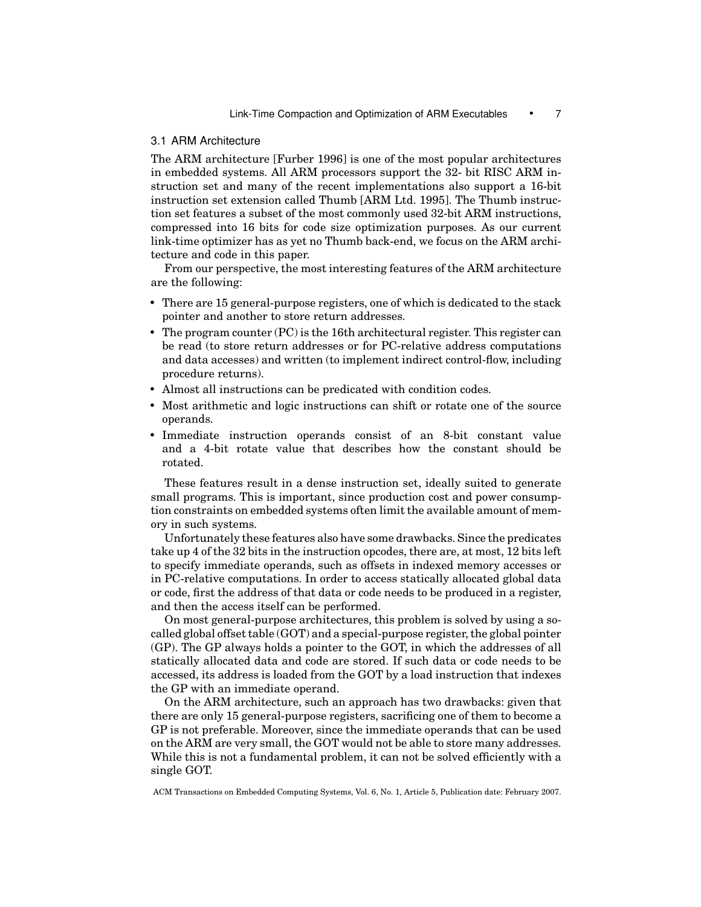### 3.1 ARM Architecture

The ARM architecture [Furber 1996] is one of the most popular architectures in embedded systems. All ARM processors support the 32- bit RISC ARM instruction set and many of the recent implementations also support a 16-bit instruction set extension called Thumb [ARM Ltd. 1995]. The Thumb instruction set features a subset of the most commonly used 32-bit ARM instructions, compressed into 16 bits for code size optimization purposes. As our current link-time optimizer has as yet no Thumb back-end, we focus on the ARM architecture and code in this paper.

From our perspective, the most interesting features of the ARM architecture are the following:

- There are 15 general-purpose registers, one of which is dedicated to the stack pointer and another to store return addresses.
- The program counter (PC) is the 16th architectural register. This register can be read (to store return addresses or for PC-relative address computations and data accesses) and written (to implement indirect control-flow, including procedure returns).
- Almost all instructions can be predicated with condition codes.
- Most arithmetic and logic instructions can shift or rotate one of the source operands.
- Immediate instruction operands consist of an 8-bit constant value and a 4-bit rotate value that describes how the constant should be rotated.

These features result in a dense instruction set, ideally suited to generate small programs. This is important, since production cost and power consumption constraints on embedded systems often limit the available amount of memory in such systems.

Unfortunately these features also have some drawbacks. Since the predicates take up 4 of the 32 bits in the instruction opcodes, there are, at most, 12 bits left to specify immediate operands, such as offsets in indexed memory accesses or in PC-relative computations. In order to access statically allocated global data or code, first the address of that data or code needs to be produced in a register, and then the access itself can be performed.

On most general-purpose architectures, this problem is solved by using a so-called global offset table (GOT) and a special-purpose register, the global pointer (GP). The GP always holds a pointer to the GOT, in which the addresses of all statically allocated data and code are stored. If such data or code needs to be accessed, its address is loaded from the GOT by a load instruction that indexes the GP with an immediate operand.

On the ARM architecture, such an approach has two drawbacks: given that there are only 15 general-purpose registers, sacrificing one of them to become a GP is not preferable. Moreover, since the immediate operands that can be used on the ARM are very small, the GOT would not be able to store many addresses. While this is not a fundamental problem, it can not be solved efficiently with a single GOT.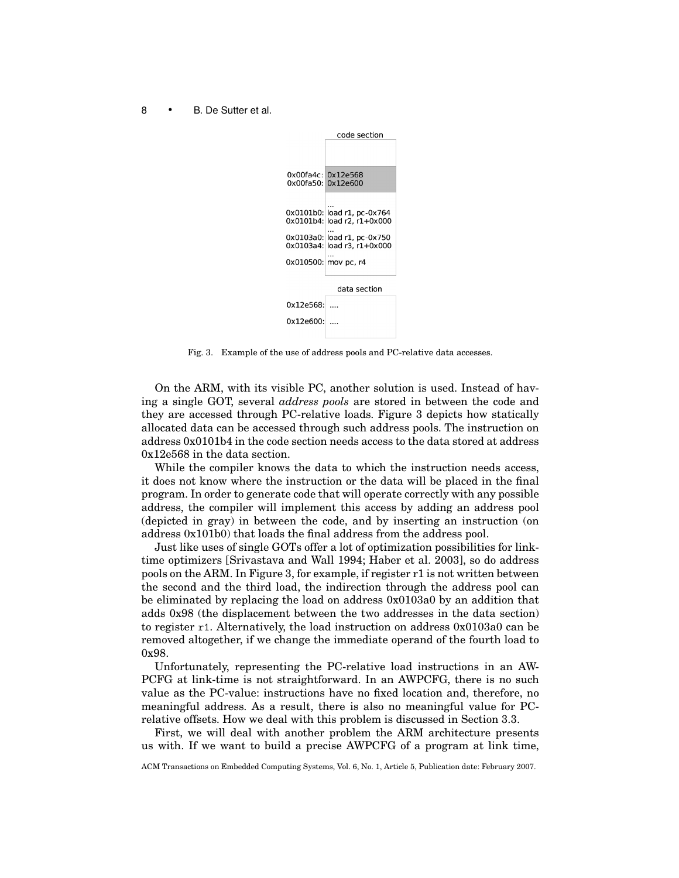```
                  code section

0x00fa4c:  0x12e568
0x00fa50:  0x12e600

           ...
0x0101b0:  load r1, pc-0x764
0x0101b4:  load r2, r1+0x000
           ...
0x0103a0:  load r1, pc-0x750
0x0103a4:  load r3, r1+0x000
           ...
0x010500:  mov pc, r4

                  data section

0x12e568:  ....

0x12e600:  ....
```

Fig. 3. Example of the use of address pools and PC-relative data accesses.

On the ARM, with its visible PC, another solution is used. Instead of having a single GOT, several *address pools* are stored in between the code and they are accessed through PC-relative loads. Figure 3 depicts how statically allocated data can be accessed through such address pools. The instruction on address 0x0101b4 in the code section needs access to the data stored at address 0x12e568 in the data section.

While the compiler knows the data to which the instruction needs access, it does not know where the instruction or the data will be placed in the final program. In order to generate code that will operate correctly with any possible address, the compiler will implement this access by adding an address pool (depicted in gray) in between the code, and by inserting an instruction (on address 0x101b0) that loads the final address from the address pool.

Just like uses of single GOTs offer a lot of optimization possibilities for link-time optimizers [Srivastava and Wall 1994; Haber et al. 2003], so do address pools on the ARM. In Figure 3, for example, if register r1 is not written between the second and the third load, the indirection through the address pool can be eliminated by replacing the load on address 0x0103a0 by an addition that adds 0x98 (the displacement between the two addresses in the data section) to register `r1`. Alternatively, the load instruction on address 0x0103a0 can be removed altogether, if we change the immediate operand of the fourth load to 0x98.

Unfortunately, representing the PC-relative load instructions in an AWPCFG at link-time is not straightforward. In an AWPCFG, there is no such value as the PC-value: instructions have no fixed location and, therefore, no meaningful address. As a result, there is also no meaningful value for PC-relative offsets. How we deal with this problem is discussed in Section 3.3.

First, we will deal with another problem the ARM architecture presents us with. If we want to build a precise AWPCFG of a program at link time,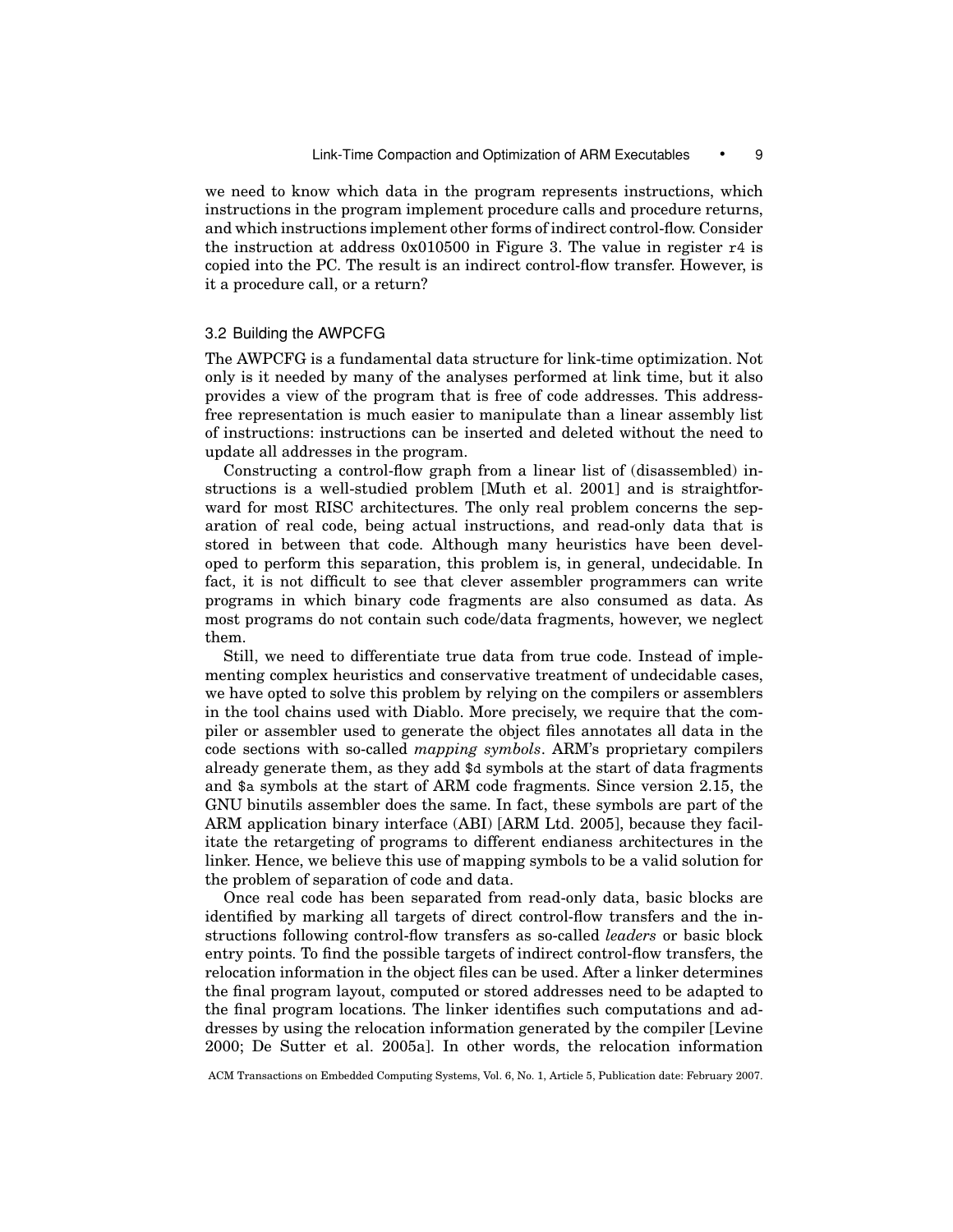we need to know which data in the program represents instructions, which instructions in the program implement procedure calls and procedure returns, and which instructions implement other forms of indirect control-flow. Consider the instruction at address 0x010500 in Figure 3. The value in register r4 is copied into the PC. The result is an indirect control-flow transfer. However, is it a procedure call, or a return?

### 3.2 Building the AWPCFG

The AWPCFG is a fundamental data structure for link-time optimization. Not only is it needed by many of the analyses performed at link time, but it also provides a view of the program that is free of code addresses. This address-free representation is much easier to manipulate than a linear assembly list of instructions: instructions can be inserted and deleted without the need to update all addresses in the program.

Constructing a control-flow graph from a linear list of (disassembled) instructions is a well-studied problem [Muth et al. 2001] and is straightforward for most RISC architectures. The only real problem concerns the separation of real code, being actual instructions, and read-only data that is stored in between that code. Although many heuristics have been developed to perform this separation, this problem is, in general, undecidable. In fact, it is not difficult to see that clever assembler programmers can write programs in which binary code fragments are also consumed as data. As most programs do not contain such code/data fragments, however, we neglect them.

Still, we need to differentiate true data from true code. Instead of implementing complex heuristics and conservative treatment of undecidable cases, we have opted to solve this problem by relying on the compilers or assemblers in the tool chains used with Diablo. More precisely, we require that the compiler or assembler used to generate the object files annotates all data in the code sections with so-called *mapping symbols*. ARM's proprietary compilers already generate them, as they add $d symbols at the start of data fragments and $a symbols at the start of ARM code fragments. Since version 2.15, the GNU binutils assembler does the same. In fact, these symbols are part of the ARM application binary interface (ABI) [ARM Ltd. 2005], because they facilitate the retargeting of programs to different endianess architectures in the linker. Hence, we believe this use of mapping symbols to be a valid solution for the problem of separation of code and data.

Once real code has been separated from read-only data, basic blocks are identified by marking all targets of direct control-flow transfers and the instructions following control-flow transfers as so-called *leaders* or basic block entry points. To find the possible targets of indirect control-flow transfers, the relocation information in the object files can be used. After a linker determines the final program layout, computed or stored addresses need to be adapted to the final program locations. The linker identifies such computations and addresses by using the relocation information generated by the compiler [Levine 2000; De Sutter et al. 2005a]. In other words, the relocation information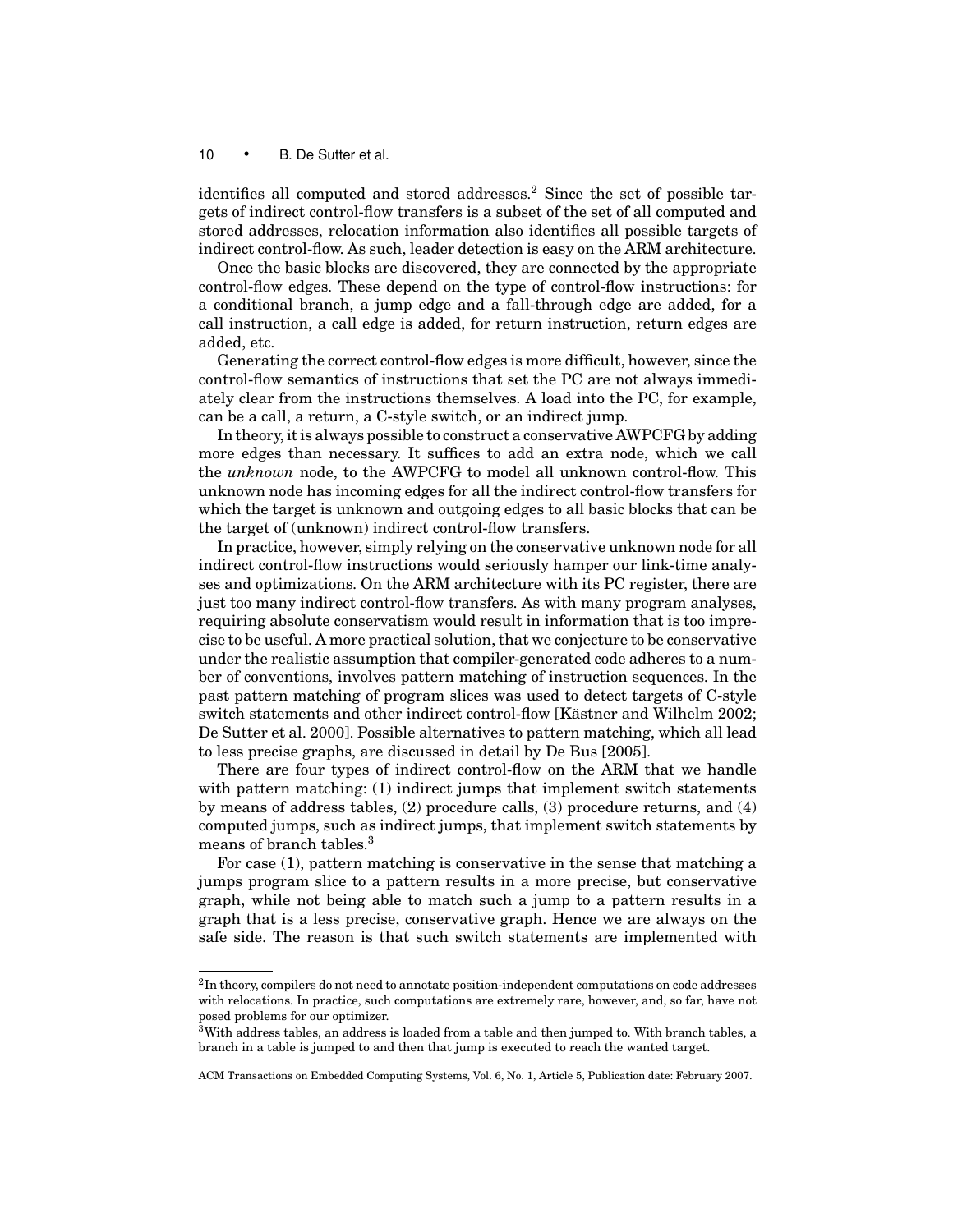identifies all computed and stored addresses.[2] Since the set of possible targets of indirect control-flow transfers is a subset of the set of all computed and stored addresses, relocation information also identifies all possible targets of indirect control-flow. As such, leader detection is easy on the ARM architecture.

Once the basic blocks are discovered, they are connected by the appropriate control-flow edges. These depend on the type of control-flow instructions: for a conditional branch, a jump edge and a fall-through edge are added, for a call instruction, a call edge is added, for return instruction, return edges are added, etc.

Generating the correct control-flow edges is more difficult, however, since the control-flow semantics of instructions that set the PC are not always immediately clear from the instructions themselves. A load into the PC, for example, can be a call, a return, a C-style switch, or an indirect jump.

In theory, it is always possible to construct a conservative AWPCFG by adding more edges than necessary. It suffices to add an extra node, which we call the *unknown* node, to the AWPCFG to model all unknown control-flow. This unknown node has incoming edges for all the indirect control-flow transfers for which the target is unknown and outgoing edges to all basic blocks that can be the target of (unknown) indirect control-flow transfers.

In practice, however, simply relying on the conservative unknown node for all indirect control-flow instructions would seriously hamper our link-time analyses and optimizations. On the ARM architecture with its PC register, there are just too many indirect control-flow transfers. As with many program analyses, requiring absolute conservatism would result in information that is too imprecise to be useful. A more practical solution, that we conjecture to be conservative under the realistic assumption that compiler-generated code adheres to a number of conventions, involves pattern matching of instruction sequences. In the past pattern matching of program slices was used to detect targets of C-style switch statements and other indirect control-flow [Kästner and Wilhelm 2002; De Sutter et al. 2000]. Possible alternatives to pattern matching, which all lead to less precise graphs, are discussed in detail by De Bus [2005].

There are four types of indirect control-flow on the ARM that we handle with pattern matching: (1) indirect jumps that implement switch statements by means of address tables, (2) procedure calls, (3) procedure returns, and (4) computed jumps, such as indirect jumps, that implement switch statements by means of branch tables.[3]

For case (1), pattern matching is conservative in the sense that matching a jumps program slice to a pattern results in a more precise, but conservative graph, while not being able to match such a jump to a pattern results in a graph that is a less precise, conservative graph. Hence we are always on the safe side. The reason is that such switch statements are implemented with

---

[2] In theory, compilers do not need to annotate position-independent computations on code addresses with relocations. In practice, such computations are extremely rare, however, and, so far, have not posed problems for our optimizer.

[3] With address tables, an address is loaded from a table and then jumped to. With branch tables, a branch in a table is jumped to and then that jump is executed to reach the wanted target.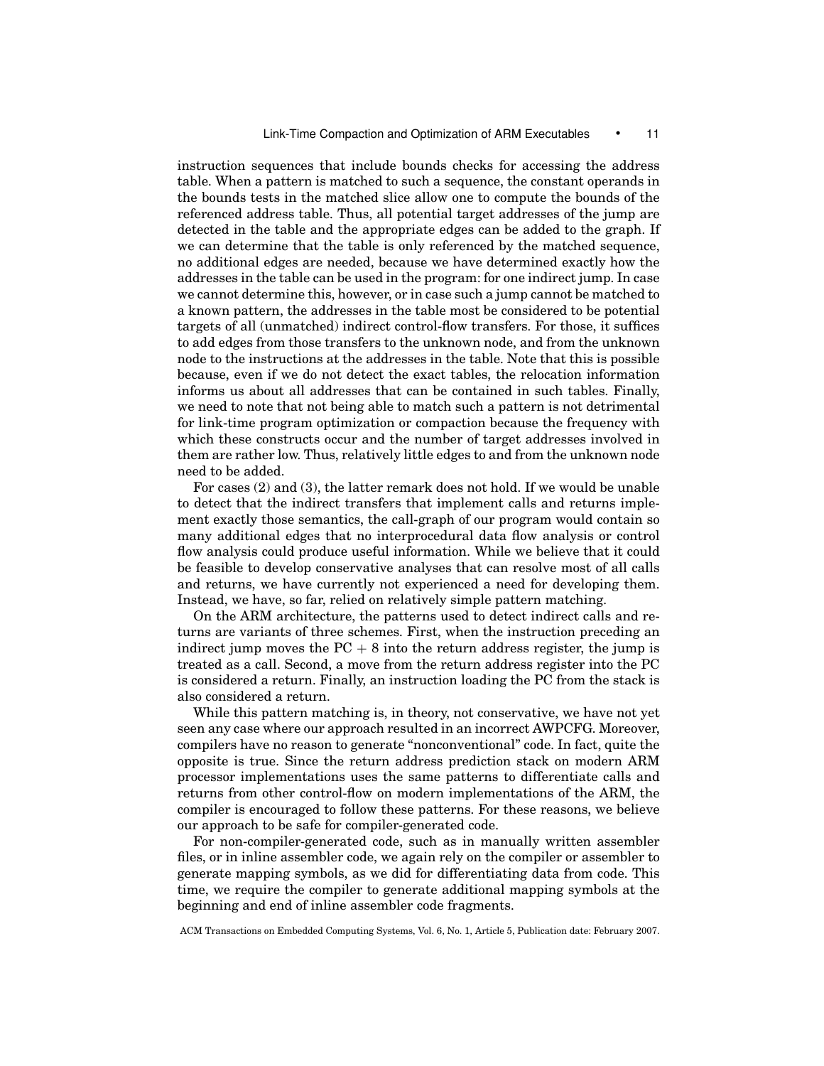instruction sequences that include bounds checks for accessing the address table. When a pattern is matched to such a sequence, the constant operands in the bounds tests in the matched slice allow one to compute the bounds of the referenced address table. Thus, all potential target addresses of the jump are detected in the table and the appropriate edges can be added to the graph. If we can determine that the table is only referenced by the matched sequence, no additional edges are needed, because we have determined exactly how the addresses in the table can be used in the program: for one indirect jump. In case we cannot determine this, however, or in case such a jump cannot be matched to a known pattern, the addresses in the table most be considered to be potential targets of all (unmatched) indirect control-flow transfers. For those, it suffices to add edges from those transfers to the unknown node, and from the unknown node to the instructions at the addresses in the table. Note that this is possible because, even if we do not detect the exact tables, the relocation information informs us about all addresses that can be contained in such tables. Finally, we need to note that not being able to match such a pattern is not detrimental for link-time program optimization or compaction because the frequency with which these constructs occur and the number of target addresses involved in them are rather low. Thus, relatively little edges to and from the unknown node need to be added.

For cases (2) and (3), the latter remark does not hold. If we would be unable to detect that the indirect transfers that implement calls and returns implement exactly those semantics, the call-graph of our program would contain so many additional edges that no interprocedural data flow analysis or control flow analysis could produce useful information. While we believe that it could be feasible to develop conservative analyses that can resolve most of all calls and returns, we have currently not experienced a need for developing them. Instead, we have, so far, relied on relatively simple pattern matching.

On the ARM architecture, the patterns used to detect indirect calls and returns are variants of three schemes. First, when the instruction preceding an indirect jump moves the PC + 8 into the return address register, the jump is treated as a call. Second, a move from the return address register into the PC is considered a return. Finally, an instruction loading the PC from the stack is also considered a return.

While this pattern matching is, in theory, not conservative, we have not yet seen any case where our approach resulted in an incorrect AWPCFG. Moreover, compilers have no reason to generate "nonconventional" code. In fact, quite the opposite is true. Since the return address prediction stack on modern ARM processor implementations uses the same patterns to differentiate calls and returns from other control-flow on modern implementations of the ARM, the compiler is encouraged to follow these patterns. For these reasons, we believe our approach to be safe for compiler-generated code.

For non-compiler-generated code, such as in manually written assembler files, or in inline assembler code, we again rely on the compiler or assembler to generate mapping symbols, as we did for differentiating data from code. This time, we require the compiler to generate additional mapping symbols at the beginning and end of inline assembler code fragments.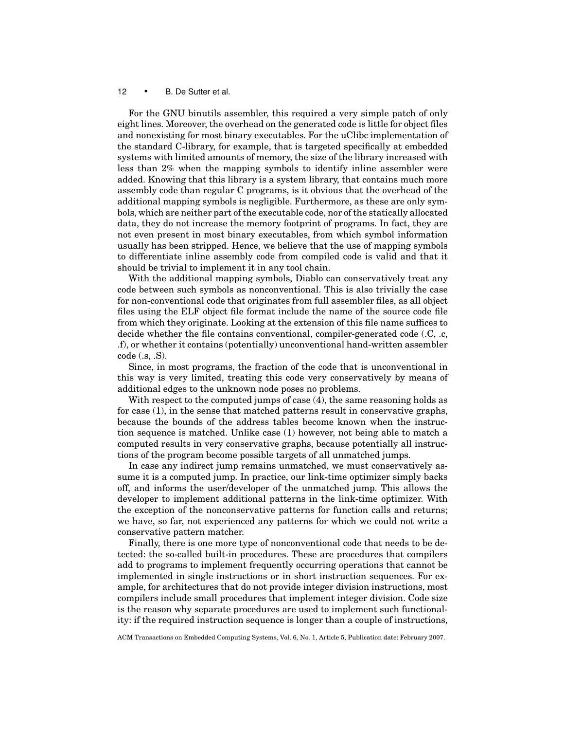For the GNU binutils assembler, this required a very simple patch of only eight lines. Moreover, the overhead on the generated code is little for object files and nonexisting for most binary executables. For the uClibc implementation of the standard C-library, for example, that is targeted specifically at embedded systems with limited amounts of memory, the size of the library increased with less than 2% when the mapping symbols to identify inline assembler were added. Knowing that this library is a system library, that contains much more assembly code than regular C programs, is it obvious that the overhead of the additional mapping symbols is negligible. Furthermore, as these are only symbols, which are neither part of the executable code, nor of the statically allocated data, they do not increase the memory footprint of programs. In fact, they are not even present in most binary executables, from which symbol information usually has been stripped. Hence, we believe that the use of mapping symbols to differentiate inline assembly code from compiled code is valid and that it should be trivial to implement it in any tool chain.

With the additional mapping symbols, Diablo can conservatively treat any code between such symbols as nonconventional. This is also trivially the case for non-conventional code that originates from full assembler files, as all object files using the ELF object file format include the name of the source code file from which they originate. Looking at the extension of this file name suffices to decide whether the file contains conventional, compiler-generated code (.C, .c, .f), or whether it contains (potentially) unconventional hand-written assembler code (.s, .S).

Since, in most programs, the fraction of the code that is unconventional in this way is very limited, treating this code very conservatively by means of additional edges to the unknown node poses no problems.

With respect to the computed jumps of case (4), the same reasoning holds as for case (1), in the sense that matched patterns result in conservative graphs, because the bounds of the address tables become known when the instruction sequence is matched. Unlike case (1) however, not being able to match a computed results in very conservative graphs, because potentially all instructions of the program become possible targets of all unmatched jumps.

In case any indirect jump remains unmatched, we must conservatively assume it is a computed jump. In practice, our link-time optimizer simply backs off, and informs the user/developer of the unmatched jump. This allows the developer to implement additional patterns in the link-time optimizer. With the exception of the nonconservative patterns for function calls and returns; we have, so far, not experienced any patterns for which we could not write a conservative pattern matcher.

Finally, there is one more type of nonconventional code that needs to be detected: the so-called built-in procedures. These are procedures that compilers add to programs to implement frequently occurring operations that cannot be implemented in single instructions or in short instruction sequences. For example, for architectures that do not provide integer division instructions, most compilers include small procedures that implement integer division. Code size is the reason why separate procedures are used to implement such functionality: if the required instruction sequence is longer than a couple of instructions,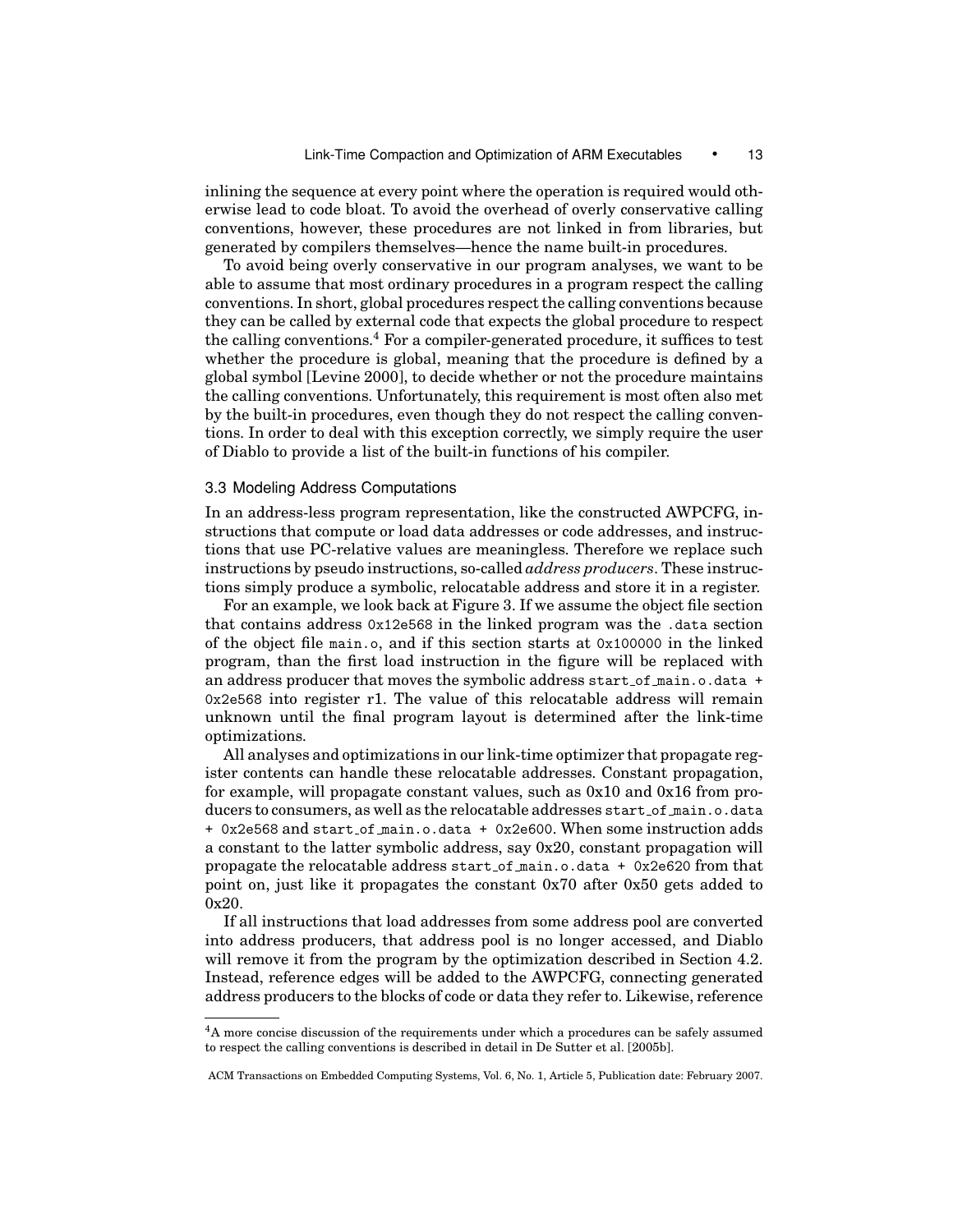inlining the sequence at every point where the operation is required would otherwise lead to code bloat. To avoid the overhead of overly conservative calling conventions, however, these procedures are not linked in from libraries, but generated by compilers themselves—hence the name built-in procedures.

To avoid being overly conservative in our program analyses, we want to be able to assume that most ordinary procedures in a program respect the calling conventions. In short, global procedures respect the calling conventions because they can be called by external code that expects the global procedure to respect the calling conventions.[4] For a compiler-generated procedure, it suffices to test whether the procedure is global, meaning that the procedure is defined by a global symbol [Levine 2000], to decide whether or not the procedure maintains the calling conventions. Unfortunately, this requirement is most often also met by the built-in procedures, even though they do not respect the calling conventions. In order to deal with this exception correctly, we simply require the user of Diablo to provide a list of the built-in functions of his compiler.

### 3.3 Modeling Address Computations

In an address-less program representation, like the constructed AWPCFG, instructions that compute or load data addresses or code addresses, and instructions that use PC-relative values are meaningless. Therefore we replace such instructions by pseudo instructions, so-called *address producers*. These instructions simply produce a symbolic, relocatable address and store it in a register.

For an example, we look back at Figure 3. If we assume the object file section that contains address `0x12e568` in the linked program was the `.data` section of the object file `main.o`, and if this section starts at `0x100000` in the linked program, than the first load instruction in the figure will be replaced with an address producer that moves the symbolic address `start_of_main.o.data + 0x2e568` into register r1. The value of this relocatable address will remain unknown until the final program layout is determined after the link-time optimizations.

All analyses and optimizations in our link-time optimizer that propagate register contents can handle these relocatable addresses. Constant propagation, for example, will propagate constant values, such as 0x10 and 0x16 from producers to consumers, as well as the relocatable addresses `start_of_main.o.data + 0x2e568` and `start_of_main.o.data + 0x2e600`. When some instruction adds a constant to the latter symbolic address, say 0x20, constant propagation will propagate the relocatable address `start_of_main.o.data + 0x2e620` from that point on, just like it propagates the constant 0x70 after 0x50 gets added to 0x20.

If all instructions that load addresses from some address pool are converted into address producers, that address pool is no longer accessed, and Diablo will remove it from the program by the optimization described in Section 4.2. Instead, reference edges will be added to the AWPCFG, connecting generated address producers to the blocks of code or data they refer to. Likewise, reference

---

[4] A more concise discussion of the requirements under which a procedures can be safely assumed to respect the calling conventions is described in detail in De Sutter et al. [2005b].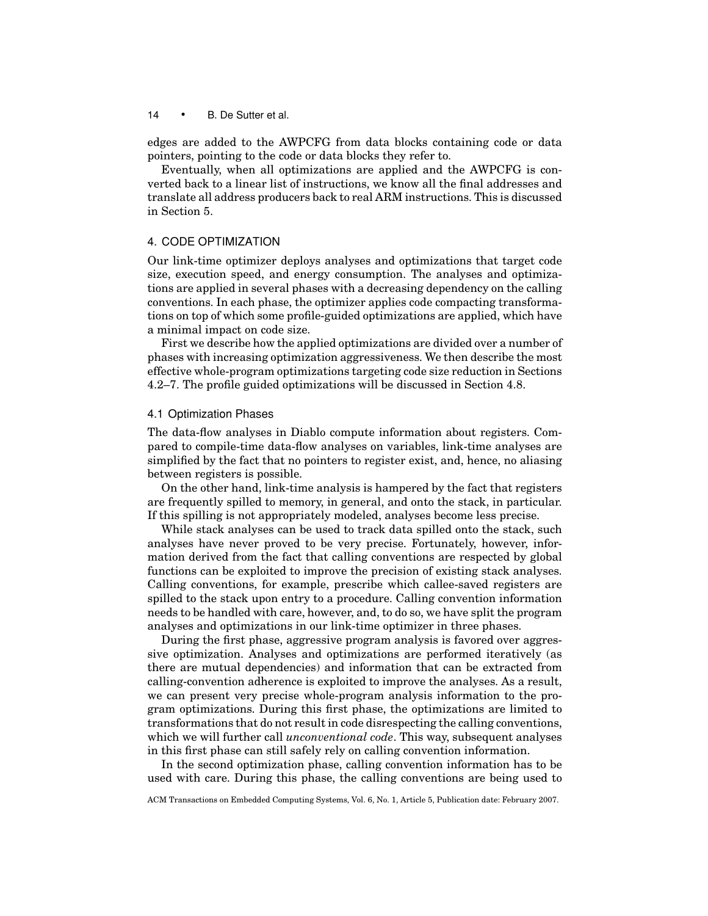edges are added to the AWPCFG from data blocks containing code or data pointers, pointing to the code or data blocks they refer to.

Eventually, when all optimizations are applied and the AWPCFG is converted back to a linear list of instructions, we know all the final addresses and translate all address producers back to real ARM instructions. This is discussed in Section 5.

## 4. CODE OPTIMIZATION

Our link-time optimizer deploys analyses and optimizations that target code size, execution speed, and energy consumption. The analyses and optimizations are applied in several phases with a decreasing dependency on the calling conventions. In each phase, the optimizer applies code compacting transformations on top of which some profile-guided optimizations are applied, which have a minimal impact on code size.

First we describe how the applied optimizations are divided over a number of phases with increasing optimization aggressiveness. We then describe the most effective whole-program optimizations targeting code size reduction in Sections 4.2–7. The profile guided optimizations will be discussed in Section 4.8.

### 4.1 Optimization Phases

The data-flow analyses in Diablo compute information about registers. Compared to compile-time data-flow analyses on variables, link-time analyses are simplified by the fact that no pointers to register exist, and, hence, no aliasing between registers is possible.

On the other hand, link-time analysis is hampered by the fact that registers are frequently spilled to memory, in general, and onto the stack, in particular. If this spilling is not appropriately modeled, analyses become less precise.

While stack analyses can be used to track data spilled onto the stack, such analyses have never proved to be very precise. Fortunately, however, information derived from the fact that calling conventions are respected by global functions can be exploited to improve the precision of existing stack analyses. Calling conventions, for example, prescribe which callee-saved registers are spilled to the stack upon entry to a procedure. Calling convention information needs to be handled with care, however, and, to do so, we have split the program analyses and optimizations in our link-time optimizer in three phases.

During the first phase, aggressive program analysis is favored over aggressive optimization. Analyses and optimizations are performed iteratively (as there are mutual dependencies) and information that can be extracted from calling-convention adherence is exploited to improve the analyses. As a result, we can present very precise whole-program analysis information to the program optimizations. During this first phase, the optimizations are limited to transformations that do not result in code disrespecting the calling conventions, which we will further call *unconventional code*. This way, subsequent analyses in this first phase can still safely rely on calling convention information.

In the second optimization phase, calling convention information has to be used with care. During this phase, the calling conventions are being used to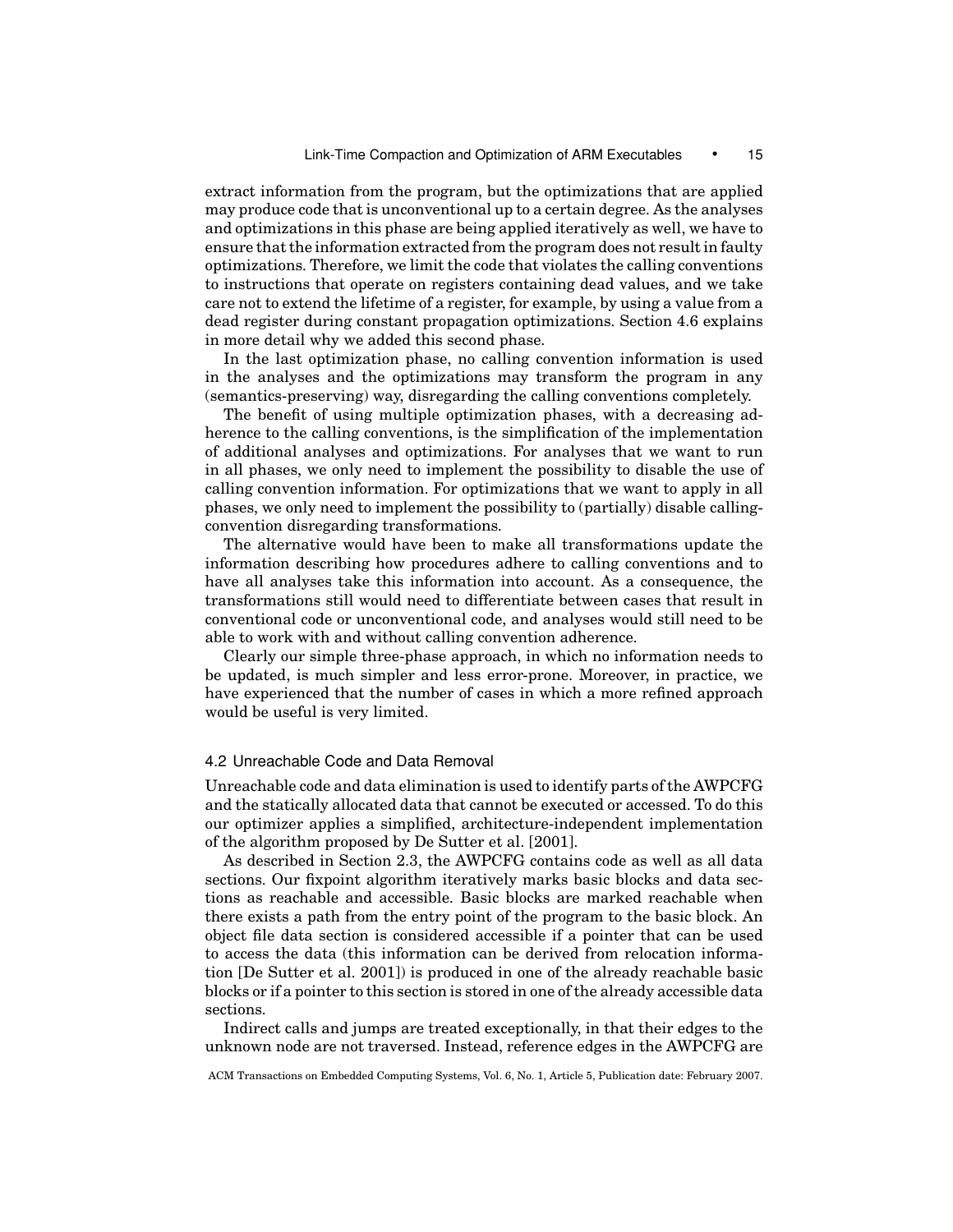extract information from the program, but the optimizations that are applied may produce code that is unconventional up to a certain degree. As the analyses and optimizations in this phase are being applied iteratively as well, we have to ensure that the information extracted from the program does not result in faulty optimizations. Therefore, we limit the code that violates the calling conventions to instructions that operate on registers containing dead values, and we take care not to extend the lifetime of a register, for example, by using a value from a dead register during constant propagation optimizations. Section 4.6 explains in more detail why we added this second phase.

In the last optimization phase, no calling convention information is used in the analyses and the optimizations may transform the program in any (semantics-preserving) way, disregarding the calling conventions completely.

The benefit of using multiple optimization phases, with a decreasing adherence to the calling conventions, is the simplification of the implementation of additional analyses and optimizations. For analyses that we want to run in all phases, we only need to implement the possibility to disable the use of calling convention information. For optimizations that we want to apply in all phases, we only need to implement the possibility to (partially) disable calling-convention disregarding transformations.

The alternative would have been to make all transformations update the information describing how procedures adhere to calling conventions and to have all analyses take this information into account. As a consequence, the transformations still would need to differentiate between cases that result in conventional code or unconventional code, and analyses would still need to be able to work with and without calling convention adherence.

Clearly our simple three-phase approach, in which no information needs to be updated, is much simpler and less error-prone. Moreover, in practice, we have experienced that the number of cases in which a more refined approach would be useful is very limited.

### 4.2 Unreachable Code and Data Removal

Unreachable code and data elimination is used to identify parts of the AWPCFG and the statically allocated data that cannot be executed or accessed. To do this our optimizer applies a simplified, architecture-independent implementation of the algorithm proposed by De Sutter et al. [2001].

As described in Section 2.3, the AWPCFG contains code as well as all data sections. Our fixpoint algorithm iteratively marks basic blocks and data sections as reachable and accessible. Basic blocks are marked reachable when there exists a path from the entry point of the program to the basic block. An object file data section is considered accessible if a pointer that can be used to access the data (this information can be derived from relocation information [De Sutter et al. 2001]) is produced in one of the already reachable basic blocks or if a pointer to this section is stored in one of the already accessible data sections.

Indirect calls and jumps are treated exceptionally, in that their edges to the unknown node are not traversed. Instead, reference edges in the AWPCFG are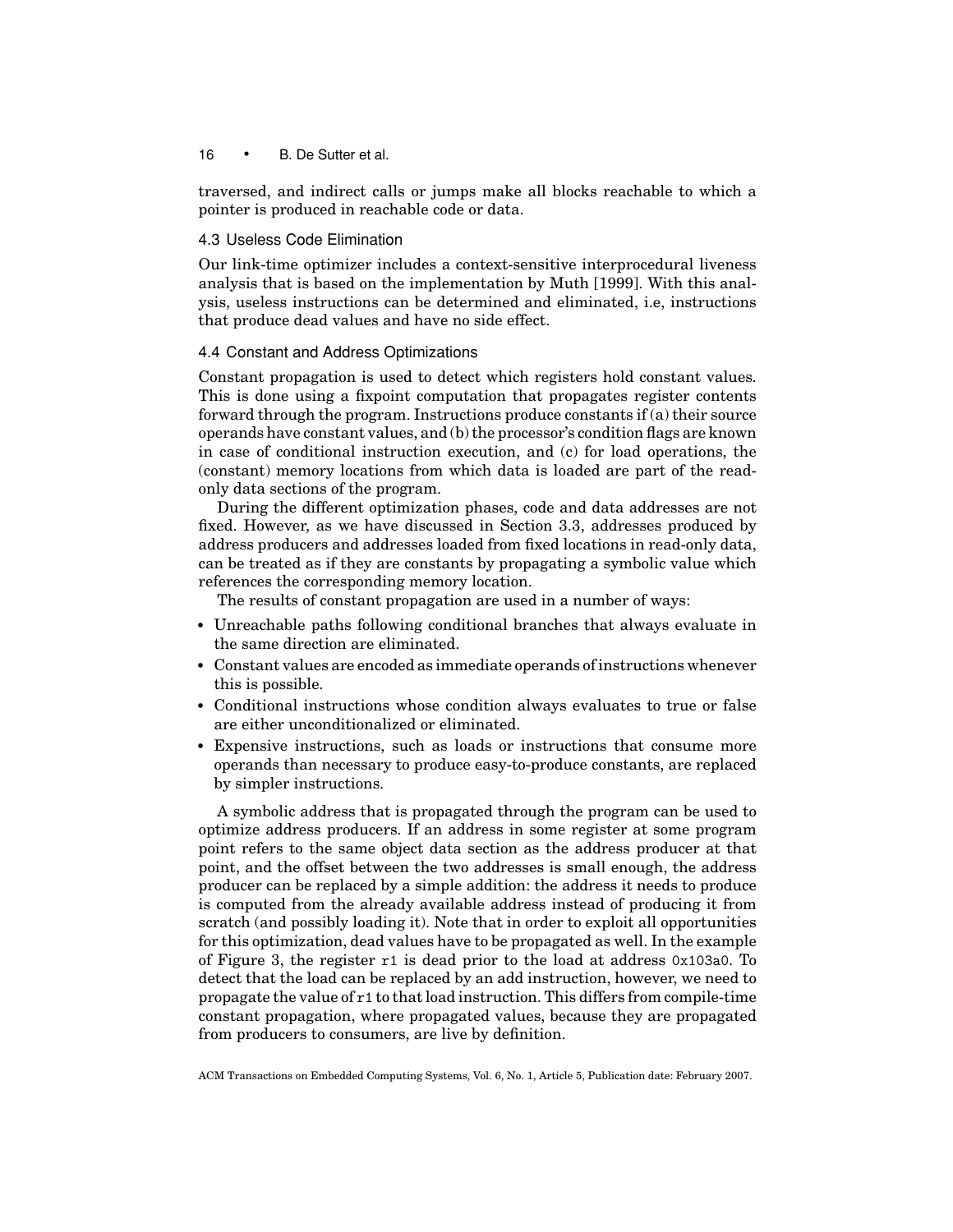traversed, and indirect calls or jumps make all blocks reachable to which a pointer is produced in reachable code or data.

### 4.3 Useless Code Elimination

Our link-time optimizer includes a context-sensitive interprocedural liveness analysis that is based on the implementation by Muth [1999]. With this analysis, useless instructions can be determined and eliminated, i.e, instructions that produce dead values and have no side effect.

### 4.4 Constant and Address Optimizations

Constant propagation is used to detect which registers hold constant values. This is done using a fixpoint computation that propagates register contents forward through the program. Instructions produce constants if (a) their source operands have constant values, and (b) the processor's condition flags are known in case of conditional instruction execution, and (c) for load operations, the (constant) memory locations from which data is loaded are part of the read-only data sections of the program.

During the different optimization phases, code and data addresses are not fixed. However, as we have discussed in Section 3.3, addresses produced by address producers and addresses loaded from fixed locations in read-only data, can be treated as if they are constants by propagating a symbolic value which references the corresponding memory location.

The results of constant propagation are used in a number of ways:

- Unreachable paths following conditional branches that always evaluate in the same direction are eliminated.
- Constant values are encoded as immediate operands of instructions whenever this is possible.
- Conditional instructions whose condition always evaluates to true or false are either unconditionalized or eliminated.
- Expensive instructions, such as loads or instructions that consume more operands than necessary to produce easy-to-produce constants, are replaced by simpler instructions.

A symbolic address that is propagated through the program can be used to optimize address producers. If an address in some register at some program point refers to the same object data section as the address producer at that point, and the offset between the two addresses is small enough, the address producer can be replaced by a simple addition: the address it needs to produce is computed from the already available address instead of producing it from scratch (and possibly loading it). Note that in order to exploit all opportunities for this optimization, dead values have to be propagated as well. In the example of Figure 3, the register `r1` is dead prior to the load at address `0x103a0`. To detect that the load can be replaced by an add instruction, however, we need to propagate the value of `r1` to that load instruction. This differs from compile-time constant propagation, where propagated values, because they are propagated from producers to consumers, are live by definition.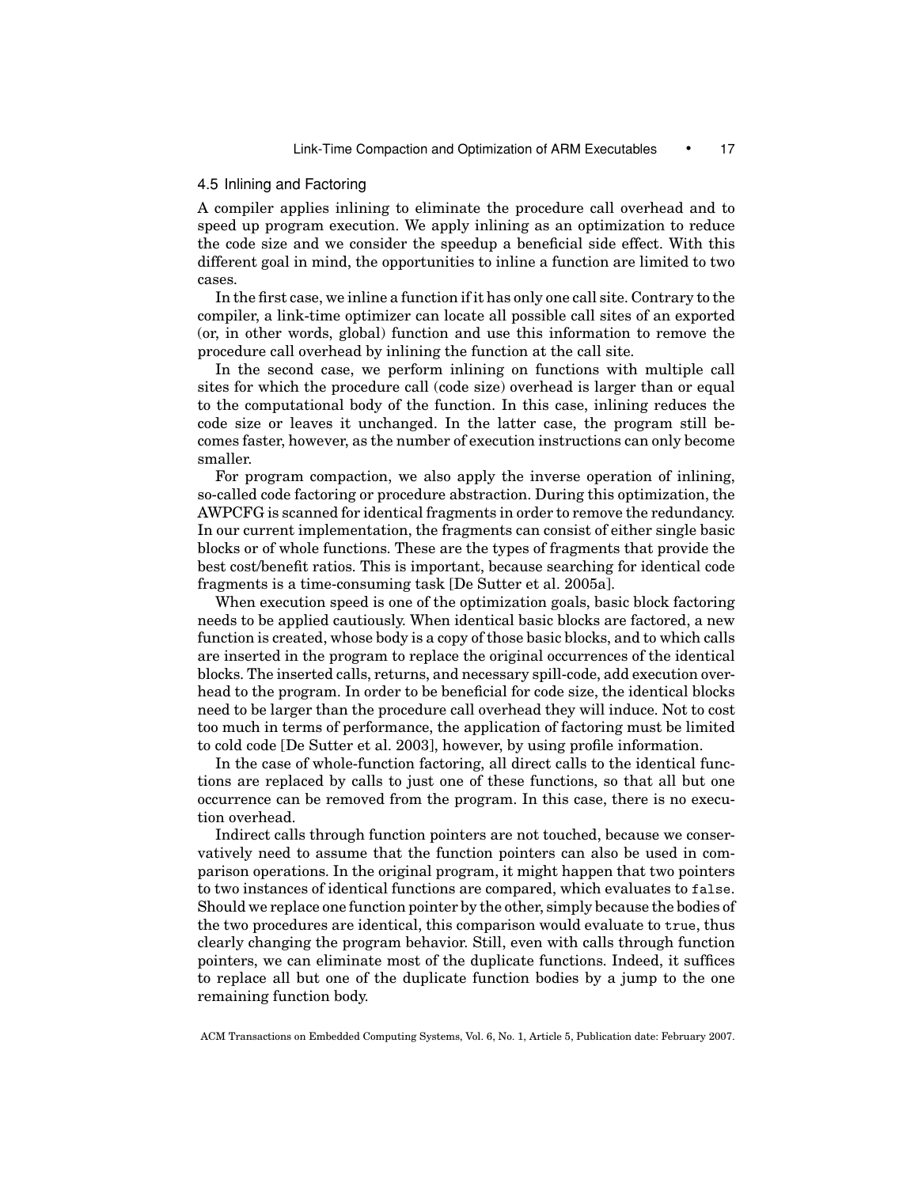### 4.5 Inlining and Factoring

A compiler applies inlining to eliminate the procedure call overhead and to speed up program execution. We apply inlining as an optimization to reduce the code size and we consider the speedup a beneficial side effect. With this different goal in mind, the opportunities to inline a function are limited to two cases.

In the first case, we inline a function if it has only one call site. Contrary to the compiler, a link-time optimizer can locate all possible call sites of an exported (or, in other words, global) function and use this information to remove the procedure call overhead by inlining the function at the call site.

In the second case, we perform inlining on functions with multiple call sites for which the procedure call (code size) overhead is larger than or equal to the computational body of the function. In this case, inlining reduces the code size or leaves it unchanged. In the latter case, the program still becomes faster, however, as the number of execution instructions can only become smaller.

For program compaction, we also apply the inverse operation of inlining, so-called code factoring or procedure abstraction. During this optimization, the AWPCFG is scanned for identical fragments in order to remove the redundancy. In our current implementation, the fragments can consist of either single basic blocks or of whole functions. These are the types of fragments that provide the best cost/benefit ratios. This is important, because searching for identical code fragments is a time-consuming task [De Sutter et al. 2005a].

When execution speed is one of the optimization goals, basic block factoring needs to be applied cautiously. When identical basic blocks are factored, a new function is created, whose body is a copy of those basic blocks, and to which calls are inserted in the program to replace the original occurrences of the identical blocks. The inserted calls, returns, and necessary spill-code, add execution overhead to the program. In order to be beneficial for code size, the identical blocks need to be larger than the procedure call overhead they will induce. Not to cost too much in terms of performance, the application of factoring must be limited to cold code [De Sutter et al. 2003], however, by using profile information.

In the case of whole-function factoring, all direct calls to the identical functions are replaced by calls to just one of these functions, so that all but one occurrence can be removed from the program. In this case, there is no execution overhead.

Indirect calls through function pointers are not touched, because we conservatively need to assume that the function pointers can also be used in comparison operations. In the original program, it might happen that two pointers to two instances of identical functions are compared, which evaluates to `false`. Should we replace one function pointer by the other, simply because the bodies of the two procedures are identical, this comparison would evaluate to `true`, thus clearly changing the program behavior. Still, even with calls through function pointers, we can eliminate most of the duplicate functions. Indeed, it suffices to replace all but one of the duplicate function bodies by a jump to the one remaining function body.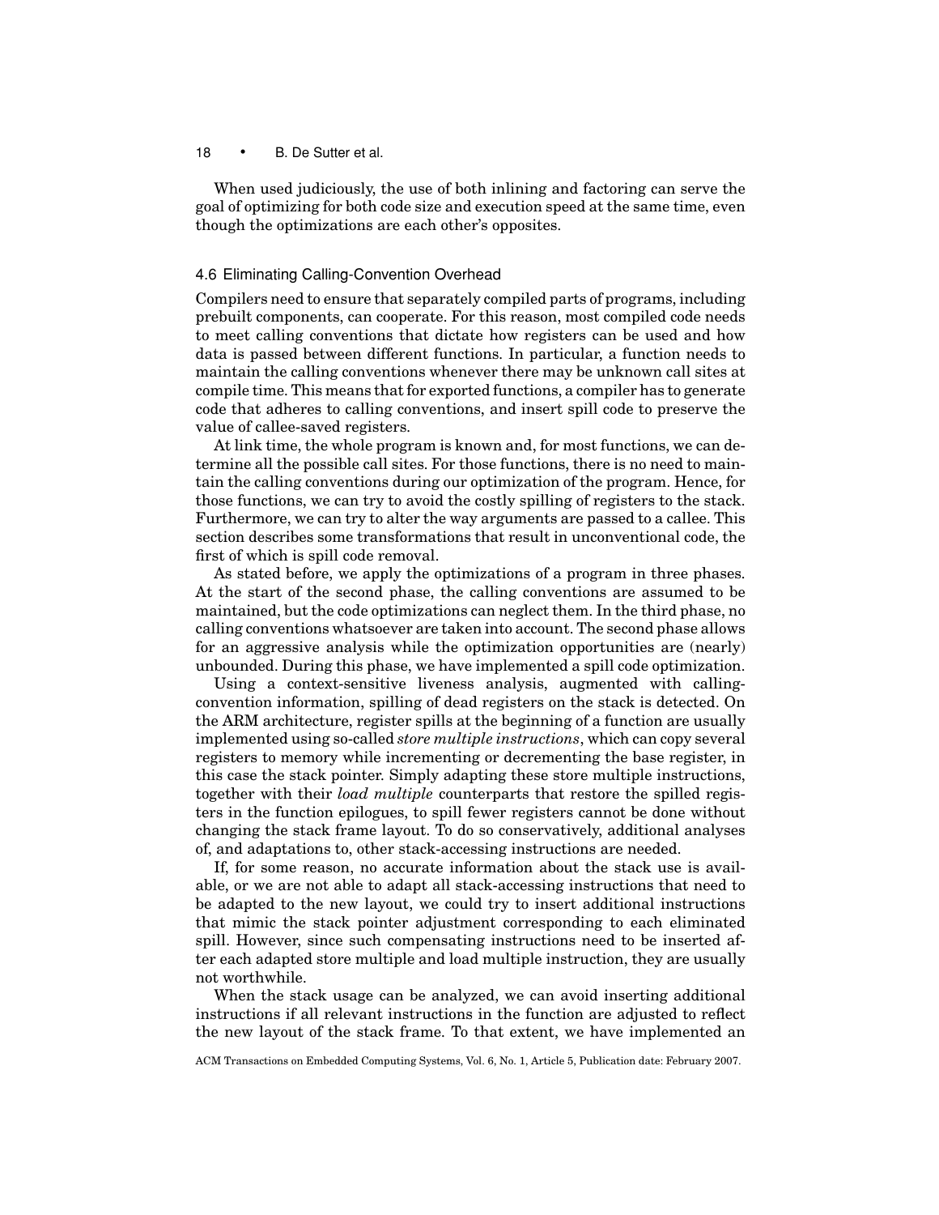When used judiciously, the use of both inlining and factoring can serve the goal of optimizing for both code size and execution speed at the same time, even though the optimizations are each other's opposites.

### 4.6 Eliminating Calling-Convention Overhead

Compilers need to ensure that separately compiled parts of programs, including prebuilt components, can cooperate. For this reason, most compiled code needs to meet calling conventions that dictate how registers can be used and how data is passed between different functions. In particular, a function needs to maintain the calling conventions whenever there may be unknown call sites at compile time. This means that for exported functions, a compiler has to generate code that adheres to calling conventions, and insert spill code to preserve the value of callee-saved registers.

At link time, the whole program is known and, for most functions, we can determine all the possible call sites. For those functions, there is no need to maintain the calling conventions during our optimization of the program. Hence, for those functions, we can try to avoid the costly spilling of registers to the stack. Furthermore, we can try to alter the way arguments are passed to a callee. This section describes some transformations that result in unconventional code, the first of which is spill code removal.

As stated before, we apply the optimizations of a program in three phases. At the start of the second phase, the calling conventions are assumed to be maintained, but the code optimizations can neglect them. In the third phase, no calling conventions whatsoever are taken into account. The second phase allows for an aggressive analysis while the optimization opportunities are (nearly) unbounded. During this phase, we have implemented a spill code optimization.

Using a context-sensitive liveness analysis, augmented with calling-convention information, spilling of dead registers on the stack is detected. On the ARM architecture, register spills at the beginning of a function are usually implemented using so-called *store multiple instructions*, which can copy several registers to memory while incrementing or decrementing the base register, in this case the stack pointer. Simply adapting these store multiple instructions, together with their *load multiple* counterparts that restore the spilled registers in the function epilogues, to spill fewer registers cannot be done without changing the stack frame layout. To do so conservatively, additional analyses of, and adaptations to, other stack-accessing instructions are needed.

If, for some reason, no accurate information about the stack use is available, or we are not able to adapt all stack-accessing instructions that need to be adapted to the new layout, we could try to insert additional instructions that mimic the stack pointer adjustment corresponding to each eliminated spill. However, since such compensating instructions need to be inserted after each adapted store multiple and load multiple instruction, they are usually not worthwhile.

When the stack usage can be analyzed, we can avoid inserting additional instructions if all relevant instructions in the function are adjusted to reflect the new layout of the stack frame. To that extent, we have implemented an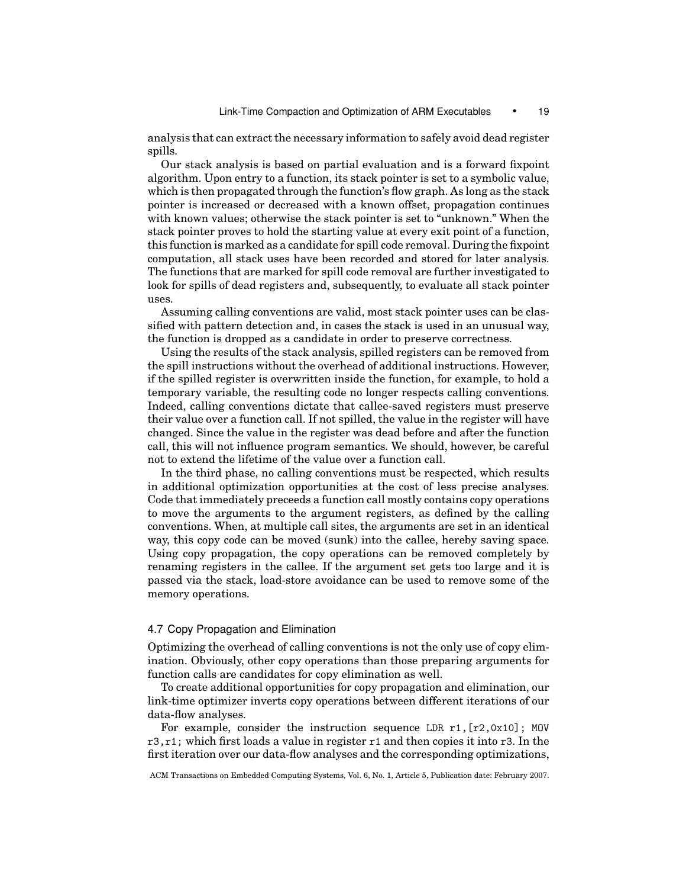analysis that can extract the necessary information to safely avoid dead register spills.

Our stack analysis is based on partial evaluation and is a forward fixpoint algorithm. Upon entry to a function, its stack pointer is set to a symbolic value, which is then propagated through the function's flow graph. As long as the stack pointer is increased or decreased with a known offset, propagation continues with known values; otherwise the stack pointer is set to "unknown." When the stack pointer proves to hold the starting value at every exit point of a function, this function is marked as a candidate for spill code removal. During the fixpoint computation, all stack uses have been recorded and stored for later analysis. The functions that are marked for spill code removal are further investigated to look for spills of dead registers and, subsequently, to evaluate all stack pointer uses.

Assuming calling conventions are valid, most stack pointer uses can be classified with pattern detection and, in cases the stack is used in an unusual way, the function is dropped as a candidate in order to preserve correctness.

Using the results of the stack analysis, spilled registers can be removed from the spill instructions without the overhead of additional instructions. However, if the spilled register is overwritten inside the function, for example, to hold a temporary variable, the resulting code no longer respects calling conventions. Indeed, calling conventions dictate that callee-saved registers must preserve their value over a function call. If not spilled, the value in the register will have changed. Since the value in the register was dead before and after the function call, this will not influence program semantics. We should, however, be careful not to extend the lifetime of the value over a function call.

In the third phase, no calling conventions must be respected, which results in additional optimization opportunities at the cost of less precise analyses. Code that immediately preceeds a function call mostly contains copy operations to move the arguments to the argument registers, as defined by the calling conventions. When, at multiple call sites, the arguments are set in an identical way, this copy code can be moved (sunk) into the callee, hereby saving space. Using copy propagation, the copy operations can be removed completely by renaming registers in the callee. If the argument set gets too large and it is passed via the stack, load-store avoidance can be used to remove some of the memory operations.

### 4.7 Copy Propagation and Elimination

Optimizing the overhead of calling conventions is not the only use of copy elimination. Obviously, other copy operations than those preparing arguments for function calls are candidates for copy elimination as well.

To create additional opportunities for copy propagation and elimination, our link-time optimizer inverts copy operations between different iterations of our data-flow analyses.

For example, consider the instruction sequence `LDR r1,[r2,0x10]; MOV r3,r1;` which first loads a value in register `r1` and then copies it into `r3`. In the first iteration over our data-flow analyses and the corresponding optimizations,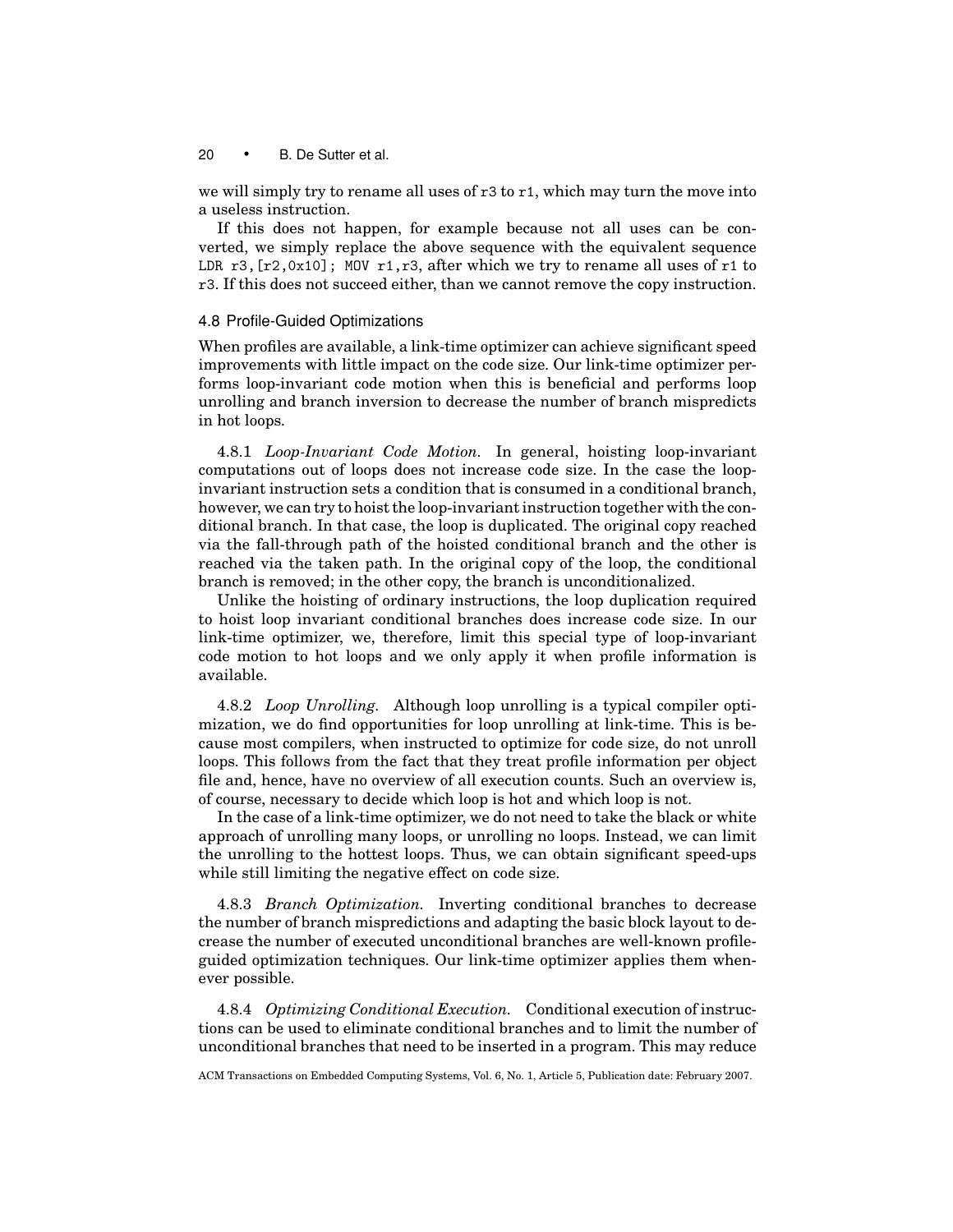we will simply try to rename all uses of `r3` to `r1`, which may turn the move into a useless instruction.

If this does not happen, for example because not all uses can be converted, we simply replace the above sequence with the equivalent sequence `LDR r3,[r2,0x10]; MOV r1,r3`, after which we try to rename all uses of `r1` to `r3`. If this does not succeed either, than we cannot remove the copy instruction.

### 4.8 Profile-Guided Optimizations

When profiles are available, a link-time optimizer can achieve significant speed improvements with little impact on the code size. Our link-time optimizer performs loop-invariant code motion when this is beneficial and performs loop unrolling and branch inversion to decrease the number of branch mispredicts in hot loops.

4.8.1 *Loop-Invariant Code Motion.* In general, hoisting loop-invariant computations out of loops does not increase code size. In the case the loop-invariant instruction sets a condition that is consumed in a conditional branch, however, we can try to hoist the loop-invariant instruction together with the conditional branch. In that case, the loop is duplicated. The original copy reached via the fall-through path of the hoisted conditional branch and the other is reached via the taken path. In the original copy of the loop, the conditional branch is removed; in the other copy, the branch is unconditionalized.

Unlike the hoisting of ordinary instructions, the loop duplication required to hoist loop invariant conditional branches does increase code size. In our link-time optimizer, we, therefore, limit this special type of loop-invariant code motion to hot loops and we only apply it when profile information is available.

4.8.2 *Loop Unrolling.* Although loop unrolling is a typical compiler optimization, we do find opportunities for loop unrolling at link-time. This is because most compilers, when instructed to optimize for code size, do not unroll loops. This follows from the fact that they treat profile information per object file and, hence, have no overview of all execution counts. Such an overview is, of course, necessary to decide which loop is hot and which loop is not.

In the case of a link-time optimizer, we do not need to take the black or white approach of unrolling many loops, or unrolling no loops. Instead, we can limit the unrolling to the hottest loops. Thus, we can obtain significant speed-ups while still limiting the negative effect on code size.

4.8.3 *Branch Optimization.* Inverting conditional branches to decrease the number of branch mispredictions and adapting the basic block layout to decrease the number of executed unconditional branches are well-known profile-guided optimization techniques. Our link-time optimizer applies them whenever possible.

4.8.4 *Optimizing Conditional Execution.* Conditional execution of instructions can be used to eliminate conditional branches and to limit the number of unconditional branches that need to be inserted in a program. This may reduce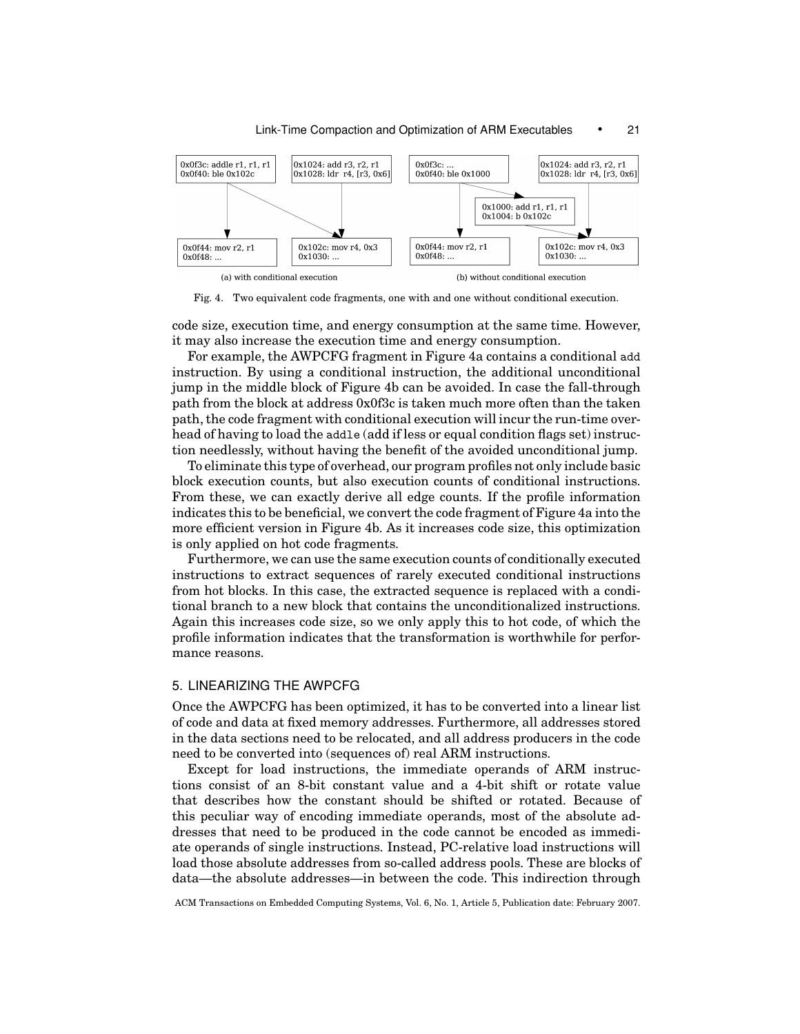0x0f3c: addle r1, r1, r1
0x0f40: ble 0x102c

0x1024: add r3, r2, r1
0x1028: ldr r4, [r3, 0x6]

0x0f44: mov r2, r1
0x0f48: ...

0x102c: mov r4, 0x3
0x1030: ...

(a) with conditional execution

0x0f3c: ...
0x0f40: ble 0x1000

0x1024: add r3, r2, r1
0x1028: ldr r4, [r3, 0x6]

0x1000: add r1, r1, r1
0x1004: b 0x102c

0x0f44: mov r2, r1
0x0f48: ...

0x102c: mov r4, 0x3
0x1030: ...

(b) without conditional execution

Fig. 4. Two equivalent code fragments, one with and one without conditional execution.

code size, execution time, and energy consumption at the same time. However, it may also increase the execution time and energy consumption.

For example, the AWPCFG fragment in Figure 4a contains a conditional `add` instruction. By using a conditional instruction, the additional unconditional jump in the middle block of Figure 4b can be avoided. In case the fall-through path from the block at address 0x0f3c is taken much more often than the taken path, the code fragment with conditional execution will incur the run-time overhead of having to load the `addle` (add if less or equal condition flags set) instruction needlessly, without having the benefit of the avoided unconditional jump.

To eliminate this type of overhead, our program profiles not only include basic block execution counts, but also execution counts of conditional instructions. From these, we can exactly derive all edge counts. If the profile information indicates this to be beneficial, we convert the code fragment of Figure 4a into the more efficient version in Figure 4b. As it increases code size, this optimization is only applied on hot code fragments.

Furthermore, we can use the same execution counts of conditionally executed instructions to extract sequences of rarely executed conditional instructions from hot blocks. In this case, the extracted sequence is replaced with a conditional branch to a new block that contains the unconditionalized instructions. Again this increases code size, so we only apply this to hot code, of which the profile information indicates that the transformation is worthwhile for performance reasons.

## 5. LINEARIZING THE AWPCFG

Once the AWPCFG has been optimized, it has to be converted into a linear list of code and data at fixed memory addresses. Furthermore, all addresses stored in the data sections need to be relocated, and all address producers in the code need to be converted into (sequences of) real ARM instructions.

Except for load instructions, the immediate operands of ARM instructions consist of an 8-bit constant value and a 4-bit shift or rotate value that describes how the constant should be shifted or rotated. Because of this peculiar way of encoding immediate operands, most of the absolute addresses that need to be produced in the code cannot be encoded as immediate operands of single instructions. Instead, PC-relative load instructions will load those absolute addresses from so-called address pools. These are blocks of data—the absolute addresses—in between the code. This indirection through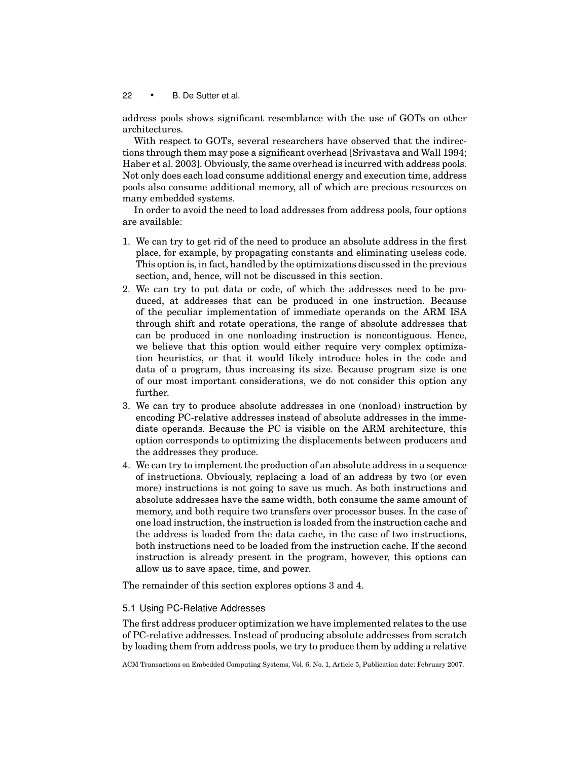address pools shows significant resemblance with the use of GOTs on other architectures.

With respect to GOTs, several researchers have observed that the indirections through them may pose a significant overhead [Srivastava and Wall 1994; Haber et al. 2003]. Obviously, the same overhead is incurred with address pools. Not only does each load consume additional energy and execution time, address pools also consume additional memory, all of which are precious resources on many embedded systems.

In order to avoid the need to load addresses from address pools, four options are available:

1. We can try to get rid of the need to produce an absolute address in the first place, for example, by propagating constants and eliminating useless code. This option is, in fact, handled by the optimizations discussed in the previous section, and, hence, will not be discussed in this section.
2. We can try to put data or code, of which the addresses need to be produced, at addresses that can be produced in one instruction. Because of the peculiar implementation of immediate operands on the ARM ISA through shift and rotate operations, the range of absolute addresses that can be produced in one nonloading instruction is noncontiguous. Hence, we believe that this option would either require very complex optimization heuristics, or that it would likely introduce holes in the code and data of a program, thus increasing its size. Because program size is one of our most important considerations, we do not consider this option any further.
3. We can try to produce absolute addresses in one (nonload) instruction by encoding PC-relative addresses instead of absolute addresses in the immediate operands. Because the PC is visible on the ARM architecture, this option corresponds to optimizing the displacements between producers and the addresses they produce.
4. We can try to implement the production of an absolute address in a sequence of instructions. Obviously, replacing a load of an address by two (or even more) instructions is not going to save us much. As both instructions and absolute addresses have the same width, both consume the same amount of memory, and both require two transfers over processor buses. In the case of one load instruction, the instruction is loaded from the instruction cache and the address is loaded from the data cache, in the case of two instructions, both instructions need to be loaded from the instruction cache. If the second instruction is already present in the program, however, this options can allow us to save space, time, and power.

The remainder of this section explores options 3 and 4.

## 5.1 Using PC-Relative Addresses

The first address producer optimization we have implemented relates to the use of PC-relative addresses. Instead of producing absolute addresses from scratch by loading them from address pools, we try to produce them by adding a relative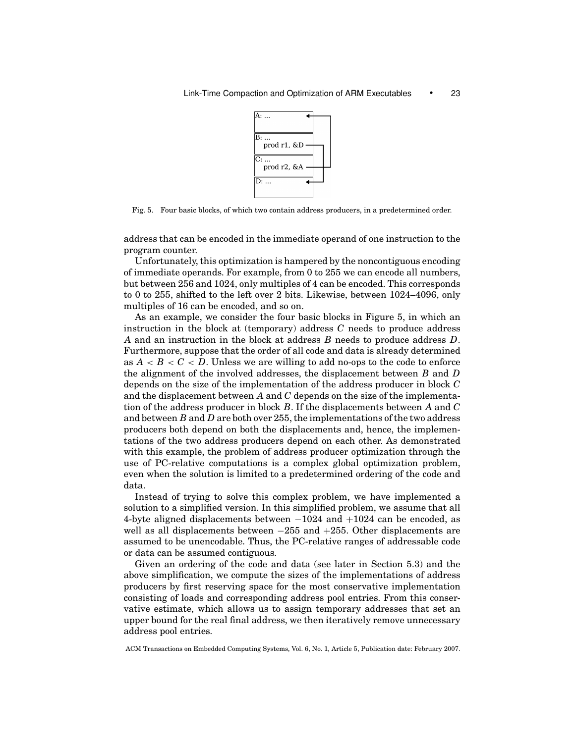A: ...

B: ...
prod r1, &D

C: ...
prod r2, &A

D: ...

Fig. 5. Four basic blocks, of which two contain address producers, in a predetermined order.

address that can be encoded in the immediate operand of one instruction to the program counter.

Unfortunately, this optimization is hampered by the noncontiguous encoding of immediate operands. For example, from 0 to 255 we can encode all numbers, but between 256 and 1024, only multiples of 4 can be encoded. This corresponds to 0 to 255, shifted to the left over 2 bits. Likewise, between 1024–4096, only multiples of 16 can be encoded, and so on.

As an example, we consider the four basic blocks in Figure 5, in which an instruction in the block at (temporary) address $C$ needs to produce address $A$ and an instruction in the block at address $B$ needs to produce address $D$. Furthermore, suppose that the order of all code and data is already determined as $A < B < C < D$. Unless we are willing to add no-ops to the code to enforce the alignment of the involved addresses, the displacement between $B$ and $D$ depends on the size of the implementation of the address producer in block $C$ and the displacement between $A$ and $C$ depends on the size of the implementation of the address producer in block $B$. If the displacements between $A$ and $C$ and between $B$ and $D$ are both over 255, the implementations of the two address producers both depend on both the displacements and, hence, the implementations of the two address producers depend on each other. As demonstrated with this example, the problem of address producer optimization through the use of PC-relative computations is a complex global optimization problem, even when the solution is limited to a predetermined ordering of the code and data.

Instead of trying to solve this complex problem, we have implemented a solution to a simplified version. In this simplified problem, we assume that all 4-byte aligned displacements between $-1024$ and $+1024$ can be encoded, as well as all displacements between $-255$ and $+255$. Other displacements are assumed to be unencodable. Thus, the PC-relative ranges of addressable code or data can be assumed contiguous.

Given an ordering of the code and data (see later in Section 5.3) and the above simplification, we compute the sizes of the implementations of address producers by first reserving space for the most conservative implementation consisting of loads and corresponding address pool entries. From this conservative estimate, which allows us to assign temporary addresses that set an upper bound for the real final address, we then iteratively remove unnecessary address pool entries.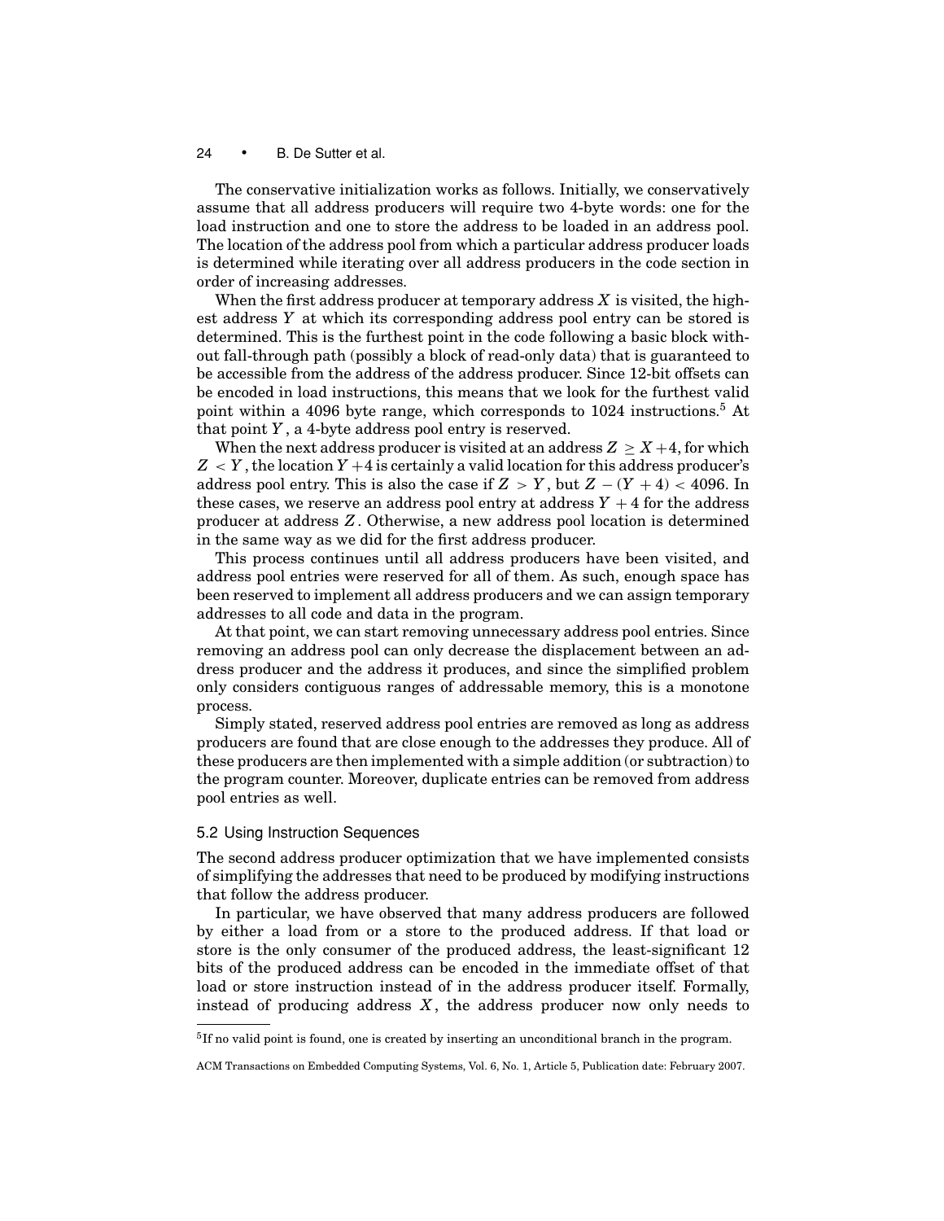The conservative initialization works as follows. Initially, we conservatively assume that all address producers will require two 4-byte words: one for the load instruction and one to store the address to be loaded in an address pool. The location of the address pool from which a particular address producer loads is determined while iterating over all address producers in the code section in order of increasing addresses.

When the first address producer at temporary address $X$ is visited, the highest address $Y$ at which its corresponding address pool entry can be stored is determined. This is the furthest point in the code following a basic block without fall-through path (possibly a block of read-only data) that is guaranteed to be accessible from the address of the address producer. Since 12-bit offsets can be encoded in load instructions, this means that we look for the furthest valid point within a 4096 byte range, which corresponds to 1024 instructions.[5] At that point $Y$, a 4-byte address pool entry is reserved.

When the next address producer is visited at an address $Z \geq X+4$, for which $Z < Y$, the location $Y+4$ is certainly a valid location for this address producer's address pool entry. This is also the case if $Z > Y$, but $Z - (Y+4) < 4096$. In these cases, we reserve an address pool entry at address $Y + 4$ for the address producer at address $Z$. Otherwise, a new address pool location is determined in the same way as we did for the first address producer.

This process continues until all address producers have been visited, and address pool entries were reserved for all of them. As such, enough space has been reserved to implement all address producers and we can assign temporary addresses to all code and data in the program.

At that point, we can start removing unnecessary address pool entries. Since removing an address pool can only decrease the displacement between an address producer and the address it produces, and since the simplified problem only considers contiguous ranges of addressable memory, this is a monotone process.

Simply stated, reserved address pool entries are removed as long as address producers are found that are close enough to the addresses they produce. All of these producers are then implemented with a simple addition (or subtraction) to the program counter. Moreover, duplicate entries can be removed from address pool entries as well.

### 5.2 Using Instruction Sequences

The second address producer optimization that we have implemented consists of simplifying the addresses that need to be produced by modifying instructions that follow the address producer.

In particular, we have observed that many address producers are followed by either a load from or a store to the produced address. If that load or store is the only consumer of the produced address, the least-significant 12 bits of the produced address can be encoded in the immediate offset of that load or store instruction instead of in the address producer itself. Formally, instead of producing address $X$, the address producer now only needs to

[5] If no valid point is found, one is created by inserting an unconditional branch in the program.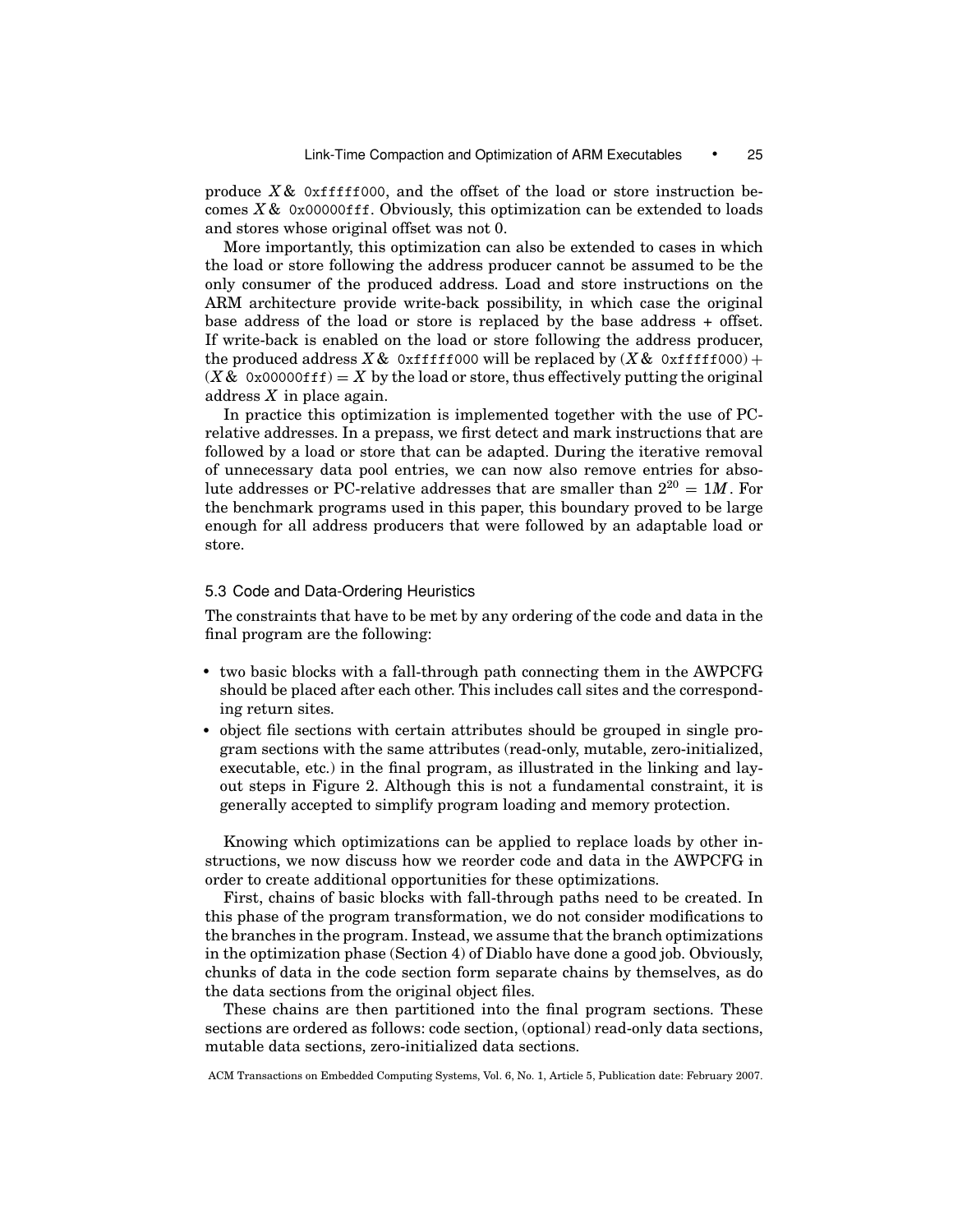produce $X\&$ `0xfffff000`, and the offset of the load or store instruction becomes $X\&$ `0x00000fff`. Obviously, this optimization can be extended to loads and stores whose original offset was not 0.

More importantly, this optimization can also be extended to cases in which the load or store following the address producer cannot be assumed to be the only consumer of the produced address. Load and store instructions on the ARM architecture provide write-back possibility, in which case the original base address of the load or store is replaced by the base address + offset. If write-back is enabled on the load or store following the address producer, the produced address $X\&$ `0xfffff000` will be replaced by $(X\&$ `0xfffff000`$)+(X\&$ `0x00000fff`$) = X$ by the load or store, thus effectively putting the original address $X$ in place again.

In practice this optimization is implemented together with the use of PC-relative addresses. In a prepass, we first detect and mark instructions that are followed by a load or store that can be adapted. During the iterative removal of unnecessary data pool entries, we can now also remove entries for absolute addresses or PC-relative addresses that are smaller than $2^{20} = 1M$. For the benchmark programs used in this paper, this boundary proved to be large enough for all address producers that were followed by an adaptable load or store.

### 5.3 Code and Data-Ordering Heuristics

The constraints that have to be met by any ordering of the code and data in the final program are the following:

- two basic blocks with a fall-through path connecting them in the AWPCFG should be placed after each other. This includes call sites and the corresponding return sites.
- object file sections with certain attributes should be grouped in single program sections with the same attributes (read-only, mutable, zero-initialized, executable, etc.) in the final program, as illustrated in the linking and layout steps in Figure 2. Although this is not a fundamental constraint, it is generally accepted to simplify program loading and memory protection.

Knowing which optimizations can be applied to replace loads by other instructions, we now discuss how we reorder code and data in the AWPCFG in order to create additional opportunities for these optimizations.

First, chains of basic blocks with fall-through paths need to be created. In this phase of the program transformation, we do not consider modifications to the branches in the program. Instead, we assume that the branch optimizations in the optimization phase (Section 4) of Diablo have done a good job. Obviously, chunks of data in the code section form separate chains by themselves, as do the data sections from the original object files.

These chains are then partitioned into the final program sections. These sections are ordered as follows: code section, (optional) read-only data sections, mutable data sections, zero-initialized data sections.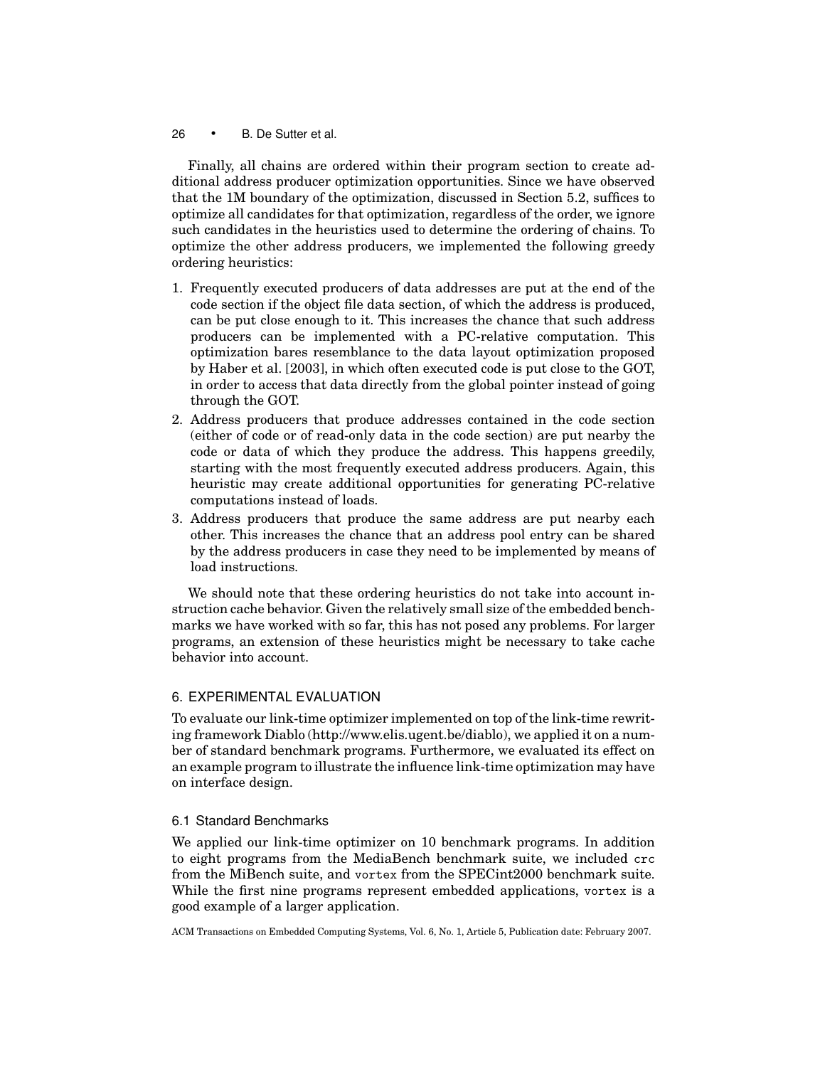Finally, all chains are ordered within their program section to create additional address producer optimization opportunities. Since we have observed that the 1M boundary of the optimization, discussed in Section 5.2, suffices to optimize all candidates for that optimization, regardless of the order, we ignore such candidates in the heuristics used to determine the ordering of chains. To optimize the other address producers, we implemented the following greedy ordering heuristics:

1. Frequently executed producers of data addresses are put at the end of the code section if the object file data section, of which the address is produced, can be put close enough to it. This increases the chance that such address producers can be implemented with a PC-relative computation. This optimization bares resemblance to the data layout optimization proposed by Haber et al. [2003], in which often executed code is put close to the GOT, in order to access that data directly from the global pointer instead of going through the GOT.
2. Address producers that produce addresses contained in the code section (either of code or of read-only data in the code section) are put nearby the code or data of which they produce the address. This happens greedily, starting with the most frequently executed address producers. Again, this heuristic may create additional opportunities for generating PC-relative computations instead of loads.
3. Address producers that produce the same address are put nearby each other. This increases the chance that an address pool entry can be shared by the address producers in case they need to be implemented by means of load instructions.

We should note that these ordering heuristics do not take into account instruction cache behavior. Given the relatively small size of the embedded benchmarks we have worked with so far, this has not posed any problems. For larger programs, an extension of these heuristics might be necessary to take cache behavior into account.

## 6. EXPERIMENTAL EVALUATION

To evaluate our link-time optimizer implemented on top of the link-time rewriting framework Diablo (http://www.elis.ugent.be/diablo), we applied it on a number of standard benchmark programs. Furthermore, we evaluated its effect on an example program to illustrate the influence link-time optimization may have on interface design.

### 6.1 Standard Benchmarks

We applied our link-time optimizer on 10 benchmark programs. In addition to eight programs from the MediaBench benchmark suite, we included `crc` from the MiBench suite, and `vortex` from the SPECint2000 benchmark suite. While the first nine programs represent embedded applications, `vortex` is a good example of a larger application.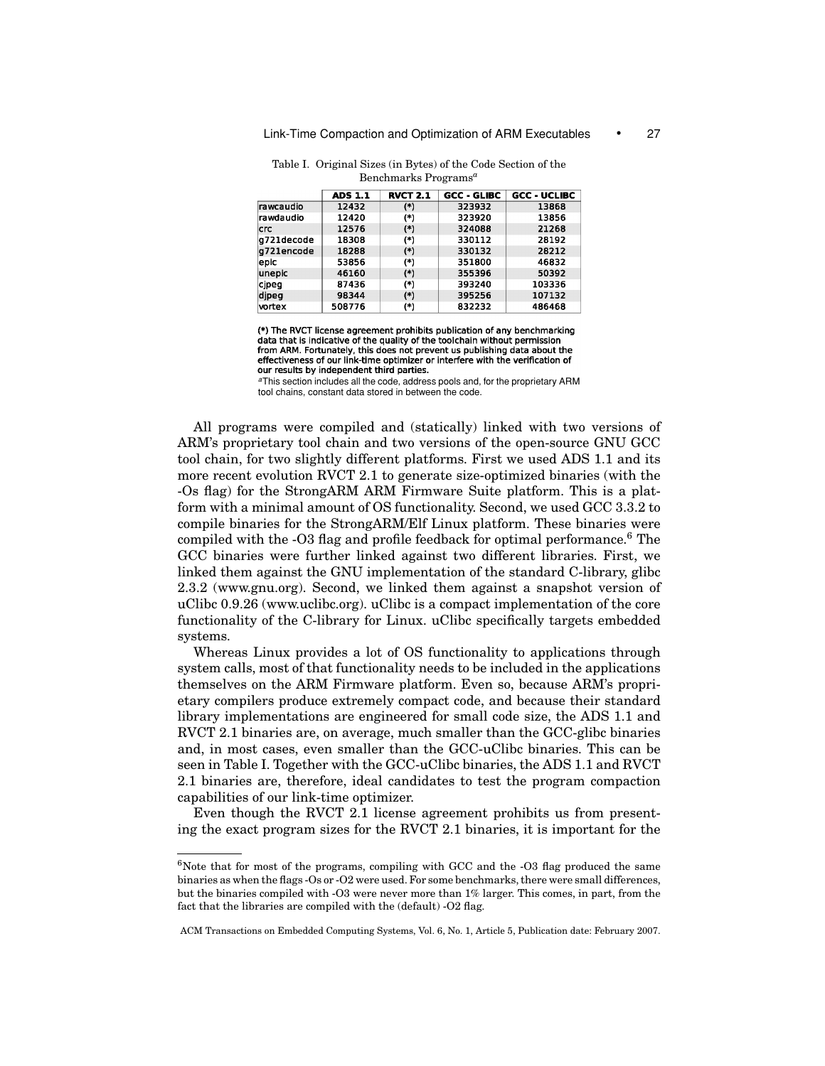Table I. Original Sizes (in Bytes) of the Code Section of the Benchmarks Programs[a]

| | ADS 1.1 | RVCT 2.1 | GCC - GLIBC | GCC - UCLIBC |
|---|---|---|---|---|
| rawcaudio | 12432 | (*) | 323932 | 13868 |
| rawdaudio | 12420 | (*) | 323920 | 13856 |
| crc | 12576 | (*) | 324088 | 21268 |
| g721decode | 18308 | (*) | 330112 | 28192 |
| g721encode | 18288 | (*) | 330132 | 28212 |
| epic | 53856 | (*) | 351800 | 46832 |
| unepic | 46160 | (*) | 355396 | 50392 |
| cjpeg | 87436 | (*) | 393240 | 103336 |
| djpeg | 98344 | (*) | 395256 | 107132 |
| vortex | 508776 | (*) | 832232 | 486468 |

**(*) The RVCT license agreement prohibits publication of any benchmarking data that is indicative of the quality of the toolchain without permission from ARM. Fortunately, this does not prevent us publishing data about the effectiveness of our link-time optimizer or interfere with the verification of our results by independent third parties.**

[a]This section includes all the code, address pools and, for the proprietary ARM tool chains, constant data stored in between the code.

All programs were compiled and (statically) linked with two versions of ARM's proprietary tool chain and two versions of the open-source GNU GCC tool chain, for two slightly different platforms. First we used ADS 1.1 and its more recent evolution RVCT 2.1 to generate size-optimized binaries (with the -Os flag) for the StrongARM ARM Firmware Suite platform. This is a platform with a minimal amount of OS functionality. Second, we used GCC 3.3.2 to compile binaries for the StrongARM/Elf Linux platform. These binaries were compiled with the -O3 flag and profile feedback for optimal performance.[6] The GCC binaries were further linked against two different libraries. First, we linked them against the GNU implementation of the standard C-library, glibc 2.3.2 (www.gnu.org). Second, we linked them against a snapshot version of uClibc 0.9.26 (www.uclibc.org). uClibc is a compact implementation of the core functionality of the C-library for Linux. uClibc specifically targets embedded systems.

Whereas Linux provides a lot of OS functionality to applications through system calls, most of that functionality needs to be included in the applications themselves on the ARM Firmware platform. Even so, because ARM's proprietary compilers produce extremely compact code, and because their standard library implementations are engineered for small code size, the ADS 1.1 and RVCT 2.1 binaries are, on average, much smaller than the GCC-glibc binaries and, in most cases, even smaller than the GCC-uClibc binaries. This can be seen in Table I. Together with the GCC-uClibc binaries, the ADS 1.1 and RVCT 2.1 binaries are, therefore, ideal candidates to test the program compaction capabilities of our link-time optimizer.

Even though the RVCT 2.1 license agreement prohibits us from presenting the exact program sizes for the RVCT 2.1 binaries, it is important for the

[6]Note that for most of the programs, compiling with GCC and the -O3 flag produced the same binaries as when the flags -Os or -O2 were used. For some benchmarks, there were small differences, but the binaries compiled with -O3 were never more than 1% larger. This comes, in part, from the fact that the libraries are compiled with the (default) -O2 flag.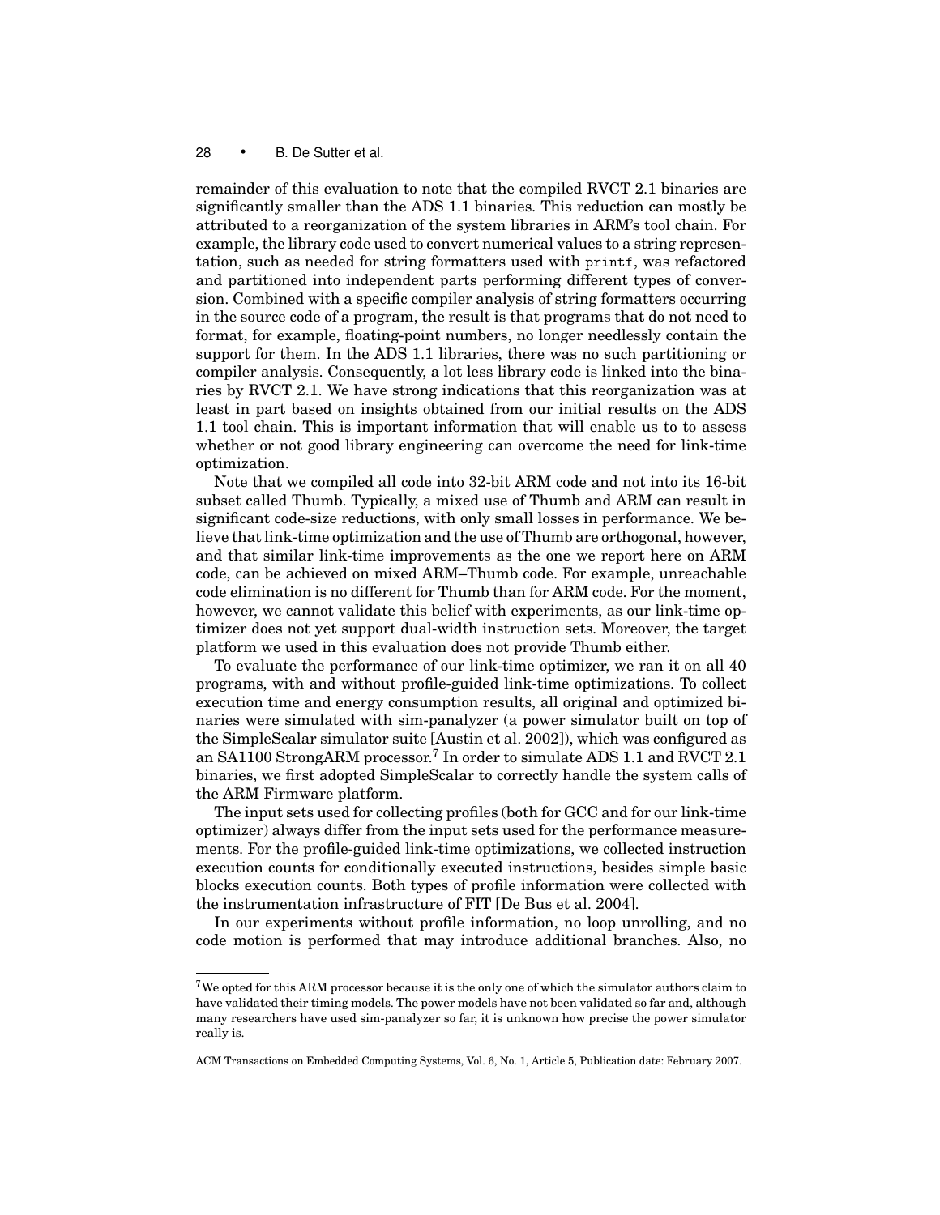remainder of this evaluation to note that the compiled RVCT 2.1 binaries are significantly smaller than the ADS 1.1 binaries. This reduction can mostly be attributed to a reorganization of the system libraries in ARM's tool chain. For example, the library code used to convert numerical values to a string representation, such as needed for string formatters used with `printf`, was refactored and partitioned into independent parts performing different types of conversion. Combined with a specific compiler analysis of string formatters occurring in the source code of a program, the result is that programs that do not need to format, for example, floating-point numbers, no longer needlessly contain the support for them. In the ADS 1.1 libraries, there was no such partitioning or compiler analysis. Consequently, a lot less library code is linked into the binaries by RVCT 2.1. We have strong indications that this reorganization was at least in part based on insights obtained from our initial results on the ADS 1.1 tool chain. This is important information that will enable us to to assess whether or not good library engineering can overcome the need for link-time optimization.

Note that we compiled all code into 32-bit ARM code and not into its 16-bit subset called Thumb. Typically, a mixed use of Thumb and ARM can result in significant code-size reductions, with only small losses in performance. We believe that link-time optimization and the use of Thumb are orthogonal, however, and that similar link-time improvements as the one we report here on ARM code, can be achieved on mixed ARM–Thumb code. For example, unreachable code elimination is no different for Thumb than for ARM code. For the moment, however, we cannot validate this belief with experiments, as our link-time optimizer does not yet support dual-width instruction sets. Moreover, the target platform we used in this evaluation does not provide Thumb either.

To evaluate the performance of our link-time optimizer, we ran it on all 40 programs, with and without profile-guided link-time optimizations. To collect execution time and energy consumption results, all original and optimized binaries were simulated with sim-panalyzer (a power simulator built on top of the SimpleScalar simulator suite [Austin et al. 2002]), which was configured as an SA1100 StrongARM processor.[7] In order to simulate ADS 1.1 and RVCT 2.1 binaries, we first adopted SimpleScalar to correctly handle the system calls of the ARM Firmware platform.

The input sets used for collecting profiles (both for GCC and for our link-time optimizer) always differ from the input sets used for the performance measurements. For the profile-guided link-time optimizations, we collected instruction execution counts for conditionally executed instructions, besides simple basic blocks execution counts. Both types of profile information were collected with the instrumentation infrastructure of FIT [De Bus et al. 2004].

In our experiments without profile information, no loop unrolling, and no code motion is performed that may introduce additional branches. Also, no

[7] We opted for this ARM processor because it is the only one of which the simulator authors claim to have validated their timing models. The power models have not been validated so far and, although many researchers have used sim-panalyzer so far, it is unknown how precise the power simulator really is.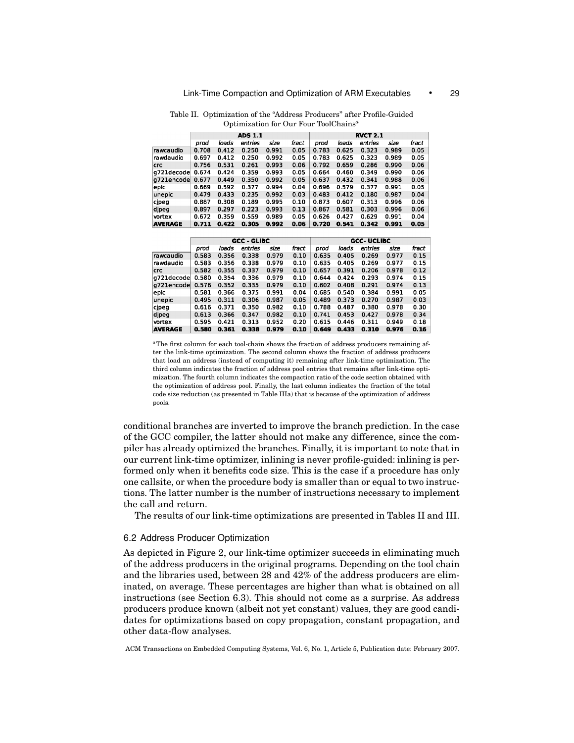Table II. Optimization of the "Address Producers" after Profile-Guided Optimization for Our Four ToolChains[a]

| | ADS 1.1 | | | | | RVCT 2.1 | | | | |
|---|---|---|---|---|---|---|---|---|---|---|
| | prod | loads | entries | size | fract | prod | loads | entries | size | fract |
| rawcaudio | 0.708 | 0.412 | 0.250 | 0.991 | 0.05 | 0.783 | 0.625 | 0.323 | 0.989 | 0.05 |
| rawdaudio | 0.697 | 0.412 | 0.250 | 0.992 | 0.05 | 0.783 | 0.625 | 0.323 | 0.989 | 0.05 |
| crc | 0.756 | 0.531 | 0.261 | 0.993 | 0.06 | 0.792 | 0.659 | 0.286 | 0.990 | 0.06 |
| g721decode | 0.674 | 0.424 | 0.359 | 0.993 | 0.05 | 0.664 | 0.460 | 0.349 | 0.990 | 0.06 |
| g721encode | 0.677 | 0.449 | 0.350 | 0.992 | 0.05 | 0.637 | 0.432 | 0.341 | 0.988 | 0.06 |
| epic | 0.669 | 0.592 | 0.377 | 0.994 | 0.04 | 0.696 | 0.579 | 0.377 | 0.991 | 0.05 |
| unepic | 0.479 | 0.433 | 0.235 | 0.992 | 0.03 | 0.483 | 0.412 | 0.180 | 0.987 | 0.04 |
| cjpeg | 0.887 | 0.308 | 0.189 | 0.995 | 0.10 | 0.873 | 0.607 | 0.313 | 0.996 | 0.06 |
| djpeg | 0.897 | 0.297 | 0.223 | 0.993 | 0.13 | 0.867 | 0.581 | 0.303 | 0.996 | 0.06 |
| vortex | 0.672 | 0.359 | 0.559 | 0.989 | 0.05 | 0.626 | 0.427 | 0.629 | 0.991 | 0.04 |
| **AVERAGE** | **0.711** | **0.422** | **0.305** | **0.992** | **0.06** | **0.720** | **0.541** | **0.342** | **0.991** | **0.05** |

| | GCC - GLIBC | | | | | GCC- UCLIBC | | | | |
|---|---|---|---|---|---|---|---|---|---|---|
| | prod | loads | entries | size | fract | prod | loads | entries | size | fract |
| rawcaudio | 0.583 | 0.356 | 0.338 | 0.979 | 0.10 | 0.635 | 0.405 | 0.269 | 0.977 | 0.15 |
| rawdaudio | 0.583 | 0.356 | 0.338 | 0.979 | 0.10 | 0.635 | 0.405 | 0.269 | 0.977 | 0.15 |
| crc | 0.582 | 0.355 | 0.337 | 0.979 | 0.10 | 0.657 | 0.391 | 0.206 | 0.978 | 0.12 |
| g721decode | 0.580 | 0.354 | 0.336 | 0.979 | 0.10 | 0.644 | 0.424 | 0.293 | 0.974 | 0.15 |
| g721encode | 0.576 | 0.352 | 0.335 | 0.979 | 0.10 | 0.602 | 0.408 | 0.291 | 0.974 | 0.13 |
| epic | 0.581 | 0.366 | 0.375 | 0.991 | 0.04 | 0.685 | 0.540 | 0.384 | 0.991 | 0.05 |
| unepic | 0.495 | 0.311 | 0.306 | 0.987 | 0.05 | 0.489 | 0.373 | 0.270 | 0.987 | 0.03 |
| cjpeg | 0.616 | 0.371 | 0.350 | 0.982 | 0.10 | 0.788 | 0.487 | 0.380 | 0.978 | 0.30 |
| djpeg | 0.613 | 0.366 | 0.347 | 0.982 | 0.10 | 0.741 | 0.453 | 0.427 | 0.978 | 0.34 |
| vortex | 0.595 | 0.421 | 0.313 | 0.952 | 0.20 | 0.615 | 0.446 | 0.311 | 0.949 | 0.18 |
| **AVERAGE** | **0.580** | **0.361** | **0.338** | **0.979** | **0.10** | **0.649** | **0.433** | **0.310** | **0.976** | **0.16** |

[a]The first column for each tool-chain shows the fraction of address producers remaining after the link-time optimization. The second column shows the fraction of address producers that load an address (instead of computing it) remaining after link-time optimization. The third column indicates the fraction of address pool entries that remains after link-time optimization. The fourth column indicates the compaction ratio of the code section obtained with the optimization of address pool. Finally, the last column indicates the fraction of the total code size reduction (as presented in Table IIIa) that is because of the optimization of address pools.

conditional branches are inverted to improve the branch prediction. In the case of the GCC compiler, the latter should not make any difference, since the compiler has already optimized the branches. Finally, it is important to note that in our current link-time optimizer, inlining is never profile-guided: inlining is performed only when it benefits code size. This is the case if a procedure has only one callsite, or when the procedure body is smaller than or equal to two instructions. The latter number is the number of instructions necessary to implement the call and return.

The results of our link-time optimizations are presented in Tables II and III.

### 6.2 Address Producer Optimization

As depicted in Figure 2, our link-time optimizer succeeds in eliminating much of the address producers in the original programs. Depending on the tool chain and the libraries used, between 28 and 42% of the address producers are eliminated, on average. These percentages are higher than what is obtained on all instructions (see Section 6.3). This should not come as a surprise. As address producers produce known (albeit not yet constant) values, they are good candidates for optimizations based on copy propagation, constant propagation, and other data-flow analyses.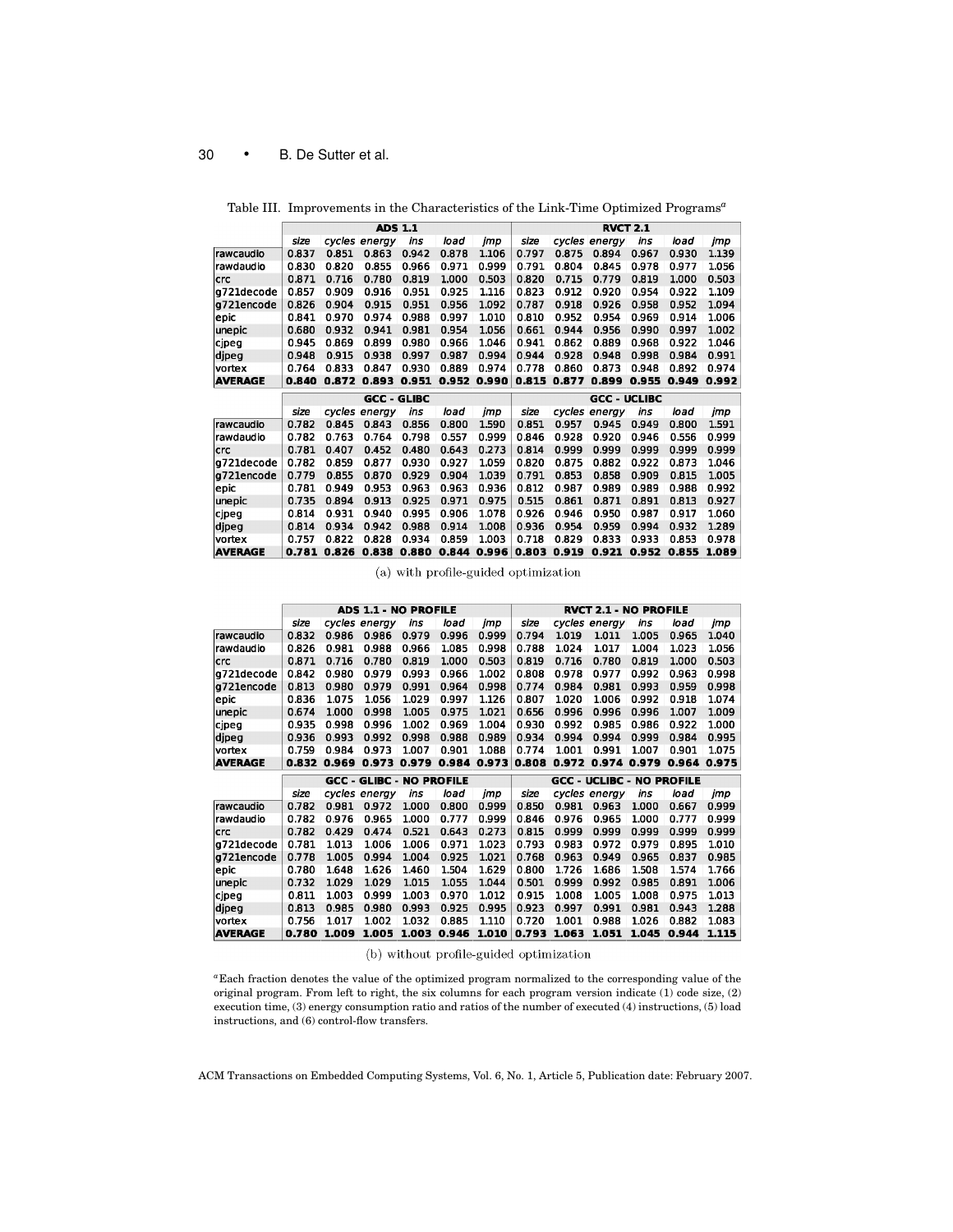Table III. Improvements in the Characteristics of the Link-Time Optimized Programs[a]

| | ADS 1.1 | | | | | | RVCT 2.1 | | | | | |
|---|---|---|---|---|---|---|---|---|---|---|---|---|
| | size | cycles | energy | ins | load | jmp | size | cycles | energy | ins | load | jmp |
| rawcaudio | 0.837 | 0.851 | 0.863 | 0.942 | 0.878 | 1.106 | 0.797 | 0.875 | 0.894 | 0.967 | 0.930 | 1.139 |
| rawdaudio | 0.830 | 0.820 | 0.855 | 0.966 | 0.971 | 0.999 | 0.791 | 0.804 | 0.845 | 0.978 | 0.977 | 1.056 |
| crc | 0.871 | 0.716 | 0.780 | 0.819 | 1.000 | 0.503 | 0.820 | 0.715 | 0.779 | 0.819 | 1.000 | 0.503 |
| g721decode | 0.857 | 0.909 | 0.916 | 0.951 | 0.925 | 1.116 | 0.823 | 0.912 | 0.920 | 0.954 | 0.922 | 1.109 |
| g721encode | 0.826 | 0.904 | 0.915 | 0.951 | 0.956 | 1.092 | 0.787 | 0.918 | 0.926 | 0.958 | 0.952 | 1.094 |
| epic | 0.841 | 0.970 | 0.974 | 0.988 | 0.997 | 1.010 | 0.810 | 0.952 | 0.954 | 0.969 | 0.914 | 1.006 |
| unepic | 0.680 | 0.932 | 0.941 | 0.981 | 0.954 | 1.056 | 0.661 | 0.944 | 0.956 | 0.990 | 0.997 | 1.002 |
| cjpeg | 0.945 | 0.869 | 0.899 | 0.980 | 0.966 | 1.046 | 0.941 | 0.862 | 0.889 | 0.968 | 0.922 | 1.046 |
| djpeg | 0.948 | 0.915 | 0.938 | 0.997 | 0.987 | 0.994 | 0.944 | 0.928 | 0.948 | 0.998 | 0.984 | 0.991 |
| vortex | 0.764 | 0.833 | 0.847 | 0.930 | 0.889 | 0.974 | 0.778 | 0.860 | 0.873 | 0.948 | 0.892 | 0.974 |
| **AVERAGE** | **0.840** | **0.872** | **0.893** | **0.951** | **0.952** | **0.990** | **0.815** | **0.877** | **0.899** | **0.955** | **0.949** | **0.992** |

| | GCC - GLIBC | | | | | | GCC - UCLIBC | | | | | |
|---|---|---|---|---|---|---|---|---|---|---|---|---|
| | size | cycles | energy | ins | load | jmp | size | cycles | energy | ins | load | jmp |
| rawcaudio | 0.782 | 0.845 | 0.843 | 0.856 | 0.800 | 1.590 | 0.851 | 0.957 | 0.945 | 0.949 | 0.800 | 1.591 |
| rawdaudio | 0.782 | 0.763 | 0.764 | 0.798 | 0.557 | 0.999 | 0.846 | 0.928 | 0.920 | 0.946 | 0.556 | 0.999 |
| crc | 0.781 | 0.407 | 0.452 | 0.480 | 0.643 | 0.273 | 0.814 | 0.999 | 0.999 | 0.999 | 0.999 | 0.999 |
| g721decode | 0.782 | 0.859 | 0.877 | 0.930 | 0.927 | 1.059 | 0.820 | 0.875 | 0.882 | 0.922 | 0.873 | 1.046 |
| g721encode | 0.779 | 0.855 | 0.870 | 0.929 | 0.904 | 1.039 | 0.791 | 0.853 | 0.858 | 0.909 | 0.815 | 1.005 |
| epic | 0.781 | 0.949 | 0.953 | 0.963 | 0.963 | 0.936 | 0.812 | 0.987 | 0.989 | 0.989 | 0.988 | 0.992 |
| unepic | 0.735 | 0.894 | 0.913 | 0.925 | 0.971 | 0.975 | 0.515 | 0.861 | 0.871 | 0.891 | 0.813 | 0.927 |
| cjpeg | 0.814 | 0.931 | 0.940 | 0.995 | 0.906 | 1.078 | 0.926 | 0.946 | 0.950 | 0.987 | 0.917 | 1.060 |
| djpeg | 0.814 | 0.934 | 0.942 | 0.988 | 0.914 | 1.008 | 0.936 | 0.954 | 0.959 | 0.994 | 0.932 | 1.289 |
| vortex | 0.757 | 0.822 | 0.828 | 0.934 | 0.859 | 1.003 | 0.718 | 0.829 | 0.833 | 0.933 | 0.853 | 0.978 |
| **AVERAGE** | **0.781** | **0.826** | **0.838** | **0.880** | **0.844** | **0.996** | **0.803** | **0.919** | **0.921** | **0.952** | **0.855** | **1.089** |

(a) with profile-guided optimization

| | ADS 1.1 - NO PROFILE | | | | | | RVCT 2.1 - NO PROFILE | | | | | |
|---|---|---|---|---|---|---|---|---|---|---|---|---|
| | size | cycles | energy | ins | load | jmp | size | cycles | energy | ins | load | jmp |
| rawcaudio | 0.832 | 0.986 | 0.986 | 0.979 | 0.996 | 0.999 | 0.794 | 1.019 | 1.011 | 1.005 | 0.965 | 1.040 |
| rawdaudio | 0.826 | 0.981 | 0.988 | 0.966 | 1.085 | 0.998 | 0.788 | 1.024 | 1.017 | 1.004 | 1.023 | 1.056 |
| crc | 0.871 | 0.716 | 0.780 | 0.819 | 1.000 | 0.503 | 0.819 | 0.716 | 0.780 | 0.819 | 1.000 | 0.503 |
| g721decode | 0.842 | 0.980 | 0.979 | 0.993 | 0.966 | 1.002 | 0.808 | 0.978 | 0.977 | 0.992 | 0.963 | 0.998 |
| g721encode | 0.813 | 0.980 | 0.979 | 0.991 | 0.964 | 0.998 | 0.774 | 0.984 | 0.981 | 0.993 | 0.959 | 0.998 |
| epic | 0.836 | 1.075 | 1.056 | 1.029 | 0.997 | 1.126 | 0.807 | 1.020 | 1.006 | 0.992 | 0.918 | 1.074 |
| unepic | 0.674 | 1.000 | 0.998 | 1.005 | 0.975 | 1.021 | 0.656 | 0.996 | 0.996 | 0.996 | 1.007 | 1.009 |
| cjpeg | 0.935 | 0.998 | 0.996 | 1.002 | 0.969 | 1.004 | 0.930 | 0.992 | 0.985 | 0.986 | 0.922 | 1.000 |
| djpeg | 0.936 | 0.993 | 0.992 | 0.998 | 0.988 | 0.989 | 0.934 | 0.994 | 0.994 | 0.999 | 0.984 | 0.995 |
| vortex | 0.759 | 0.984 | 0.973 | 1.007 | 0.901 | 1.088 | 0.774 | 1.001 | 0.991 | 1.007 | 0.901 | 1.075 |
| **AVERAGE** | **0.832** | **0.969** | **0.973** | **0.979** | **0.984** | **0.973** | **0.808** | **0.972** | **0.974** | **0.979** | **0.964** | **0.975** |

| | GCC - GLIBC - NO PROFILE | | | | | | GCC - UCLIBC - NO PROFILE | | | | | |
|---|---|---|---|---|---|---|---|---|---|---|---|---|
| | size | cycles | energy | ins | load | jmp | size | cycles | energy | ins | load | jmp |
| rawcaudio | 0.782 | 0.981 | 0.972 | 1.000 | 0.800 | 0.999 | 0.850 | 0.981 | 0.963 | 1.000 | 0.667 | 0.999 |
| rawdaudio | 0.782 | 0.976 | 0.965 | 1.000 | 0.777 | 0.999 | 0.846 | 0.976 | 0.965 | 1.000 | 0.777 | 0.999 |
| crc | 0.782 | 0.429 | 0.474 | 0.521 | 0.643 | 0.273 | 0.815 | 0.999 | 0.999 | 0.999 | 0.999 | 0.999 |
| g721decode | 0.781 | 1.013 | 1.006 | 1.006 | 0.971 | 1.023 | 0.793 | 0.983 | 0.972 | 0.979 | 0.895 | 1.010 |
| g721encode | 0.778 | 1.005 | 0.994 | 1.004 | 0.925 | 1.021 | 0.768 | 0.963 | 0.949 | 0.965 | 0.837 | 0.985 |
| epic | 0.780 | 1.648 | 1.626 | 1.460 | 1.504 | 1.629 | 0.800 | 1.726 | 1.686 | 1.508 | 1.574 | 1.766 |
| unepic | 0.732 | 1.029 | 1.029 | 1.015 | 1.055 | 1.044 | 0.501 | 0.999 | 0.992 | 0.985 | 0.891 | 1.006 |
| cjpeg | 0.811 | 1.003 | 0.999 | 1.003 | 0.970 | 1.012 | 0.915 | 1.008 | 1.005 | 1.008 | 0.975 | 1.013 |
| djpeg | 0.813 | 0.985 | 0.980 | 0.993 | 0.925 | 0.995 | 0.923 | 0.997 | 0.991 | 0.981 | 0.943 | 1.288 |
| vortex | 0.756 | 1.017 | 1.002 | 1.032 | 0.885 | 1.110 | 0.720 | 1.001 | 0.988 | 1.026 | 0.882 | 1.083 |
| **AVERAGE** | **0.780** | **1.009** | **1.005** | **1.003** | **0.946** | **1.010** | **0.793** | **1.063** | **1.051** | **1.045** | **0.944** | **1.115** |

(b) without profile-guided optimization

[a]Each fraction denotes the value of the optimized program normalized to the corresponding value of the original program. From left to right, the six columns for each program version indicate (1) code size, (2) execution time, (3) energy consumption ratio and ratios of the number of executed (4) instructions, (5) load instructions, and (6) control-flow transfers.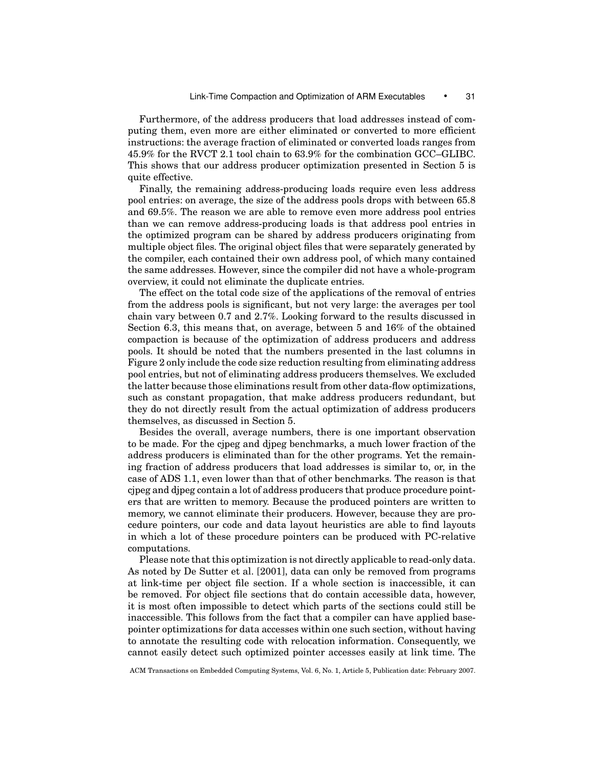Furthermore, of the address producers that load addresses instead of computing them, even more are either eliminated or converted to more efficient instructions: the average fraction of eliminated or converted loads ranges from 45.9% for the RVCT 2.1 tool chain to 63.9% for the combination GCC–GLIBC. This shows that our address producer optimization presented in Section 5 is quite effective.

Finally, the remaining address-producing loads require even less address pool entries: on average, the size of the address pools drops with between 65.8 and 69.5%. The reason we are able to remove even more address pool entries than we can remove address-producing loads is that address pool entries in the optimized program can be shared by address producers originating from multiple object files. The original object files that were separately generated by the compiler, each contained their own address pool, of which many contained the same addresses. However, since the compiler did not have a whole-program overview, it could not eliminate the duplicate entries.

The effect on the total code size of the applications of the removal of entries from the address pools is significant, but not very large: the averages per tool chain vary between 0.7 and 2.7%. Looking forward to the results discussed in Section 6.3, this means that, on average, between 5 and 16% of the obtained compaction is because of the optimization of address producers and address pools. It should be noted that the numbers presented in the last columns in Figure 2 only include the code size reduction resulting from eliminating address pool entries, but not of eliminating address producers themselves. We excluded the latter because those eliminations result from other data-flow optimizations, such as constant propagation, that make address producers redundant, but they do not directly result from the actual optimization of address producers themselves, as discussed in Section 5.

Besides the overall, average numbers, there is one important observation to be made. For the cjpeg and djpeg benchmarks, a much lower fraction of the address producers is eliminated than for the other programs. Yet the remaining fraction of address producers that load addresses is similar to, or, in the case of ADS 1.1, even lower than that of other benchmarks. The reason is that cjpeg and djpeg contain a lot of address producers that produce procedure pointers that are written to memory. Because the produced pointers are written to memory, we cannot eliminate their producers. However, because they are procedure pointers, our code and data layout heuristics are able to find layouts in which a lot of these procedure pointers can be produced with PC-relative computations.

Please note that this optimization is not directly applicable to read-only data. As noted by De Sutter et al. [2001], data can only be removed from programs at link-time per object file section. If a whole section is inaccessible, it can be removed. For object file sections that do contain accessible data, however, it is most often impossible to detect which parts of the sections could still be inaccessible. This follows from the fact that a compiler can have applied base-pointer optimizations for data accesses within one such section, without having to annotate the resulting code with relocation information. Consequently, we cannot easily detect such optimized pointer accesses easily at link time. The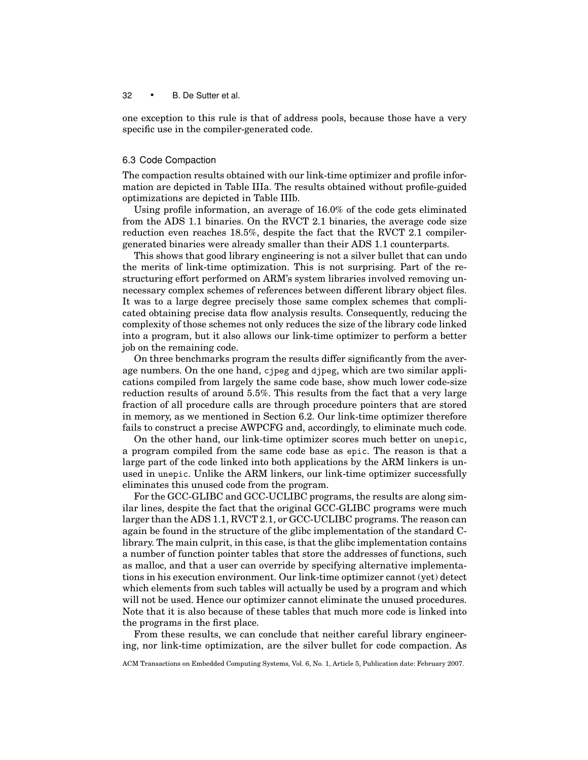one exception to this rule is that of address pools, because those have a very specific use in the compiler-generated code.

### 6.3 Code Compaction

The compaction results obtained with our link-time optimizer and profile information are depicted in Table IIIa. The results obtained without profile-guided optimizations are depicted in Table IIIb.

Using profile information, an average of 16.0% of the code gets eliminated from the ADS 1.1 binaries. On the RVCT 2.1 binaries, the average code size reduction even reaches 18.5%, despite the fact that the RVCT 2.1 compiler-generated binaries were already smaller than their ADS 1.1 counterparts.

This shows that good library engineering is not a silver bullet that can undo the merits of link-time optimization. This is not surprising. Part of the restructuring effort performed on ARM's system libraries involved removing unnecessary complex schemes of references between different library object files. It was to a large degree precisely those same complex schemes that complicated obtaining precise data flow analysis results. Consequently, reducing the complexity of those schemes not only reduces the size of the library code linked into a program, but it also allows our link-time optimizer to perform a better job on the remaining code.

On three benchmarks program the results differ significantly from the average numbers. On the one hand, `cjpeg` and `djpeg`, which are two similar applications compiled from largely the same code base, show much lower code-size reduction results of around 5.5%. This results from the fact that a very large fraction of all procedure calls are through procedure pointers that are stored in memory, as we mentioned in Section 6.2. Our link-time optimizer therefore fails to construct a precise AWPCFG and, accordingly, to eliminate much code.

On the other hand, our link-time optimizer scores much better on `unepic`, a program compiled from the same code base as `epic`. The reason is that a large part of the code linked into both applications by the ARM linkers is unused in `unepic`. Unlike the ARM linkers, our link-time optimizer successfully eliminates this unused code from the program.

For the GCC-GLIBC and GCC-UCLIBC programs, the results are along similar lines, despite the fact that the original GCC-GLIBC programs were much larger than the ADS 1.1, RVCT 2.1, or GCC-UCLIBC programs. The reason can again be found in the structure of the glibc implementation of the standard C-library. The main culprit, in this case, is that the glibc implementation contains a number of function pointer tables that store the addresses of functions, such as malloc, and that a user can override by specifying alternative implementations in his execution environment. Our link-time optimizer cannot (yet) detect which elements from such tables will actually be used by a program and which will not be used. Hence our optimizer cannot eliminate the unused procedures. Note that it is also because of these tables that much more code is linked into the programs in the first place.

From these results, we can conclude that neither careful library engineering, nor link-time optimization, are the silver bullet for code compaction. As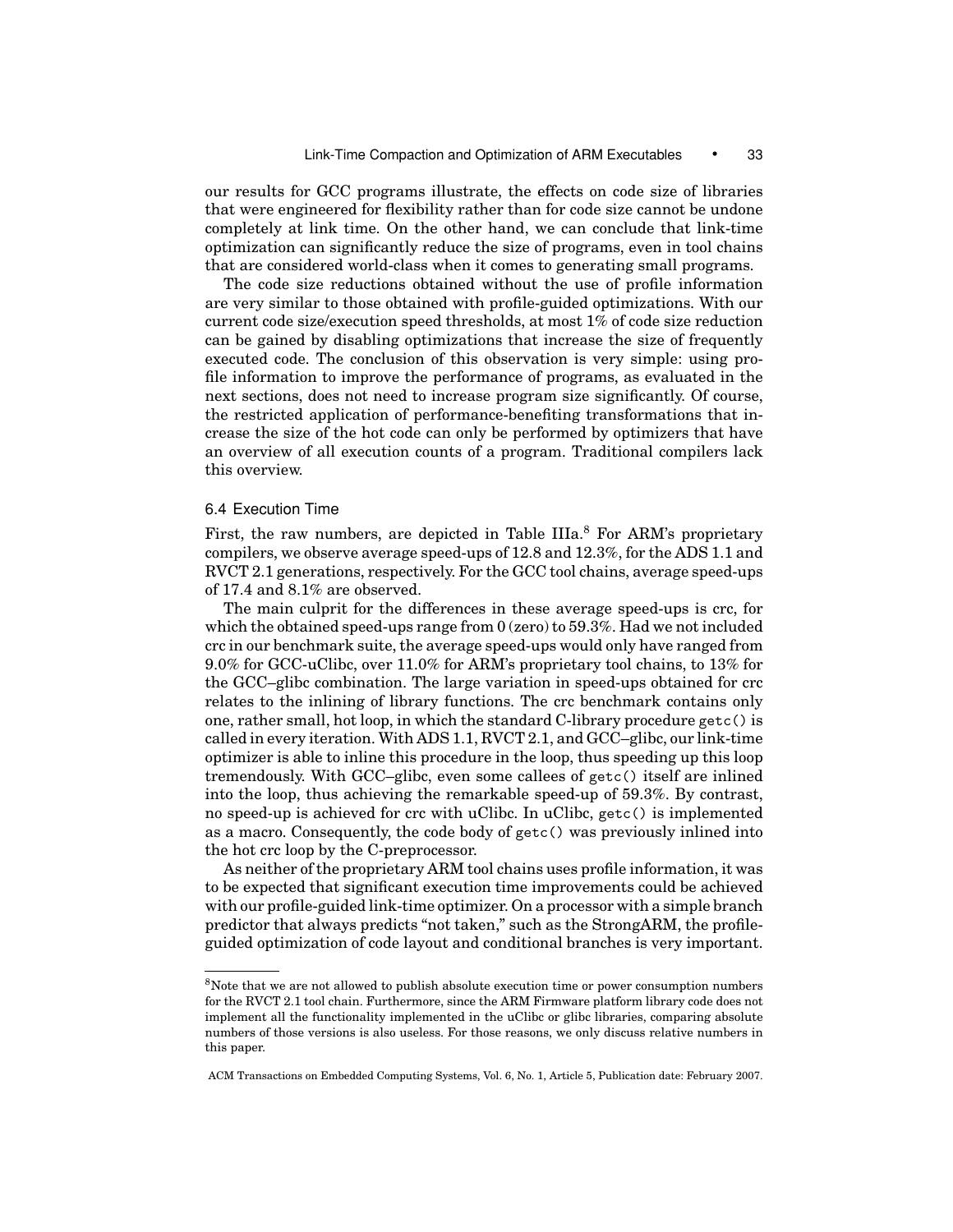our results for GCC programs illustrate, the effects on code size of libraries that were engineered for flexibility rather than for code size cannot be undone completely at link time. On the other hand, we can conclude that link-time optimization can significantly reduce the size of programs, even in tool chains that are considered world-class when it comes to generating small programs.

The code size reductions obtained without the use of profile information are very similar to those obtained with profile-guided optimizations. With our current code size/execution speed thresholds, at most 1% of code size reduction can be gained by disabling optimizations that increase the size of frequently executed code. The conclusion of this observation is very simple: using profile information to improve the performance of programs, as evaluated in the next sections, does not need to increase program size significantly. Of course, the restricted application of performance-benefiting transformations that increase the size of the hot code can only be performed by optimizers that have an overview of all execution counts of a program. Traditional compilers lack this overview.

### 6.4 Execution Time

First, the raw numbers, are depicted in Table IIIa.[8] For ARM's proprietary compilers, we observe average speed-ups of 12.8 and 12.3%, for the ADS 1.1 and RVCT 2.1 generations, respectively. For the GCC tool chains, average speed-ups of 17.4 and 8.1% are observed.

The main culprit for the differences in these average speed-ups is crc, for which the obtained speed-ups range from 0 (zero) to 59.3%. Had we not included crc in our benchmark suite, the average speed-ups would only have ranged from 9.0% for GCC-uClibc, over 11.0% for ARM's proprietary tool chains, to 13% for the GCC–glibc combination. The large variation in speed-ups obtained for crc relates to the inlining of library functions. The crc benchmark contains only one, rather small, hot loop, in which the standard C-library procedure `getc()` is called in every iteration. With ADS 1.1, RVCT 2.1, and GCC–glibc, our link-time optimizer is able to inline this procedure in the loop, thus speeding up this loop tremendously. With GCC–glibc, even some callees of `getc()` itself are inlined into the loop, thus achieving the remarkable speed-up of 59.3%. By contrast, no speed-up is achieved for crc with uClibc. In uClibc, `getc()` is implemented as a macro. Consequently, the code body of `getc()` was previously inlined into the hot crc loop by the C-preprocessor.

As neither of the proprietary ARM tool chains uses profile information, it was to be expected that significant execution time improvements could be achieved with our profile-guided link-time optimizer. On a processor with a simple branch predictor that always predicts "not taken," such as the StrongARM, the profile-guided optimization of code layout and conditional branches is very important.

[8] Note that we are not allowed to publish absolute execution time or power consumption numbers for the RVCT 2.1 tool chain. Furthermore, since the ARM Firmware platform library code does not implement all the functionality implemented in the uClibc or glibc libraries, comparing absolute numbers of those versions is also useless. For those reasons, we only discuss relative numbers in this paper.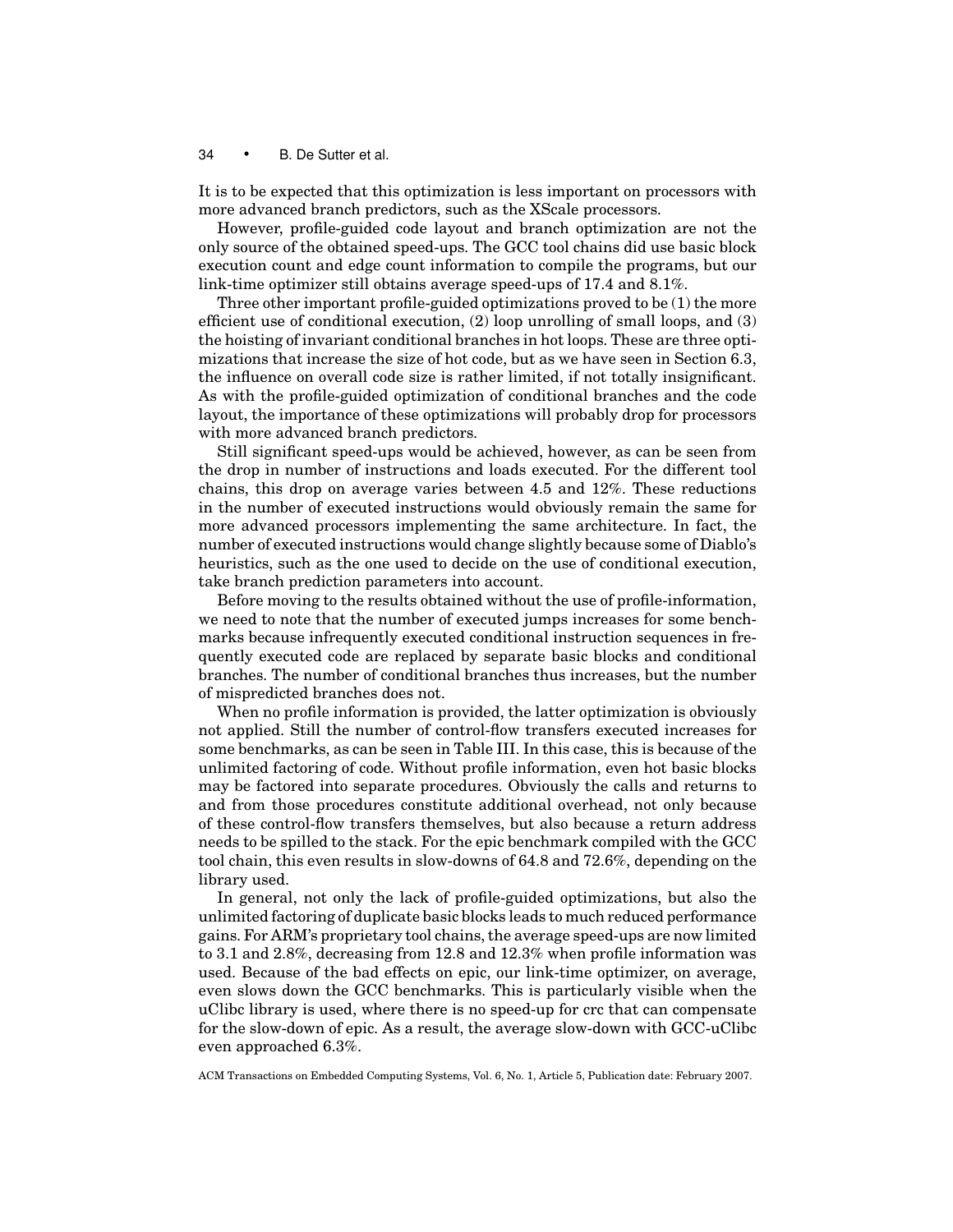It is to be expected that this optimization is less important on processors with more advanced branch predictors, such as the XScale processors.

However, profile-guided code layout and branch optimization are not the only source of the obtained speed-ups. The GCC tool chains did use basic block execution count and edge count information to compile the programs, but our link-time optimizer still obtains average speed-ups of 17.4 and 8.1%.

Three other important profile-guided optimizations proved to be (1) the more efficient use of conditional execution, (2) loop unrolling of small loops, and (3) the hoisting of invariant conditional branches in hot loops. These are three optimizations that increase the size of hot code, but as we have seen in Section 6.3, the influence on overall code size is rather limited, if not totally insignificant. As with the profile-guided optimization of conditional branches and the code layout, the importance of these optimizations will probably drop for processors with more advanced branch predictors.

Still significant speed-ups would be achieved, however, as can be seen from the drop in number of instructions and loads executed. For the different tool chains, this drop on average varies between 4.5 and 12%. These reductions in the number of executed instructions would obviously remain the same for more advanced processors implementing the same architecture. In fact, the number of executed instructions would change slightly because some of Diablo's heuristics, such as the one used to decide on the use of conditional execution, take branch prediction parameters into account.

Before moving to the results obtained without the use of profile-information, we need to note that the number of executed jumps increases for some benchmarks because infrequently executed conditional instruction sequences in frequently executed code are replaced by separate basic blocks and conditional branches. The number of conditional branches thus increases, but the number of mispredicted branches does not.

When no profile information is provided, the latter optimization is obviously not applied. Still the number of control-flow transfers executed increases for some benchmarks, as can be seen in Table III. In this case, this is because of the unlimited factoring of code. Without profile information, even hot basic blocks may be factored into separate procedures. Obviously the calls and returns to and from those procedures constitute additional overhead, not only because of these control-flow transfers themselves, but also because a return address needs to be spilled to the stack. For the epic benchmark compiled with the GCC tool chain, this even results in slow-downs of 64.8 and 72.6%, depending on the library used.

In general, not only the lack of profile-guided optimizations, but also the unlimited factoring of duplicate basic blocks leads to much reduced performance gains. For ARM's proprietary tool chains, the average speed-ups are now limited to 3.1 and 2.8%, decreasing from 12.8 and 12.3% when profile information was used. Because of the bad effects on epic, our link-time optimizer, on average, even slows down the GCC benchmarks. This is particularly visible when the uClibc library is used, where there is no speed-up for crc that can compensate for the slow-down of epic. As a result, the average slow-down with GCC-uClibc even approached 6.3%.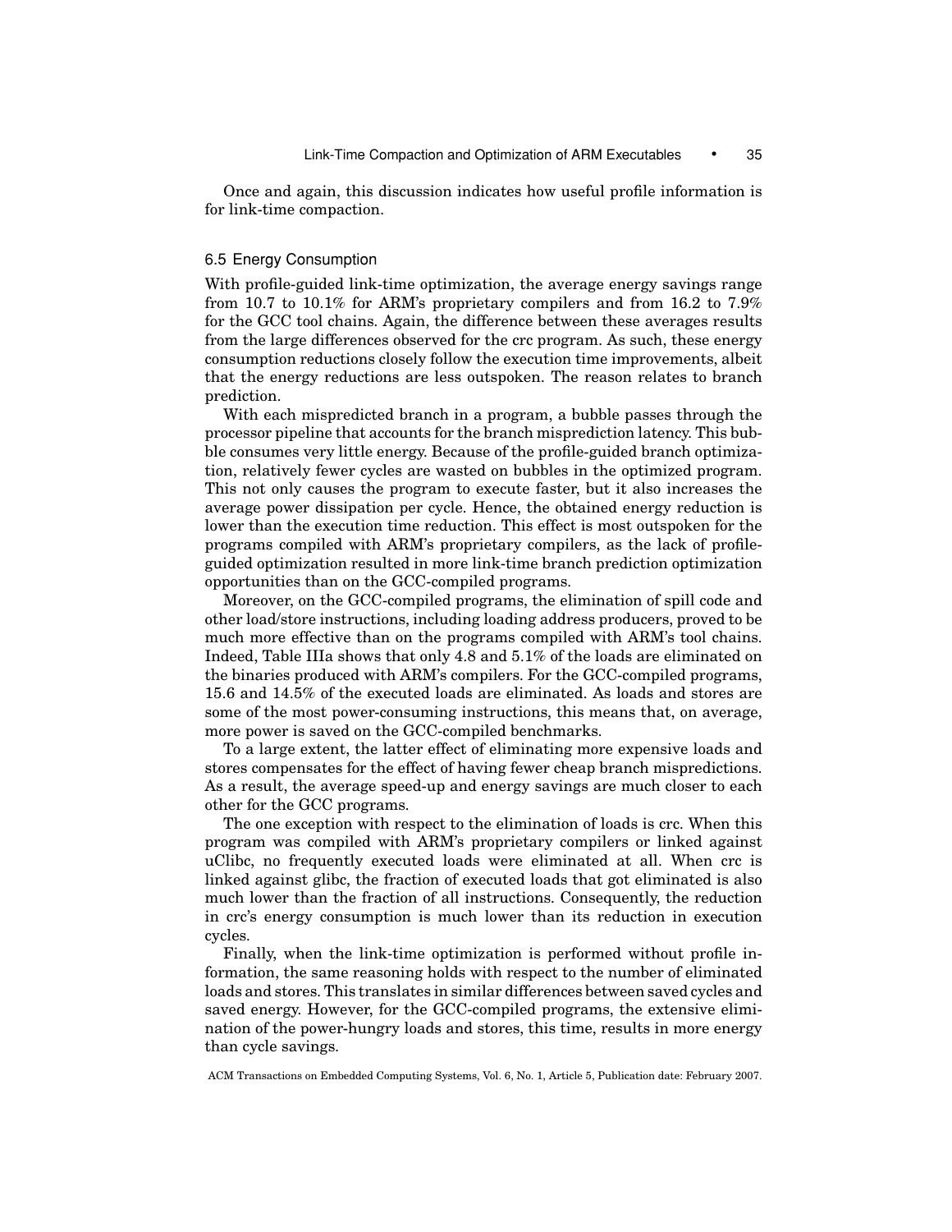Once and again, this discussion indicates how useful profile information is for link-time compaction.

### 6.5 Energy Consumption

With profile-guided link-time optimization, the average energy savings range from 10.7 to 10.1% for ARM's proprietary compilers and from 16.2 to 7.9% for the GCC tool chains. Again, the difference between these averages results from the large differences observed for the crc program. As such, these energy consumption reductions closely follow the execution time improvements, albeit that the energy reductions are less outspoken. The reason relates to branch prediction.

With each mispredicted branch in a program, a bubble passes through the processor pipeline that accounts for the branch misprediction latency. This bubble consumes very little energy. Because of the profile-guided branch optimization, relatively fewer cycles are wasted on bubbles in the optimized program. This not only causes the program to execute faster, but it also increases the average power dissipation per cycle. Hence, the obtained energy reduction is lower than the execution time reduction. This effect is most outspoken for the programs compiled with ARM's proprietary compilers, as the lack of profile-guided optimization resulted in more link-time branch prediction optimization opportunities than on the GCC-compiled programs.

Moreover, on the GCC-compiled programs, the elimination of spill code and other load/store instructions, including loading address producers, proved to be much more effective than on the programs compiled with ARM's tool chains. Indeed, Table IIIa shows that only 4.8 and 5.1% of the loads are eliminated on the binaries produced with ARM's compilers. For the GCC-compiled programs, 15.6 and 14.5% of the executed loads are eliminated. As loads and stores are some of the most power-consuming instructions, this means that, on average, more power is saved on the GCC-compiled benchmarks.

To a large extent, the latter effect of eliminating more expensive loads and stores compensates for the effect of having fewer cheap branch mispredictions. As a result, the average speed-up and energy savings are much closer to each other for the GCC programs.

The one exception with respect to the elimination of loads is crc. When this program was compiled with ARM's proprietary compilers or linked against uClibc, no frequently executed loads were eliminated at all. When crc is linked against glibc, the fraction of executed loads that got eliminated is also much lower than the fraction of all instructions. Consequently, the reduction in crc's energy consumption is much lower than its reduction in execution cycles.

Finally, when the link-time optimization is performed without profile information, the same reasoning holds with respect to the number of eliminated loads and stores. This translates in similar differences between saved cycles and saved energy. However, for the GCC-compiled programs, the extensive elimination of the power-hungry loads and stores, this time, results in more energy than cycle savings.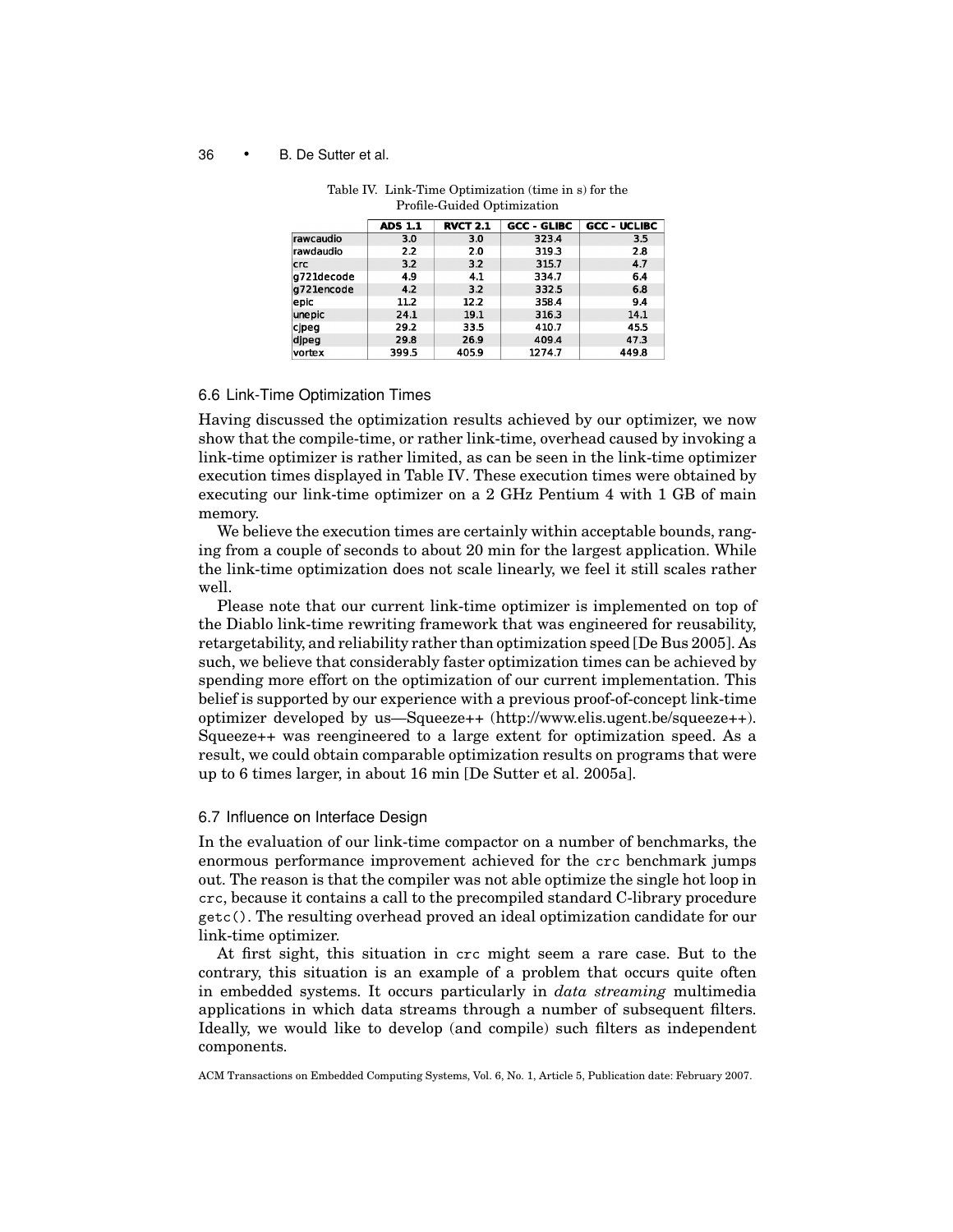Table IV. Link-Time Optimization (time in s) for the Profile-Guided Optimization

| | ADS 1.1 | RVCT 2.1 | GCC - GLIBC | GCC - UCLIBC |
|---|---|---|---|---|
| rawcaudio | 3.0 | 3.0 | 323.4 | 3.5 |
| rawdaudio | 2.2 | 2.0 | 319.3 | 2.8 |
| crc | 3.2 | 3.2 | 315.7 | 4.7 |
| g721decode | 4.9 | 4.1 | 334.7 | 6.4 |
| g721encode | 4.2 | 3.2 | 332.5 | 6.8 |
| epic | 11.2 | 12.2 | 358.4 | 9.4 |
| unepic | 24.1 | 19.1 | 316.3 | 14.1 |
| cjpeg | 29.2 | 33.5 | 410.7 | 45.5 |
| djpeg | 29.8 | 26.9 | 409.4 | 47.3 |
| vortex | 399.5 | 405.9 | 1274.7 | 449.8 |

### 6.6 Link-Time Optimization Times

Having discussed the optimization results achieved by our optimizer, we now show that the compile-time, or rather link-time, overhead caused by invoking a link-time optimizer is rather limited, as can be seen in the link-time optimizer execution times displayed in Table IV. These execution times were obtained by executing our link-time optimizer on a 2 GHz Pentium 4 with 1 GB of main memory.

We believe the execution times are certainly within acceptable bounds, ranging from a couple of seconds to about 20 min for the largest application. While the link-time optimization does not scale linearly, we feel it still scales rather well.

Please note that our current link-time optimizer is implemented on top of the Diablo link-time rewriting framework that was engineered for reusability, retargetability, and reliability rather than optimization speed [De Bus 2005]. As such, we believe that considerably faster optimization times can be achieved by spending more effort on the optimization of our current implementation. This belief is supported by our experience with a previous proof-of-concept link-time optimizer developed by us—Squeeze++ (http://www.elis.ugent.be/squeeze++). Squeeze++ was reengineered to a large extent for optimization speed. As a result, we could obtain comparable optimization results on programs that were up to 6 times larger, in about 16 min [De Sutter et al. 2005a].

### 6.7 Influence on Interface Design

In the evaluation of our link-time compactor on a number of benchmarks, the enormous performance improvement achieved for the `crc` benchmark jumps out. The reason is that the compiler was not able optimize the single hot loop in `crc`, because it contains a call to the precompiled standard C-library procedure `getc()`. The resulting overhead proved an ideal optimization candidate for our link-time optimizer.

At first sight, this situation in `crc` might seem a rare case. But to the contrary, this situation is an example of a problem that occurs quite often in embedded systems. It occurs particularly in *data streaming* multimedia applications in which data streams through a number of subsequent filters. Ideally, we would like to develop (and compile) such filters as independent components.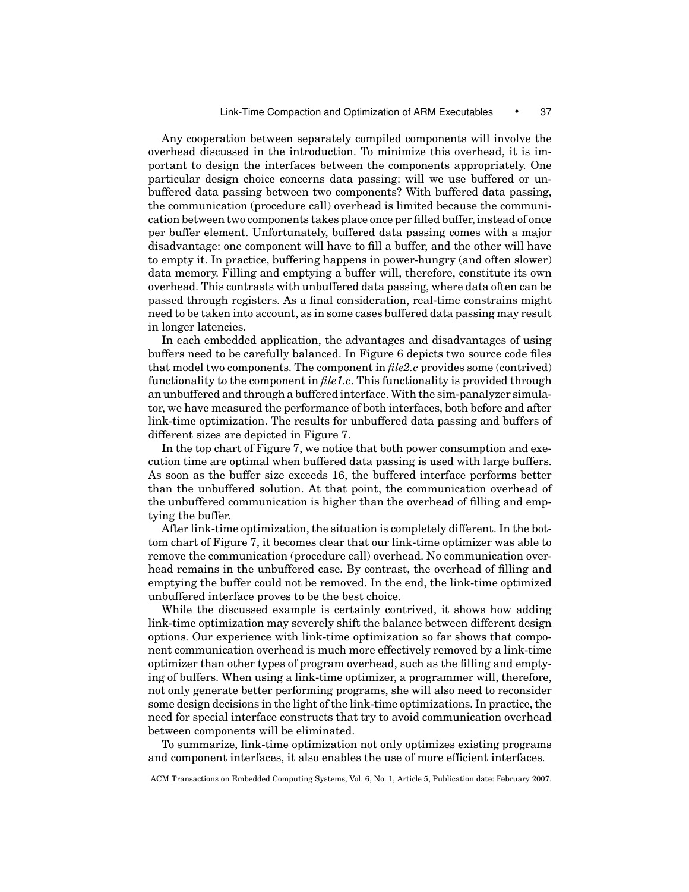Any cooperation between separately compiled components will involve the overhead discussed in the introduction. To minimize this overhead, it is important to design the interfaces between the components appropriately. One particular design choice concerns data passing: will we use buffered or unbuffered data passing between two components? With buffered data passing, the communication (procedure call) overhead is limited because the communication between two components takes place once per filled buffer, instead of once per buffer element. Unfortunately, buffered data passing comes with a major disadvantage: one component will have to fill a buffer, and the other will have to empty it. In practice, buffering happens in power-hungry (and often slower) data memory. Filling and emptying a buffer will, therefore, constitute its own overhead. This contrasts with unbuffered data passing, where data often can be passed through registers. As a final consideration, real-time constrains might need to be taken into account, as in some cases buffered data passing may result in longer latencies.

In each embedded application, the advantages and disadvantages of using buffers need to be carefully balanced. In Figure 6 depicts two source code files that model two components. The component in *file2.c* provides some (contrived) functionality to the component in *file1.c*. This functionality is provided through an unbuffered and through a buffered interface. With the sim-panalyzer simulator, we have measured the performance of both interfaces, both before and after link-time optimization. The results for unbuffered data passing and buffers of different sizes are depicted in Figure 7.

In the top chart of Figure 7, we notice that both power consumption and execution time are optimal when buffered data passing is used with large buffers. As soon as the buffer size exceeds 16, the buffered interface performs better than the unbuffered solution. At that point, the communication overhead of the unbuffered communication is higher than the overhead of filling and emptying the buffer.

After link-time optimization, the situation is completely different. In the bottom chart of Figure 7, it becomes clear that our link-time optimizer was able to remove the communication (procedure call) overhead. No communication overhead remains in the unbuffered case. By contrast, the overhead of filling and emptying the buffer could not be removed. In the end, the link-time optimized unbuffered interface proves to be the best choice.

While the discussed example is certainly contrived, it shows how adding link-time optimization may severely shift the balance between different design options. Our experience with link-time optimization so far shows that component communication overhead is much more effectively removed by a link-time optimizer than other types of program overhead, such as the filling and emptying of buffers. When using a link-time optimizer, a programmer will, therefore, not only generate better performing programs, she will also need to reconsider some design decisions in the light of the link-time optimizations. In practice, the need for special interface constructs that try to avoid communication overhead between components will be eliminated.

To summarize, link-time optimization not only optimizes existing programs and component interfaces, it also enables the use of more efficient interfaces.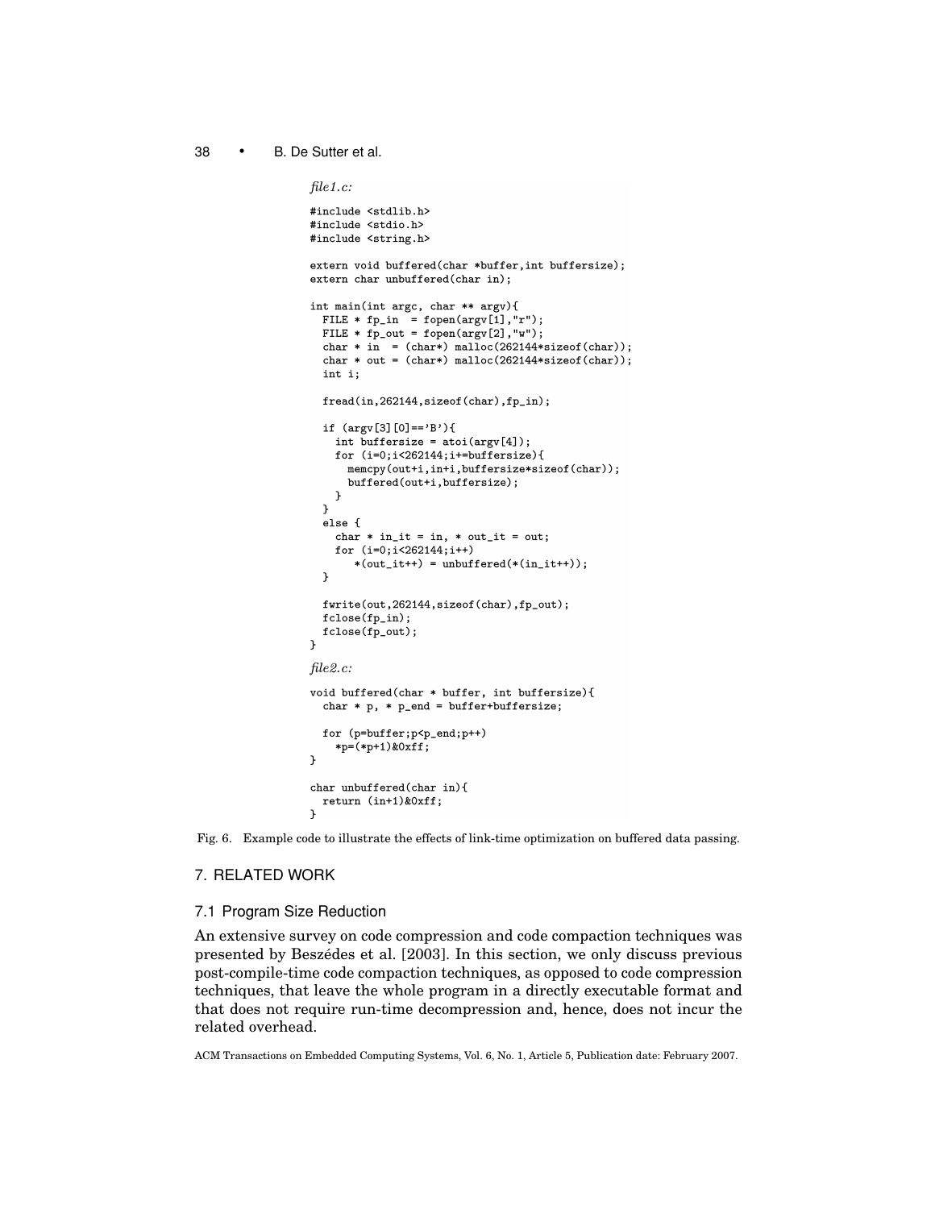*file1.c:*

```
#include <stdlib.h>
#include <stdio.h>
#include <string.h>

extern void buffered(char *buffer,int buffersize);
extern char unbuffered(char in);

int main(int argc, char ** argv){
  FILE * fp_in  = fopen(argv[1],"r");
  FILE * fp_out = fopen(argv[2],"w");
  char * in  = (char*) malloc(262144*sizeof(char));
  char * out = (char*) malloc(262144*sizeof(char));
  int i;

  fread(in,262144,sizeof(char),fp_in);

  if (argv[3][0]=='B'){
    int buffersize = atoi(argv[4]);
    for (i=0;i<262144;i+=buffersize){
      memcpy(out+i,in+i,buffersize*sizeof(char));
      buffered(out+i,buffersize);
    }
  }
  else {
    char * in_it = in, * out_it = out;
    for (i=0;i<262144;i++)
       *(out_it++) = unbuffered(*(in_it++));
  }

  fwrite(out,262144,sizeof(char),fp_out);
  fclose(fp_in);
  fclose(fp_out);
}
```

*file2.c:*

```
void buffered(char * buffer, int buffersize){
  char * p, * p_end = buffer+buffersize;

  for (p=buffer;p<p_end;p++)
    *p=(*p+1)&0xff;
}

char unbuffered(char in){
  return (in+1)&0xff;
}
```

Fig. 6. Example code to illustrate the effects of link-time optimization on buffered data passing.

## 7. RELATED WORK

### 7.1 Program Size Reduction

An extensive survey on code compression and code compaction techniques was presented by Beszédes et al. [2003]. In this section, we only discuss previous post-compile-time code compaction techniques, as opposed to code compression techniques, that leave the whole program in a directly executable format and that does not require run-time decompression and, hence, does not incur the related overhead.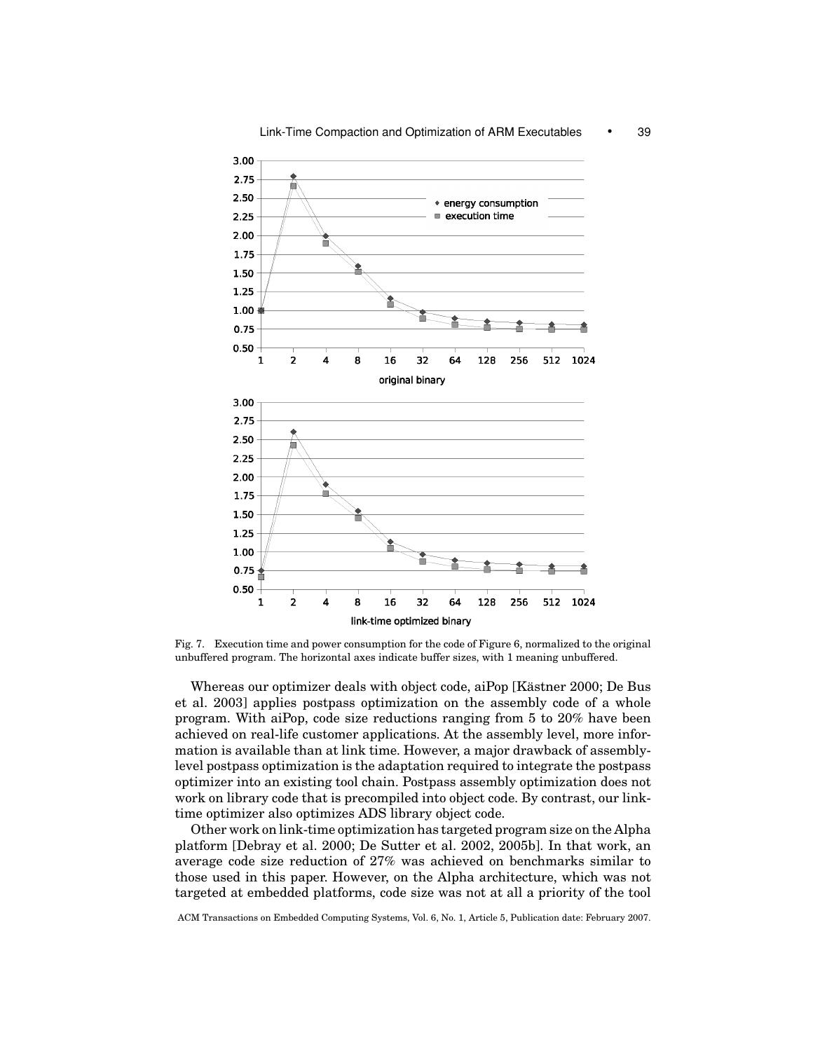Fig. 7. Execution time and power consumption for the code of Figure 6, normalized to the original unbuffered program. The horizontal axes indicate buffer sizes, with 1 meaning unbuffered.

Whereas our optimizer deals with object code, aiPop [Kästner 2000; De Bus et al. 2003] applies postpass optimization on the assembly code of a whole program. With aiPop, code size reductions ranging from 5 to 20% have been achieved on real-life customer applications. At the assembly level, more information is available than at link time. However, a major drawback of assembly-level postpass optimization is the adaptation required to integrate the postpass optimizer into an existing tool chain. Postpass assembly optimization does not work on library code that is precompiled into object code. By contrast, our link-time optimizer also optimizes ADS library object code.

Other work on link-time optimization has targeted program size on the Alpha platform [Debray et al. 2000; De Sutter et al. 2002, 2005b]. In that work, an average code size reduction of 27% was achieved on benchmarks similar to those used in this paper. However, on the Alpha architecture, which was not targeted at embedded platforms, code size was not at all a priority of the tool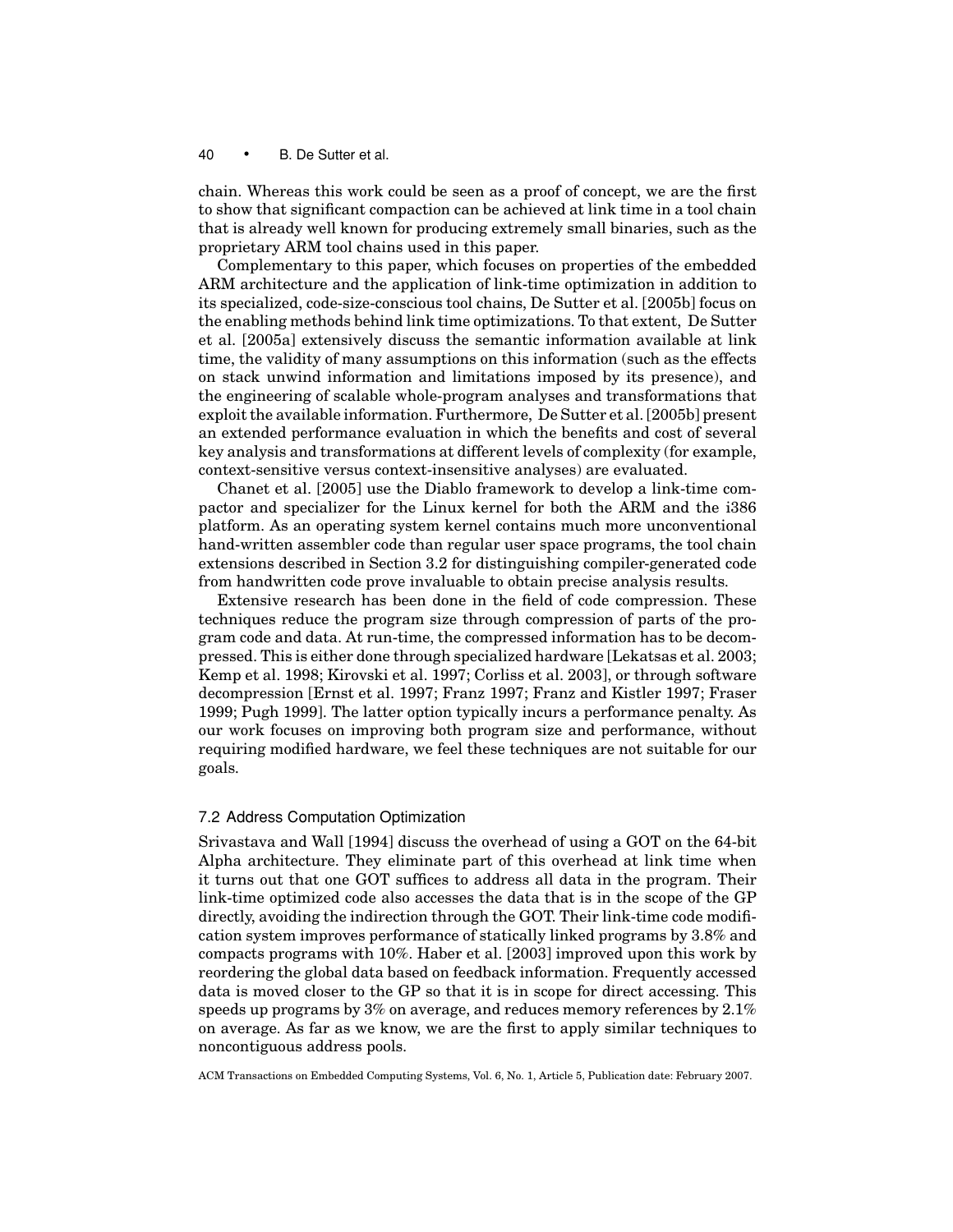chain. Whereas this work could be seen as a proof of concept, we are the first to show that significant compaction can be achieved at link time in a tool chain that is already well known for producing extremely small binaries, such as the proprietary ARM tool chains used in this paper.

Complementary to this paper, which focuses on properties of the embedded ARM architecture and the application of link-time optimization in addition to its specialized, code-size-conscious tool chains, De Sutter et al. [2005b] focus on the enabling methods behind link time optimizations. To that extent, De Sutter et al. [2005a] extensively discuss the semantic information available at link time, the validity of many assumptions on this information (such as the effects on stack unwind information and limitations imposed by its presence), and the engineering of scalable whole-program analyses and transformations that exploit the available information. Furthermore, De Sutter et al. [2005b] present an extended performance evaluation in which the benefits and cost of several key analysis and transformations at different levels of complexity (for example, context-sensitive versus context-insensitive analyses) are evaluated.

Chanet et al. [2005] use the Diablo framework to develop a link-time compactor and specializer for the Linux kernel for both the ARM and the i386 platform. As an operating system kernel contains much more unconventional hand-written assembler code than regular user space programs, the tool chain extensions described in Section 3.2 for distinguishing compiler-generated code from handwritten code prove invaluable to obtain precise analysis results.

Extensive research has been done in the field of code compression. These techniques reduce the program size through compression of parts of the program code and data. At run-time, the compressed information has to be decompressed. This is either done through specialized hardware [Lekatsas et al. 2003; Kemp et al. 1998; Kirovski et al. 1997; Corliss et al. 2003], or through software decompression [Ernst et al. 1997; Franz 1997; Franz and Kistler 1997; Fraser 1999; Pugh 1999]. The latter option typically incurs a performance penalty. As our work focuses on improving both program size and performance, without requiring modified hardware, we feel these techniques are not suitable for our goals.

### 7.2 Address Computation Optimization

Srivastava and Wall [1994] discuss the overhead of using a GOT on the 64-bit Alpha architecture. They eliminate part of this overhead at link time when it turns out that one GOT suffices to address all data in the program. Their link-time optimized code also accesses the data that is in the scope of the GP directly, avoiding the indirection through the GOT. Their link-time code modification system improves performance of statically linked programs by 3.8% and compacts programs with 10%. Haber et al. [2003] improved upon this work by reordering the global data based on feedback information. Frequently accessed data is moved closer to the GP so that it is in scope for direct accessing. This speeds up programs by 3% on average, and reduces memory references by 2.1% on average. As far as we know, we are the first to apply similar techniques to noncontiguous address pools.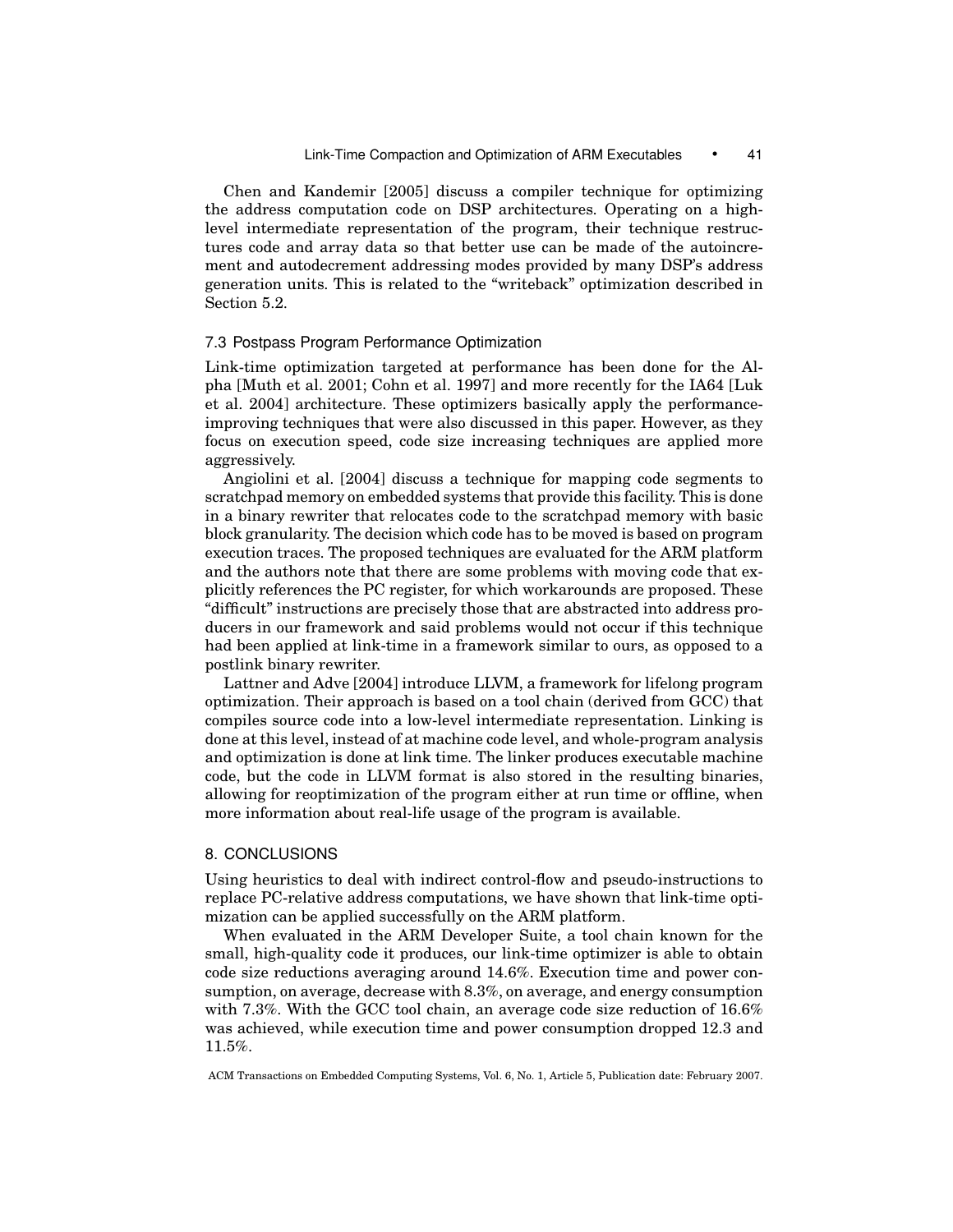Chen and Kandemir [2005] discuss a compiler technique for optimizing the address computation code on DSP architectures. Operating on a high-level intermediate representation of the program, their technique restructures code and array data so that better use can be made of the autoincrement and autodecrement addressing modes provided by many DSP's address generation units. This is related to the "writeback" optimization described in Section 5.2.

### 7.3 Postpass Program Performance Optimization

Link-time optimization targeted at performance has been done for the Alpha [Muth et al. 2001; Cohn et al. 1997] and more recently for the IA64 [Luk et al. 2004] architecture. These optimizers basically apply the performance-improving techniques that were also discussed in this paper. However, as they focus on execution speed, code size increasing techniques are applied more aggressively.

Angiolini et al. [2004] discuss a technique for mapping code segments to scratchpad memory on embedded systems that provide this facility. This is done in a binary rewriter that relocates code to the scratchpad memory with basic block granularity. The decision which code has to be moved is based on program execution traces. The proposed techniques are evaluated for the ARM platform and the authors note that there are some problems with moving code that explicitly references the PC register, for which workarounds are proposed. These "difficult" instructions are precisely those that are abstracted into address producers in our framework and said problems would not occur if this technique had been applied at link-time in a framework similar to ours, as opposed to a postlink binary rewriter.

Lattner and Adve [2004] introduce LLVM, a framework for lifelong program optimization. Their approach is based on a tool chain (derived from GCC) that compiles source code into a low-level intermediate representation. Linking is done at this level, instead of at machine code level, and whole-program analysis and optimization is done at link time. The linker produces executable machine code, but the code in LLVM format is also stored in the resulting binaries, allowing for reoptimization of the program either at run time or offline, when more information about real-life usage of the program is available.

## 8. CONCLUSIONS

Using heuristics to deal with indirect control-flow and pseudo-instructions to replace PC-relative address computations, we have shown that link-time optimization can be applied successfully on the ARM platform.

When evaluated in the ARM Developer Suite, a tool chain known for the small, high-quality code it produces, our link-time optimizer is able to obtain code size reductions averaging around 14.6%. Execution time and power consumption, on average, decrease with 8.3%, on average, and energy consumption with 7.3%. With the GCC tool chain, an average code size reduction of 16.6% was achieved, while execution time and power consumption dropped 12.3 and 11.5%.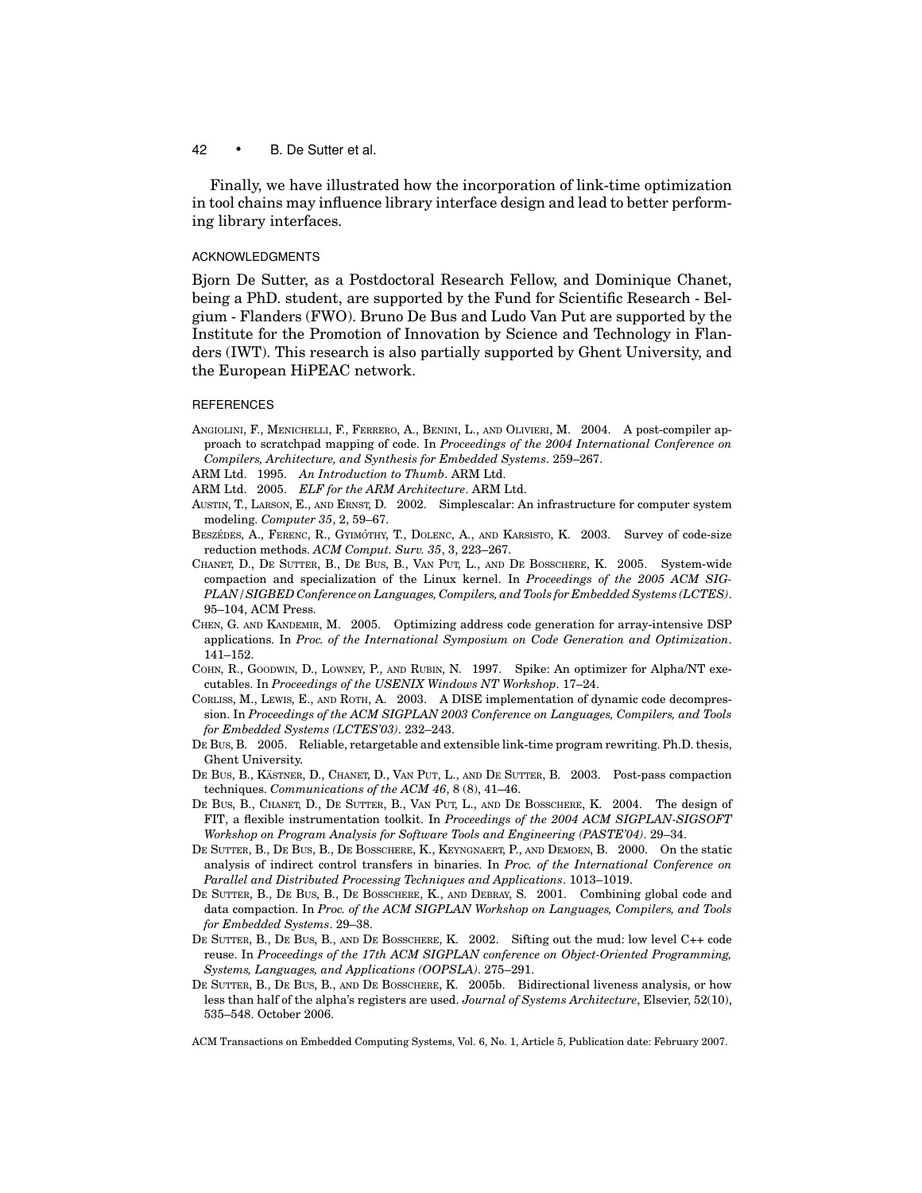Finally, we have illustrated how the incorporation of link-time optimization in tool chains may influence library interface design and lead to better performing library interfaces.

## ACKNOWLEDGMENTS

Bjorn De Sutter, as a Postdoctoral Research Fellow, and Dominique Chanet, being a PhD. student, are supported by the Fund for Scientific Research - Belgium - Flanders (FWO). Bruno De Bus and Ludo Van Put are supported by the Institute for the Promotion of Innovation by Science and Technology in Flanders (IWT). This research is also partially supported by Ghent University, and the European HiPEAC network.

## REFERENCES

ANGIOLINI, F., MENICHELLI, F., FERRERO, A., BENINI, L., AND OLIVIERI, M. 2004. A post-compiler approach to scratchpad mapping of code. In *Proceedings of the 2004 International Conference on Compilers, Architecture, and Synthesis for Embedded Systems*. 259–267.

ARM Ltd. 1995. *An Introduction to Thumb*. ARM Ltd.

ARM Ltd. 2005. *ELF for the ARM Architecture*. ARM Ltd.

AUSTIN, T., LARSON, E., AND ERNST, D. 2002. Simplescalar: An infrastructure for computer system modeling. *Computer 35*, 2, 59–67.

BESZÉDES, A., FERENC, R., GYIMÓTHY, T., DOLENC, A., AND KARSISTO, K. 2003. Survey of code-size reduction methods. *ACM Comput. Surv. 35*, 3, 223–267.

CHANET, D., DE SUTTER, B., DE BUS, B., VAN PUT, L., AND DE BOSSCHERE, K. 2005. System-wide compaction and specialization of the Linux kernel. In *Proceedings of the 2005 ACM SIGPLAN/SIGBED Conference on Languages, Compilers, and Tools for Embedded Systems (LCTES)*. 95–104, ACM Press.

CHEN, G. AND KANDEMIR, M. 2005. Optimizing address code generation for array-intensive DSP applications. In *Proc. of the International Symposium on Code Generation and Optimization*. 141–152.

COHN, R., GOODWIN, D., LOWNEY, P., AND RUBIN, N. 1997. Spike: An optimizer for Alpha/NT executables. In *Proceedings of the USENIX Windows NT Workshop*. 17–24.

CORLISS, M., LEWIS, E., AND ROTH, A. 2003. A DISE implementation of dynamic code decompression. In *Proceedings of the ACM SIGPLAN 2003 Conference on Languages, Compilers, and Tools for Embedded Systems (LCTES'03)*. 232–243.

DE BUS, B. 2005. Reliable, retargetable and extensible link-time program rewriting. Ph.D. thesis, Ghent University.

DE BUS, B., KÄSTNER, D., CHANET, D., VAN PUT, L., AND DE SUTTER, B. 2003. Post-pass compaction techniques. *Communications of the ACM 46*, 8 (8), 41–46.

DE BUS, B., CHANET, D., DE SUTTER, B., VAN PUT, L., AND DE BOSSCHERE, K. 2004. The design of FIT, a flexible instrumentation toolkit. In *Proceedings of the 2004 ACM SIGPLAN-SIGSOFT Workshop on Program Analysis for Software Tools and Engineering (PASTE'04)*. 29–34.

DE SUTTER, B., DE BUS, B., DE BOSSCHERE, K., KEYNGNAERT, P., AND DEMOEN, B. 2000. On the static analysis of indirect control transfers in binaries. In *Proc. of the International Conference on Parallel and Distributed Processing Techniques and Applications*. 1013–1019.

DE SUTTER, B., DE BUS, B., DE BOSSCHERE, K., AND DEBRAY, S. 2001. Combining global code and data compaction. In *Proc. of the ACM SIGPLAN Workshop on Languages, Compilers, and Tools for Embedded Systems*. 29–38.

DE SUTTER, B., DE BUS, B., AND DE BOSSCHERE, K. 2002. Sifting out the mud: low level C++ code reuse. In *Proceedings of the 17th ACM SIGPLAN conference on Object-Oriented Programming, Systems, Languages, and Applications (OOPSLA)*. 275–291.

DE SUTTER, B., DE BUS, B., AND DE BOSSCHERE, K. 2005b. Bidirectional liveness analysis, or how less than half of the alpha's registers are used. *Journal of Systems Architecture*, Elsevier, 52(10), 535–548. October 2006.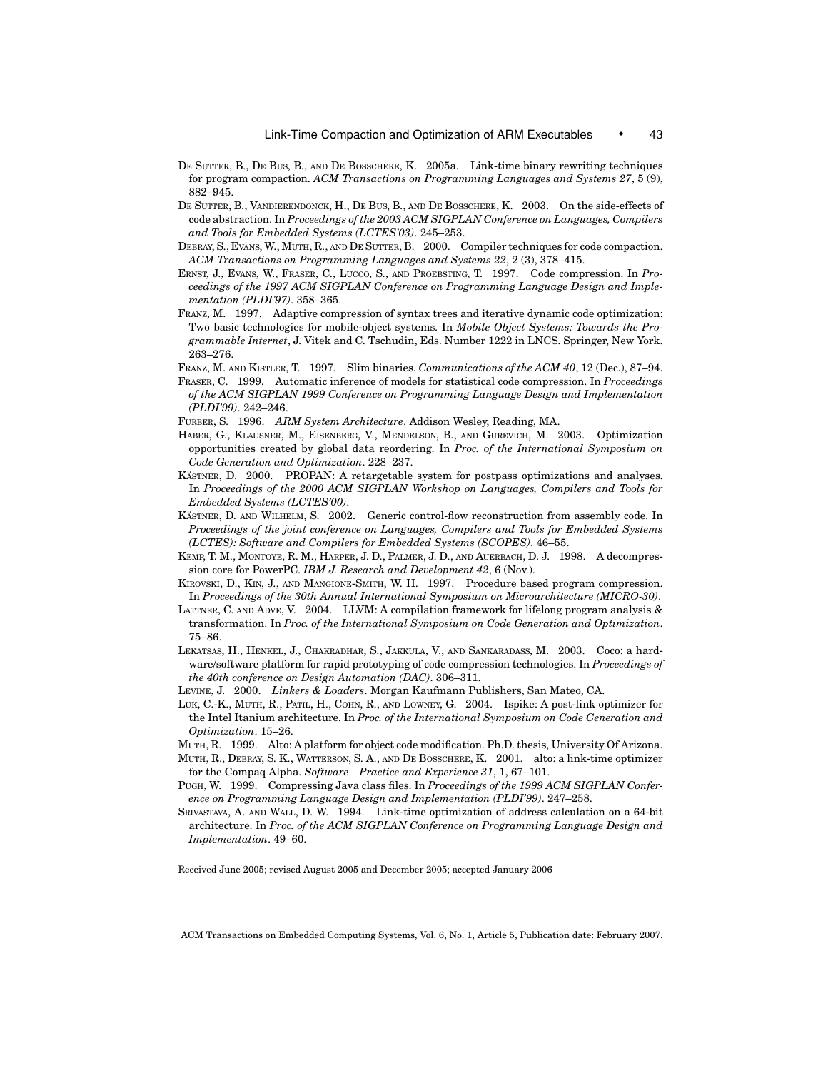De Sutter, B., De Bus, B., and De Bosschere, K. 2005a. Link-time binary rewriting techniques for program compaction. *ACM Transactions on Programming Languages and Systems 27*, 5 (9), 882–945.

De Sutter, B., Vandierendonck, H., De Bus, B., and De Bosschere, K. 2003. On the side-effects of code abstraction. In *Proceedings of the 2003 ACM SIGPLAN Conference on Languages, Compilers and Tools for Embedded Systems (LCTES'03)*. 245–253.

Debray, S., Evans, W., Muth, R., and De Sutter, B. 2000. Compiler techniques for code compaction. *ACM Transactions on Programming Languages and Systems 22*, 2 (3), 378–415.

Ernst, J., Evans, W., Fraser, C., Lucco, S., and Proebsting, T. 1997. Code compression. In *Proceedings of the 1997 ACM SIGPLAN Conference on Programming Language Design and Implementation (PLDI'97)*. 358–365.

Franz, M. 1997. Adaptive compression of syntax trees and iterative dynamic code optimization: Two basic technologies for mobile-object systems. In *Mobile Object Systems: Towards the Programmable Internet*, J. Vitek and C. Tschudin, Eds. Number 1222 in LNCS. Springer, New York. 263–276.

Franz, M. and Kistler, T. 1997. Slim binaries. *Communications of the ACM 40*, 12 (Dec.), 87–94.

Fraser, C. 1999. Automatic inference of models for statistical code compression. In *Proceedings of the ACM SIGPLAN 1999 Conference on Programming Language Design and Implementation (PLDI'99)*. 242–246.

Furber, S. 1996. *ARM System Architecture*. Addison Wesley, Reading, MA.

Haber, G., Klausner, M., Eisenberg, V., Mendelson, B., and Gurevich, M. 2003. Optimization opportunities created by global data reordering. In *Proc. of the International Symposium on Code Generation and Optimization*. 228–237.

Kästner, D. 2000. PROPAN: A retargetable system for postpass optimizations and analyses. In *Proceedings of the 2000 ACM SIGPLAN Workshop on Languages, Compilers and Tools for Embedded Systems (LCTES'00)*.

Kästner, D. and Wilhelm, S. 2002. Generic control-flow reconstruction from assembly code. In *Proceedings of the joint conference on Languages, Compilers and Tools for Embedded Systems (LCTES): Software and Compilers for Embedded Systems (SCOPES)*. 46–55.

Kemp, T. M., Montoye, R. M., Harper, J. D., Palmer, J. D., and Auerbach, D. J. 1998. A decompression core for PowerPC. *IBM J. Research and Development 42*, 6 (Nov.).

Kirovski, D., Kin, J., and Mangione-Smith, W. H. 1997. Procedure based program compression. In *Proceedings of the 30th Annual International Symposium on Microarchitecture (MICRO-30)*.

Lattner, C. and Adve, V. 2004. LLVM: A compilation framework for lifelong program analysis & transformation. In *Proc. of the International Symposium on Code Generation and Optimization*. 75–86.

Lekatsas, H., Henkel, J., Chakradhar, S., Jakkula, V., and Sankaradass, M. 2003. Coco: a hardware/software platform for rapid prototyping of code compression technologies. In *Proceedings of the 40th conference on Design Automation (DAC)*. 306–311.

Levine, J. 2000. *Linkers & Loaders*. Morgan Kaufmann Publishers, San Mateo, CA.

Luk, C.-K., Muth, R., Patil, H., Cohn, R., and Lowney, G. 2004. Ispike: A post-link optimizer for the Intel Itanium architecture. In *Proc. of the International Symposium on Code Generation and Optimization*. 15–26.

Muth, R. 1999. Alto: A platform for object code modification. Ph.D. thesis, University Of Arizona.

Muth, R., Debray, S. K., Watterson, S. A., and De Bosschere, K. 2001. alto: a link-time optimizer for the Compaq Alpha. *Software—Practice and Experience 31*, 1, 67–101.

Pugh, W. 1999. Compressing Java class files. In *Proceedings of the 1999 ACM SIGPLAN Conference on Programming Language Design and Implementation (PLDI'99)*. 247–258.

Srivastava, A. and Wall, D. W. 1994. Link-time optimization of address calculation on a 64-bit architecture. In *Proc. of the ACM SIGPLAN Conference on Programming Language Design and Implementation*. 49–60.

Received June 2005; revised August 2005 and December 2005; accepted January 2006